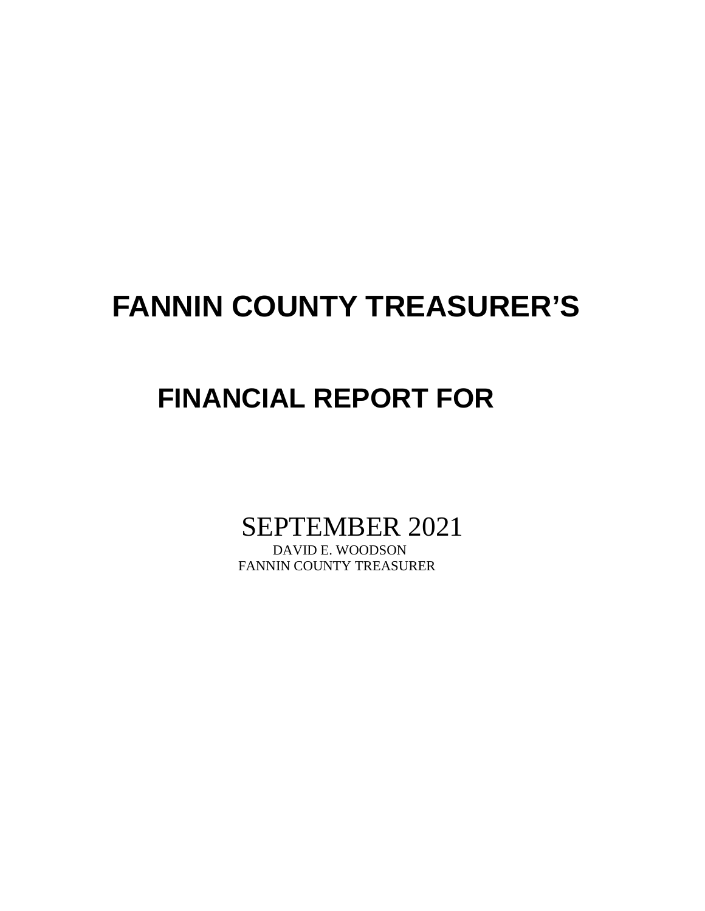# FANNIN COUNTY TREASURER'S

# FINANCIAL REPORT FOR

SEPTEMBER 2021

DAVID E. WOODSON

FANNIN COUNTY TREASURER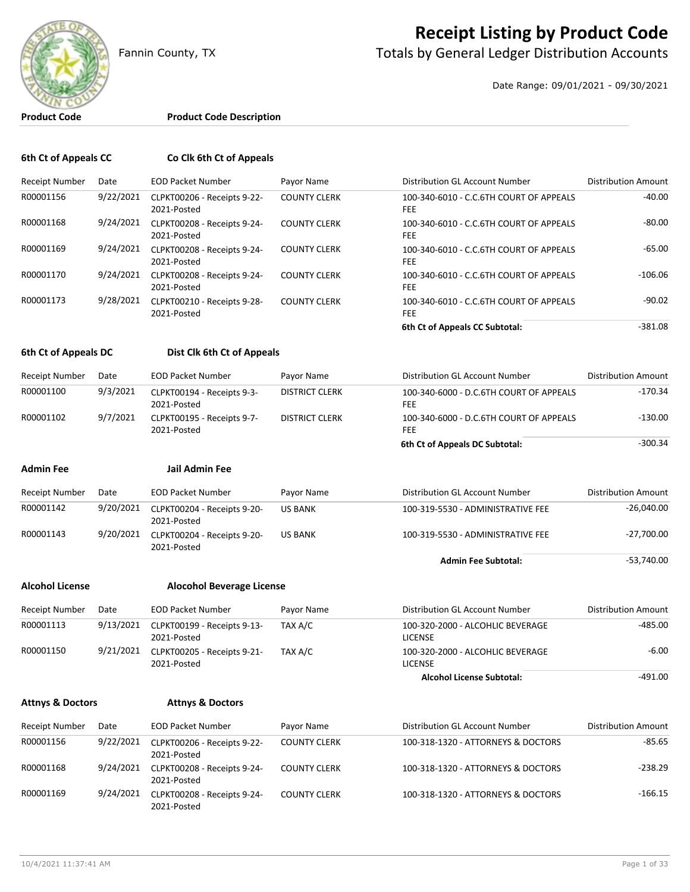Fannin County, TX

# Receipt Listing by Product Code

## Totals by General Ledger Distribution Accounts

Date Range: 09/01/2021 - 09/30/2021

| Product Code | Product Code Description |
|---|---|

### 6th Ct of Appeals CC — Co Clk 6th Ct of Appeals

| Receipt Number | Date | EOD Packet Number | Payor Name | Distribution GL Account Number | Distribution Amount |
|---|---|---|---|---|---|
| R00001156 | 9/22/2021 | CLPKT00206 - Receipts 9-22-2021-Posted | COUNTY CLERK | 100-340-6010 - C.C.6TH COURT OF APPEALS FEE | -40.00 |
| R00001168 | 9/24/2021 | CLPKT00208 - Receipts 9-24-2021-Posted | COUNTY CLERK | 100-340-6010 - C.C.6TH COURT OF APPEALS FEE | -80.00 |
| R00001169 | 9/24/2021 | CLPKT00208 - Receipts 9-24-2021-Posted | COUNTY CLERK | 100-340-6010 - C.C.6TH COURT OF APPEALS FEE | -65.00 |
| R00001170 | 9/24/2021 | CLPKT00208 - Receipts 9-24-2021-Posted | COUNTY CLERK | 100-340-6010 - C.C.6TH COURT OF APPEALS FEE | -106.06 |
| R00001173 | 9/28/2021 | CLPKT00210 - Receipts 9-28-2021-Posted | COUNTY CLERK | 100-340-6010 - C.C.6TH COURT OF APPEALS FEE | -90.02 |
| | | | | **6th Ct of Appeals CC Subtotal:** | -381.08 |

### 6th Ct of Appeals DC — Dist Clk 6th Ct of Appeals

| Receipt Number | Date | EOD Packet Number | Payor Name | Distribution GL Account Number | Distribution Amount |
|---|---|---|---|---|---|
| R00001100 | 9/3/2021 | CLPKT00194 - Receipts 9-3-2021-Posted | DISTRICT CLERK | 100-340-6000 - D.C.6TH COURT OF APPEALS FEE | -170.34 |
| R00001102 | 9/7/2021 | CLPKT00195 - Receipts 9-7-2021-Posted | DISTRICT CLERK | 100-340-6000 - D.C.6TH COURT OF APPEALS FEE | -130.00 |
| | | | | **6th Ct of Appeals DC Subtotal:** | -300.34 |

### Admin Fee — Jail Admin Fee

| Receipt Number | Date | EOD Packet Number | Payor Name | Distribution GL Account Number | Distribution Amount |
|---|---|---|---|---|---|
| R00001142 | 9/20/2021 | CLPKT00204 - Receipts 9-20-2021-Posted | US BANK | 100-319-5530 - ADMINISTRATIVE FEE | -26,040.00 |
| R00001143 | 9/20/2021 | CLPKT00204 - Receipts 9-20-2021-Posted | US BANK | 100-319-5530 - ADMINISTRATIVE FEE | -27,700.00 |
| | | | | **Admin Fee Subtotal:** | -53,740.00 |

### Alcohol License — Alocohol Beverage License

| Receipt Number | Date | EOD Packet Number | Payor Name | Distribution GL Account Number | Distribution Amount |
|---|---|---|---|---|---|
| R00001113 | 9/13/2021 | CLPKT00199 - Receipts 9-13-2021-Posted | TAX A/C | 100-320-2000 - ALCOHLIC BEVERAGE LICENSE | -485.00 |
| R00001150 | 9/21/2021 | CLPKT00205 - Receipts 9-21-2021-Posted | TAX A/C | 100-320-2000 - ALCOHLIC BEVERAGE LICENSE | -6.00 |
| | | | | **Alcohol License Subtotal:** | -491.00 |

### Attnys & Doctors — Attnys & Doctors

| Receipt Number | Date | EOD Packet Number | Payor Name | Distribution GL Account Number | Distribution Amount |
|---|---|---|---|---|---|
| R00001156 | 9/22/2021 | CLPKT00206 - Receipts 9-22-2021-Posted | COUNTY CLERK | 100-318-1320 - ATTORNEYS & DOCTORS | -85.65 |
| R00001168 | 9/24/2021 | CLPKT00208 - Receipts 9-24-2021-Posted | COUNTY CLERK | 100-318-1320 - ATTORNEYS & DOCTORS | -238.29 |
| R00001169 | 9/24/2021 | CLPKT00208 - Receipts 9-24-2021-Posted | COUNTY CLERK | 100-318-1320 - ATTORNEYS & DOCTORS | -166.15 |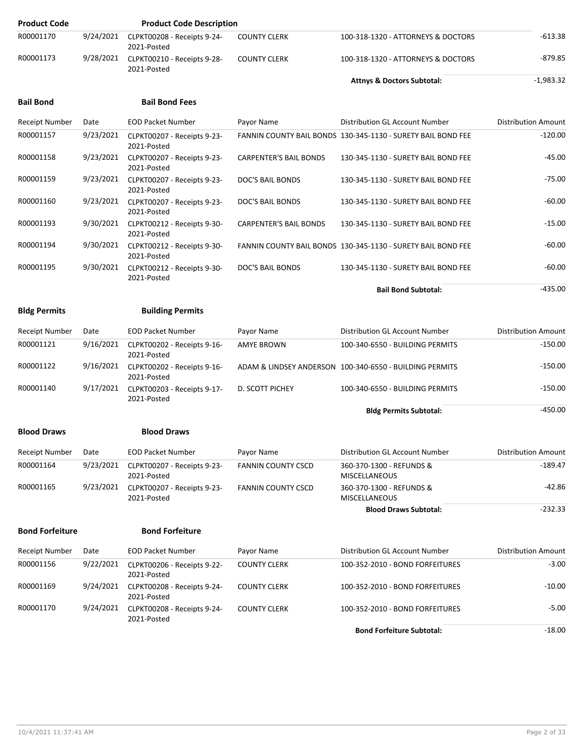| Product Code | | Product Code Description | | | |
|---|---|---|---|---|---|
| R00001170 | 9/24/2021 | CLPKT00208 - Receipts 9-24-2021-Posted | COUNTY CLERK | 100-318-1320 - ATTORNEYS & DOCTORS | -613.38 |
| R00001173 | 9/28/2021 | CLPKT00210 - Receipts 9-28-2021-Posted | COUNTY CLERK | 100-318-1320 - ATTORNEYS & DOCTORS | -879.85 |
| | | | | **Attnys & Doctors Subtotal:** | -1,983.32 |

**Bail Bond** **Bail Bond Fees**

| Receipt Number | Date | EOD Packet Number | Payor Name | Distribution GL Account Number | Distribution Amount |
|---|---|---|---|---|---|
| R00001157 | 9/23/2021 | CLPKT00207 - Receipts 9-23-2021-Posted | FANNIN COUNTY BAIL BONDS | 130-345-1130 - SURETY BAIL BOND FEE | -120.00 |
| R00001158 | 9/23/2021 | CLPKT00207 - Receipts 9-23-2021-Posted | CARPENTER'S BAIL BONDS | 130-345-1130 - SURETY BAIL BOND FEE | -45.00 |
| R00001159 | 9/23/2021 | CLPKT00207 - Receipts 9-23-2021-Posted | DOC'S BAIL BONDS | 130-345-1130 - SURETY BAIL BOND FEE | -75.00 |
| R00001160 | 9/23/2021 | CLPKT00207 - Receipts 9-23-2021-Posted | DOC'S BAIL BONDS | 130-345-1130 - SURETY BAIL BOND FEE | -60.00 |
| R00001193 | 9/30/2021 | CLPKT00212 - Receipts 9-30-2021-Posted | CARPENTER'S BAIL BONDS | 130-345-1130 - SURETY BAIL BOND FEE | -15.00 |
| R00001194 | 9/30/2021 | CLPKT00212 - Receipts 9-30-2021-Posted | FANNIN COUNTY BAIL BONDS | 130-345-1130 - SURETY BAIL BOND FEE | -60.00 |
| R00001195 | 9/30/2021 | CLPKT00212 - Receipts 9-30-2021-Posted | DOC'S BAIL BONDS | 130-345-1130 - SURETY BAIL BOND FEE | -60.00 |
| | | | | **Bail Bond Subtotal:** | -435.00 |

**Bldg Permits** **Building Permits**

| Receipt Number | Date | EOD Packet Number | Payor Name | Distribution GL Account Number | Distribution Amount |
|---|---|---|---|---|---|
| R00001121 | 9/16/2021 | CLPKT00202 - Receipts 9-16-2021-Posted | AMYE BROWN | 100-340-6550 - BUILDING PERMITS | -150.00 |
| R00001122 | 9/16/2021 | CLPKT00202 - Receipts 9-16-2021-Posted | ADAM & LINDSEY ANDERSON | 100-340-6550 - BUILDING PERMITS | -150.00 |
| R00001140 | 9/17/2021 | CLPKT00203 - Receipts 9-17-2021-Posted | D. SCOTT PICHEY | 100-340-6550 - BUILDING PERMITS | -150.00 |
| | | | | **Bldg Permits Subtotal:** | -450.00 |

**Blood Draws** **Blood Draws**

| Receipt Number | Date | EOD Packet Number | Payor Name | Distribution GL Account Number | Distribution Amount |
|---|---|---|---|---|---|
| R00001164 | 9/23/2021 | CLPKT00207 - Receipts 9-23-2021-Posted | FANNIN COUNTY CSCD | 360-370-1300 - REFUNDS & MISCELLANEOUS | -189.47 |
| R00001165 | 9/23/2021 | CLPKT00207 - Receipts 9-23-2021-Posted | FANNIN COUNTY CSCD | 360-370-1300 - REFUNDS & MISCELLANEOUS | -42.86 |
| | | | | **Blood Draws Subtotal:** | -232.33 |

**Bond Forfeiture** **Bond Forfeiture**

| Receipt Number | Date | EOD Packet Number | Payor Name | Distribution GL Account Number | Distribution Amount |
|---|---|---|---|---|---|
| R00001156 | 9/22/2021 | CLPKT00206 - Receipts 9-22-2021-Posted | COUNTY CLERK | 100-352-2010 - BOND FORFEITURES | -3.00 |
| R00001169 | 9/24/2021 | CLPKT00208 - Receipts 9-24-2021-Posted | COUNTY CLERK | 100-352-2010 - BOND FORFEITURES | -10.00 |
| R00001170 | 9/24/2021 | CLPKT00208 - Receipts 9-24-2021-Posted | COUNTY CLERK | 100-352-2010 - BOND FORFEITURES | -5.00 |
| | | | | **Bond Forfeiture Subtotal:** | -18.00 |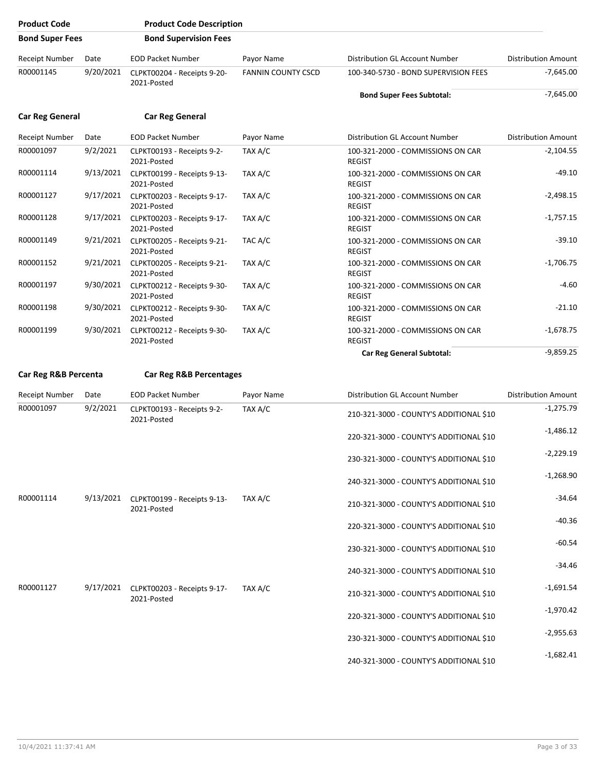| Product Code | Product Code Description | | | | |
|---|---|---|---|---|---|
| **Bond Super Fees** | **Bond Supervision Fees** | | | | |

| Receipt Number | Date | EOD Packet Number | Payor Name | Distribution GL Account Number | Distribution Amount |
|---|---|---|---|---|---|
| R00001145 | 9/20/2021 | CLPKT00204 - Receipts 9-20-2021-Posted | FANNIN COUNTY CSCD | 100-340-5730 - BOND SUPERVISION FEES | -7,645.00 |
| | | | | **Bond Super Fees Subtotal:** | -7,645.00 |

**Car Reg General** **Car Reg General**

| Receipt Number | Date | EOD Packet Number | Payor Name | Distribution GL Account Number | Distribution Amount |
|---|---|---|---|---|---|
| R00001097 | 9/2/2021 | CLPKT00193 - Receipts 9-2-2021-Posted | TAX A/C | 100-321-2000 - COMMISSIONS ON CAR REGIST | -2,104.55 |
| R00001114 | 9/13/2021 | CLPKT00199 - Receipts 9-13-2021-Posted | TAX A/C | 100-321-2000 - COMMISSIONS ON CAR REGIST | -49.10 |
| R00001127 | 9/17/2021 | CLPKT00203 - Receipts 9-17-2021-Posted | TAX A/C | 100-321-2000 - COMMISSIONS ON CAR REGIST | -2,498.15 |
| R00001128 | 9/17/2021 | CLPKT00203 - Receipts 9-17-2021-Posted | TAX A/C | 100-321-2000 - COMMISSIONS ON CAR REGIST | -1,757.15 |
| R00001149 | 9/21/2021 | CLPKT00205 - Receipts 9-21-2021-Posted | TAC A/C | 100-321-2000 - COMMISSIONS ON CAR REGIST | -39.10 |
| R00001152 | 9/21/2021 | CLPKT00205 - Receipts 9-21-2021-Posted | TAX A/C | 100-321-2000 - COMMISSIONS ON CAR REGIST | -1,706.75 |
| R00001197 | 9/30/2021 | CLPKT00212 - Receipts 9-30-2021-Posted | TAX A/C | 100-321-2000 - COMMISSIONS ON CAR REGIST | -4.60 |
| R00001198 | 9/30/2021 | CLPKT00212 - Receipts 9-30-2021-Posted | TAX A/C | 100-321-2000 - COMMISSIONS ON CAR REGIST | -21.10 |
| R00001199 | 9/30/2021 | CLPKT00212 - Receipts 9-30-2021-Posted | TAX A/C | 100-321-2000 - COMMISSIONS ON CAR REGIST | -1,678.75 |
| | | | | **Car Reg General Subtotal:** | -9,859.25 |

**Car Reg R&B Percenta** **Car Reg R&B Percentages**

| Receipt Number | Date | EOD Packet Number | Payor Name | Distribution GL Account Number | Distribution Amount |
|---|---|---|---|---|---|
| R00001097 | 9/2/2021 | CLPKT00193 - Receipts 9-2-2021-Posted | TAX A/C | 210-321-3000 - COUNTY'S ADDITIONAL $10 | -1,275.79 |
| | | | | 220-321-3000 - COUNTY'S ADDITIONAL $10 | -1,486.12 |
| | | | | 230-321-3000 - COUNTY'S ADDITIONAL $10 | -2,229.19 |
| | | | | 240-321-3000 - COUNTY'S ADDITIONAL $10 | -1,268.90 |
| R00001114 | 9/13/2021 | CLPKT00199 - Receipts 9-13-2021-Posted | TAX A/C | 210-321-3000 - COUNTY'S ADDITIONAL $10 | -34.64 |
| | | | | 220-321-3000 - COUNTY'S ADDITIONAL $10 | -40.36 |
| | | | | 230-321-3000 - COUNTY'S ADDITIONAL $10 | -60.54 |
| | | | | 240-321-3000 - COUNTY'S ADDITIONAL $10 | -34.46 |
| R00001127 | 9/17/2021 | CLPKT00203 - Receipts 9-17-2021-Posted | TAX A/C | 210-321-3000 - COUNTY'S ADDITIONAL $10 | -1,691.54 |
| | | | | 220-321-3000 - COUNTY'S ADDITIONAL $10 | -1,970.42 |
| | | | | 230-321-3000 - COUNTY'S ADDITIONAL $10 | -2,955.63 |
| | | | | 240-321-3000 - COUNTY'S ADDITIONAL $10 | -1,682.41 |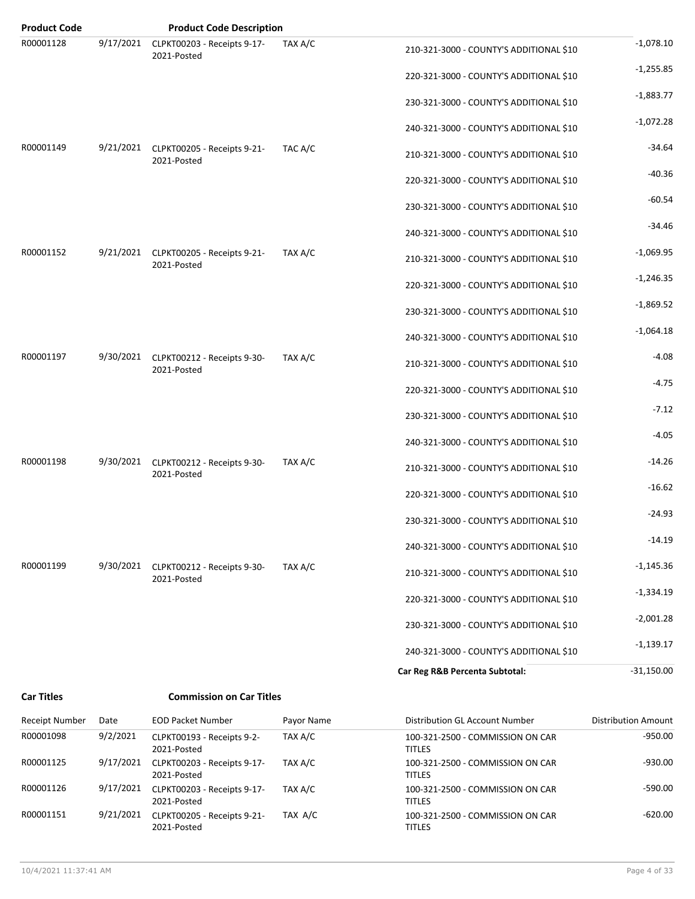| Product Code | | Product Code Description | | | |
|---|---|---|---|---|---|
| R00001128 | 9/17/2021 | CLPKT00203 - Receipts 9-17-2021-Posted | TAX A/C | 210-321-3000 - COUNTY'S ADDITIONAL $10 | -1,078.10 |
| | | | | 220-321-3000 - COUNTY'S ADDITIONAL $10 | -1,255.85 |
| | | | | 230-321-3000 - COUNTY'S ADDITIONAL $10 | -1,883.77 |
| | | | | 240-321-3000 - COUNTY'S ADDITIONAL $10 | -1,072.28 |
| R00001149 | 9/21/2021 | CLPKT00205 - Receipts 9-21-2021-Posted | TAC A/C | 210-321-3000 - COUNTY'S ADDITIONAL $10 | -34.64 |
| | | | | 220-321-3000 - COUNTY'S ADDITIONAL $10 | -40.36 |
| | | | | 230-321-3000 - COUNTY'S ADDITIONAL $10 | -60.54 |
| | | | | 240-321-3000 - COUNTY'S ADDITIONAL $10 | -34.46 |
| R00001152 | 9/21/2021 | CLPKT00205 - Receipts 9-21-2021-Posted | TAX A/C | 210-321-3000 - COUNTY'S ADDITIONAL $10 | -1,069.95 |
| | | | | 220-321-3000 - COUNTY'S ADDITIONAL $10 | -1,246.35 |
| | | | | 230-321-3000 - COUNTY'S ADDITIONAL $10 | -1,869.52 |
| | | | | 240-321-3000 - COUNTY'S ADDITIONAL $10 | -1,064.18 |
| R00001197 | 9/30/2021 | CLPKT00212 - Receipts 9-30-2021-Posted | TAX A/C | 210-321-3000 - COUNTY'S ADDITIONAL $10 | -4.08 |
| | | | | 220-321-3000 - COUNTY'S ADDITIONAL $10 | -4.75 |
| | | | | 230-321-3000 - COUNTY'S ADDITIONAL $10 | -7.12 |
| | | | | 240-321-3000 - COUNTY'S ADDITIONAL $10 | -4.05 |
| R00001198 | 9/30/2021 | CLPKT00212 - Receipts 9-30-2021-Posted | TAX A/C | 210-321-3000 - COUNTY'S ADDITIONAL $10 | -14.26 |
| | | | | 220-321-3000 - COUNTY'S ADDITIONAL $10 | -16.62 |
| | | | | 230-321-3000 - COUNTY'S ADDITIONAL $10 | -24.93 |
| | | | | 240-321-3000 - COUNTY'S ADDITIONAL $10 | -14.19 |
| R00001199 | 9/30/2021 | CLPKT00212 - Receipts 9-30-2021-Posted | TAX A/C | 210-321-3000 - COUNTY'S ADDITIONAL $10 | -1,145.36 |
| | | | | 220-321-3000 - COUNTY'S ADDITIONAL $10 | -1,334.19 |
| | | | | 230-321-3000 - COUNTY'S ADDITIONAL $10 | -2,001.28 |
| | | | | 240-321-3000 - COUNTY'S ADDITIONAL $10 | -1,139.17 |
| | | | | **Car Reg R&B Percenta Subtotal:** | -31,150.00 |

**Car Titles** **Commission on Car Titles**

| Receipt Number | Date | EOD Packet Number | Payor Name | Distribution GL Account Number | Distribution Amount |
|---|---|---|---|---|---|
| R00001098 | 9/2/2021 | CLPKT00193 - Receipts 9-2-2021-Posted | TAX A/C | 100-321-2500 - COMMISSION ON CAR TITLES | -950.00 |
| R00001125 | 9/17/2021 | CLPKT00203 - Receipts 9-17-2021-Posted | TAX A/C | 100-321-2500 - COMMISSION ON CAR TITLES | -930.00 |
| R00001126 | 9/17/2021 | CLPKT00203 - Receipts 9-17-2021-Posted | TAX A/C | 100-321-2500 - COMMISSION ON CAR TITLES | -590.00 |
| R00001151 | 9/21/2021 | CLPKT00205 - Receipts 9-21-2021-Posted | TAX A/C | 100-321-2500 - COMMISSION ON CAR TITLES | -620.00 |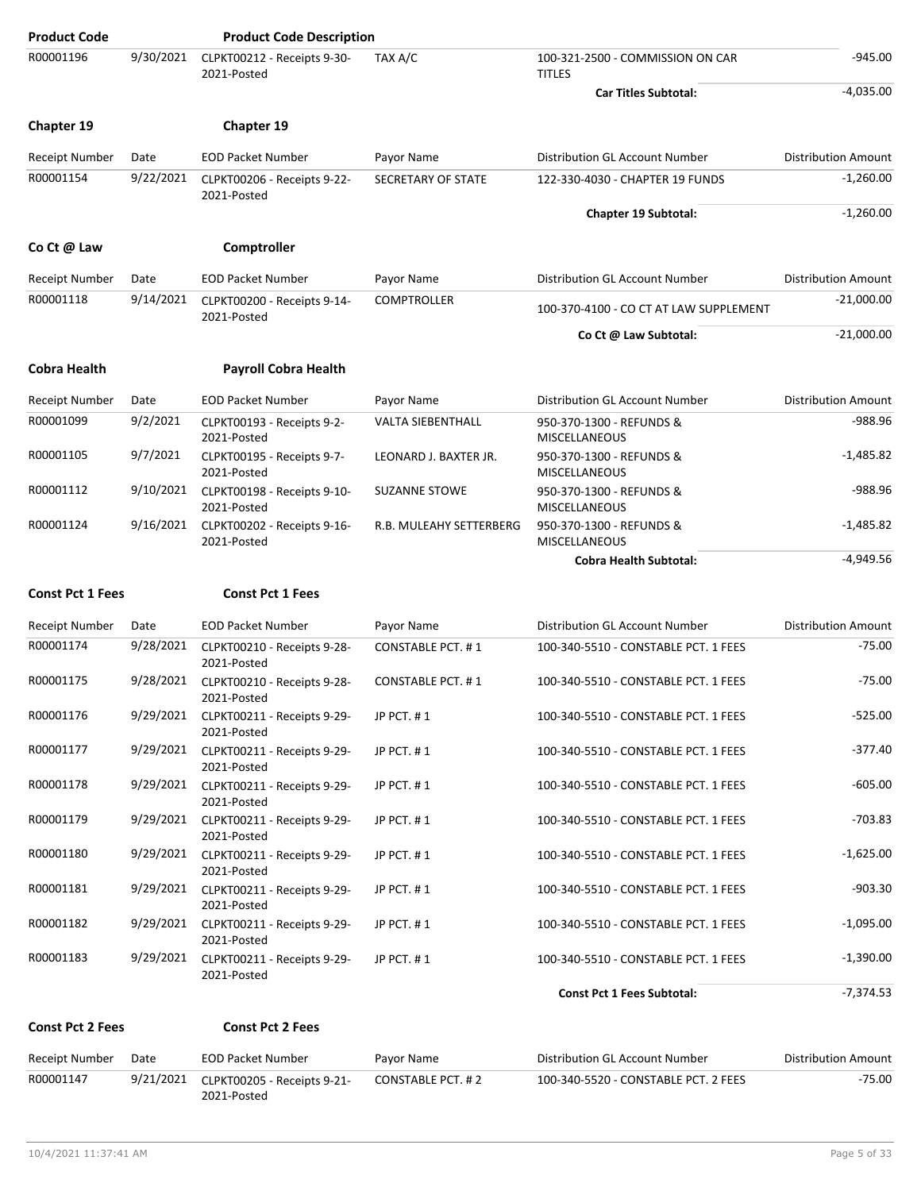| Product Code | | Product Code Description | | | |
|---|---|---|---|---|---|
| R00001196 | 9/30/2021 | CLPKT00212 - Receipts 9-30-2021-Posted | TAX A/C | 100-321-2500 - COMMISSION ON CAR TITLES | -945.00 |
| | | | | **Car Titles Subtotal:** | -4,035.00 |

**Chapter 19** **Chapter 19**

| Receipt Number | Date | EOD Packet Number | Payor Name | Distribution GL Account Number | Distribution Amount |
|---|---|---|---|---|---|
| R00001154 | 9/22/2021 | CLPKT00206 - Receipts 9-22-2021-Posted | SECRETARY OF STATE | 122-330-4030 - CHAPTER 19 FUNDS | -1,260.00 |
| | | | | **Chapter 19 Subtotal:** | -1,260.00 |

**Co Ct @ Law** **Comptroller**

| Receipt Number | Date | EOD Packet Number | Payor Name | Distribution GL Account Number | Distribution Amount |
|---|---|---|---|---|---|
| R00001118 | 9/14/2021 | CLPKT00200 - Receipts 9-14-2021-Posted | COMPTROLLER | 100-370-4100 - CO CT AT LAW SUPPLEMENT | -21,000.00 |
| | | | | **Co Ct @ Law Subtotal:** | -21,000.00 |

**Cobra Health** **Payroll Cobra Health**

| Receipt Number | Date | EOD Packet Number | Payor Name | Distribution GL Account Number | Distribution Amount |
|---|---|---|---|---|---|
| R00001099 | 9/2/2021 | CLPKT00193 - Receipts 9-2-2021-Posted | VALTA SIEBENTHALL | 950-370-1300 - REFUNDS & MISCELLANEOUS | -988.96 |
| R00001105 | 9/7/2021 | CLPKT00195 - Receipts 9-7-2021-Posted | LEONARD J. BAXTER JR. | 950-370-1300 - REFUNDS & MISCELLANEOUS | -1,485.82 |
| R00001112 | 9/10/2021 | CLPKT00198 - Receipts 9-10-2021-Posted | SUZANNE STOWE | 950-370-1300 - REFUNDS & MISCELLANEOUS | -988.96 |
| R00001124 | 9/16/2021 | CLPKT00202 - Receipts 9-16-2021-Posted | R.B. MULEAHY SETTERBERG | 950-370-1300 - REFUNDS & MISCELLANEOUS | -1,485.82 |
| | | | | **Cobra Health Subtotal:** | -4,949.56 |

**Const Pct 1 Fees** **Const Pct 1 Fees**

| Receipt Number | Date | EOD Packet Number | Payor Name | Distribution GL Account Number | Distribution Amount |
|---|---|---|---|---|---|
| R00001174 | 9/28/2021 | CLPKT00210 - Receipts 9-28-2021-Posted | CONSTABLE PCT. # 1 | 100-340-5510 - CONSTABLE PCT. 1 FEES | -75.00 |
| R00001175 | 9/28/2021 | CLPKT00210 - Receipts 9-28-2021-Posted | CONSTABLE PCT. # 1 | 100-340-5510 - CONSTABLE PCT. 1 FEES | -75.00 |
| R00001176 | 9/29/2021 | CLPKT00211 - Receipts 9-29-2021-Posted | JP PCT. # 1 | 100-340-5510 - CONSTABLE PCT. 1 FEES | -525.00 |
| R00001177 | 9/29/2021 | CLPKT00211 - Receipts 9-29-2021-Posted | JP PCT. # 1 | 100-340-5510 - CONSTABLE PCT. 1 FEES | -377.40 |
| R00001178 | 9/29/2021 | CLPKT00211 - Receipts 9-29-2021-Posted | JP PCT. # 1 | 100-340-5510 - CONSTABLE PCT. 1 FEES | -605.00 |
| R00001179 | 9/29/2021 | CLPKT00211 - Receipts 9-29-2021-Posted | JP PCT. # 1 | 100-340-5510 - CONSTABLE PCT. 1 FEES | -703.83 |
| R00001180 | 9/29/2021 | CLPKT00211 - Receipts 9-29-2021-Posted | JP PCT. # 1 | 100-340-5510 - CONSTABLE PCT. 1 FEES | -1,625.00 |
| R00001181 | 9/29/2021 | CLPKT00211 - Receipts 9-29-2021-Posted | JP PCT. # 1 | 100-340-5510 - CONSTABLE PCT. 1 FEES | -903.30 |
| R00001182 | 9/29/2021 | CLPKT00211 - Receipts 9-29-2021-Posted | JP PCT. # 1 | 100-340-5510 - CONSTABLE PCT. 1 FEES | -1,095.00 |
| R00001183 | 9/29/2021 | CLPKT00211 - Receipts 9-29-2021-Posted | JP PCT. # 1 | 100-340-5510 - CONSTABLE PCT. 1 FEES | -1,390.00 |
| | | | | **Const Pct 1 Fees Subtotal:** | -7,374.53 |

**Const Pct 2 Fees** **Const Pct 2 Fees**

| Receipt Number | Date | EOD Packet Number | Payor Name | Distribution GL Account Number | Distribution Amount |
|---|---|---|---|---|---|
| R00001147 | 9/21/2021 | CLPKT00205 - Receipts 9-21-2021-Posted | CONSTABLE PCT. # 2 | 100-340-5520 - CONSTABLE PCT. 2 FEES | -75.00 |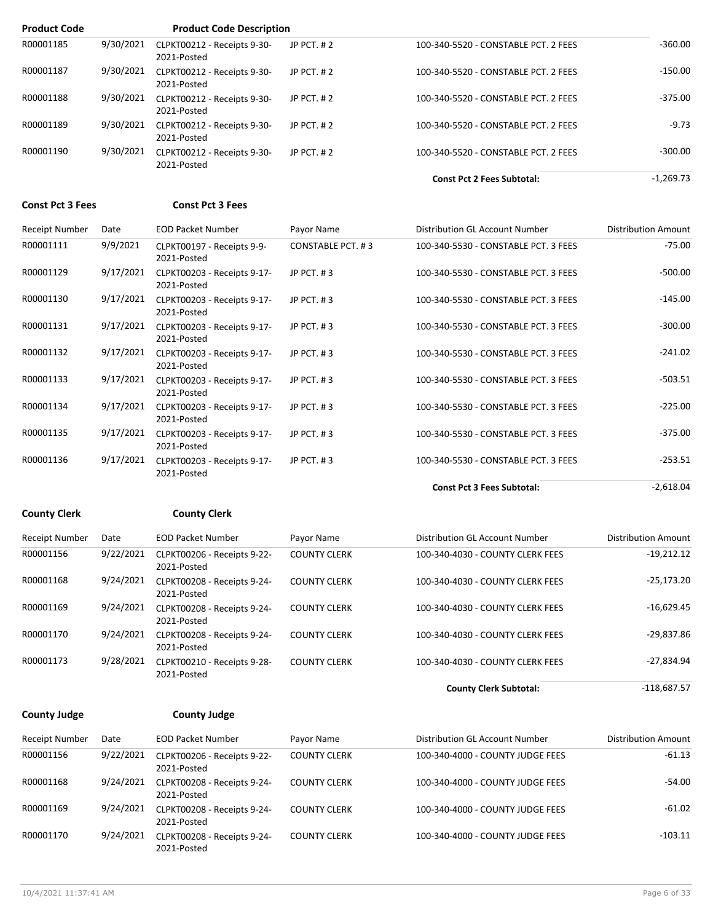| Product Code | | Product Code Description | | | |
|---|---|---|---|---|---|
| R00001185 | 9/30/2021 | CLPKT00212 - Receipts 9-30-2021-Posted | JP PCT. # 2 | 100-340-5520 - CONSTABLE PCT. 2 FEES | -360.00 |
| R00001187 | 9/30/2021 | CLPKT00212 - Receipts 9-30-2021-Posted | JP PCT. # 2 | 100-340-5520 - CONSTABLE PCT. 2 FEES | -150.00 |
| R00001188 | 9/30/2021 | CLPKT00212 - Receipts 9-30-2021-Posted | JP PCT. # 2 | 100-340-5520 - CONSTABLE PCT. 2 FEES | -375.00 |
| R00001189 | 9/30/2021 | CLPKT00212 - Receipts 9-30-2021-Posted | JP PCT. # 2 | 100-340-5520 - CONSTABLE PCT. 2 FEES | -9.73 |
| R00001190 | 9/30/2021 | CLPKT00212 - Receipts 9-30-2021-Posted | JP PCT. # 2 | 100-340-5520 - CONSTABLE PCT. 2 FEES | -300.00 |
| | | | | **Const Pct 2 Fees Subtotal:** | -1,269.73 |

**Const Pct 3 Fees** **Const Pct 3 Fees**

| Receipt Number | Date | EOD Packet Number | Payor Name | Distribution GL Account Number | Distribution Amount |
|---|---|---|---|---|---|
| R00001111 | 9/9/2021 | CLPKT00197 - Receipts 9-9-2021-Posted | CONSTABLE PCT. # 3 | 100-340-5530 - CONSTABLE PCT. 3 FEES | -75.00 |
| R00001129 | 9/17/2021 | CLPKT00203 - Receipts 9-17-2021-Posted | JP PCT. # 3 | 100-340-5530 - CONSTABLE PCT. 3 FEES | -500.00 |
| R00001130 | 9/17/2021 | CLPKT00203 - Receipts 9-17-2021-Posted | JP PCT. # 3 | 100-340-5530 - CONSTABLE PCT. 3 FEES | -145.00 |
| R00001131 | 9/17/2021 | CLPKT00203 - Receipts 9-17-2021-Posted | JP PCT. # 3 | 100-340-5530 - CONSTABLE PCT. 3 FEES | -300.00 |
| R00001132 | 9/17/2021 | CLPKT00203 - Receipts 9-17-2021-Posted | JP PCT. # 3 | 100-340-5530 - CONSTABLE PCT. 3 FEES | -241.02 |
| R00001133 | 9/17/2021 | CLPKT00203 - Receipts 9-17-2021-Posted | JP PCT. # 3 | 100-340-5530 - CONSTABLE PCT. 3 FEES | -503.51 |
| R00001134 | 9/17/2021 | CLPKT00203 - Receipts 9-17-2021-Posted | JP PCT. # 3 | 100-340-5530 - CONSTABLE PCT. 3 FEES | -225.00 |
| R00001135 | 9/17/2021 | CLPKT00203 - Receipts 9-17-2021-Posted | JP PCT. # 3 | 100-340-5530 - CONSTABLE PCT. 3 FEES | -375.00 |
| R00001136 | 9/17/2021 | CLPKT00203 - Receipts 9-17-2021-Posted | JP PCT. # 3 | 100-340-5530 - CONSTABLE PCT. 3 FEES | -253.51 |
| | | | | **Const Pct 3 Fees Subtotal:** | -2,618.04 |

**County Clerk** **County Clerk**

| Receipt Number | Date | EOD Packet Number | Payor Name | Distribution GL Account Number | Distribution Amount |
|---|---|---|---|---|---|
| R00001156 | 9/22/2021 | CLPKT00206 - Receipts 9-22-2021-Posted | COUNTY CLERK | 100-340-4030 - COUNTY CLERK FEES | -19,212.12 |
| R00001168 | 9/24/2021 | CLPKT00208 - Receipts 9-24-2021-Posted | COUNTY CLERK | 100-340-4030 - COUNTY CLERK FEES | -25,173.20 |
| R00001169 | 9/24/2021 | CLPKT00208 - Receipts 9-24-2021-Posted | COUNTY CLERK | 100-340-4030 - COUNTY CLERK FEES | -16,629.45 |
| R00001170 | 9/24/2021 | CLPKT00208 - Receipts 9-24-2021-Posted | COUNTY CLERK | 100-340-4030 - COUNTY CLERK FEES | -29,837.86 |
| R00001173 | 9/28/2021 | CLPKT00210 - Receipts 9-28-2021-Posted | COUNTY CLERK | 100-340-4030 - COUNTY CLERK FEES | -27,834.94 |
| | | | | **County Clerk Subtotal:** | -118,687.57 |

**County Judge** **County Judge**

| Receipt Number | Date | EOD Packet Number | Payor Name | Distribution GL Account Number | Distribution Amount |
|---|---|---|---|---|---|
| R00001156 | 9/22/2021 | CLPKT00206 - Receipts 9-22-2021-Posted | COUNTY CLERK | 100-340-4000 - COUNTY JUDGE FEES | -61.13 |
| R00001168 | 9/24/2021 | CLPKT00208 - Receipts 9-24-2021-Posted | COUNTY CLERK | 100-340-4000 - COUNTY JUDGE FEES | -54.00 |
| R00001169 | 9/24/2021 | CLPKT00208 - Receipts 9-24-2021-Posted | COUNTY CLERK | 100-340-4000 - COUNTY JUDGE FEES | -61.02 |
| R00001170 | 9/24/2021 | CLPKT00208 - Receipts 9-24-2021-Posted | COUNTY CLERK | 100-340-4000 - COUNTY JUDGE FEES | -103.11 |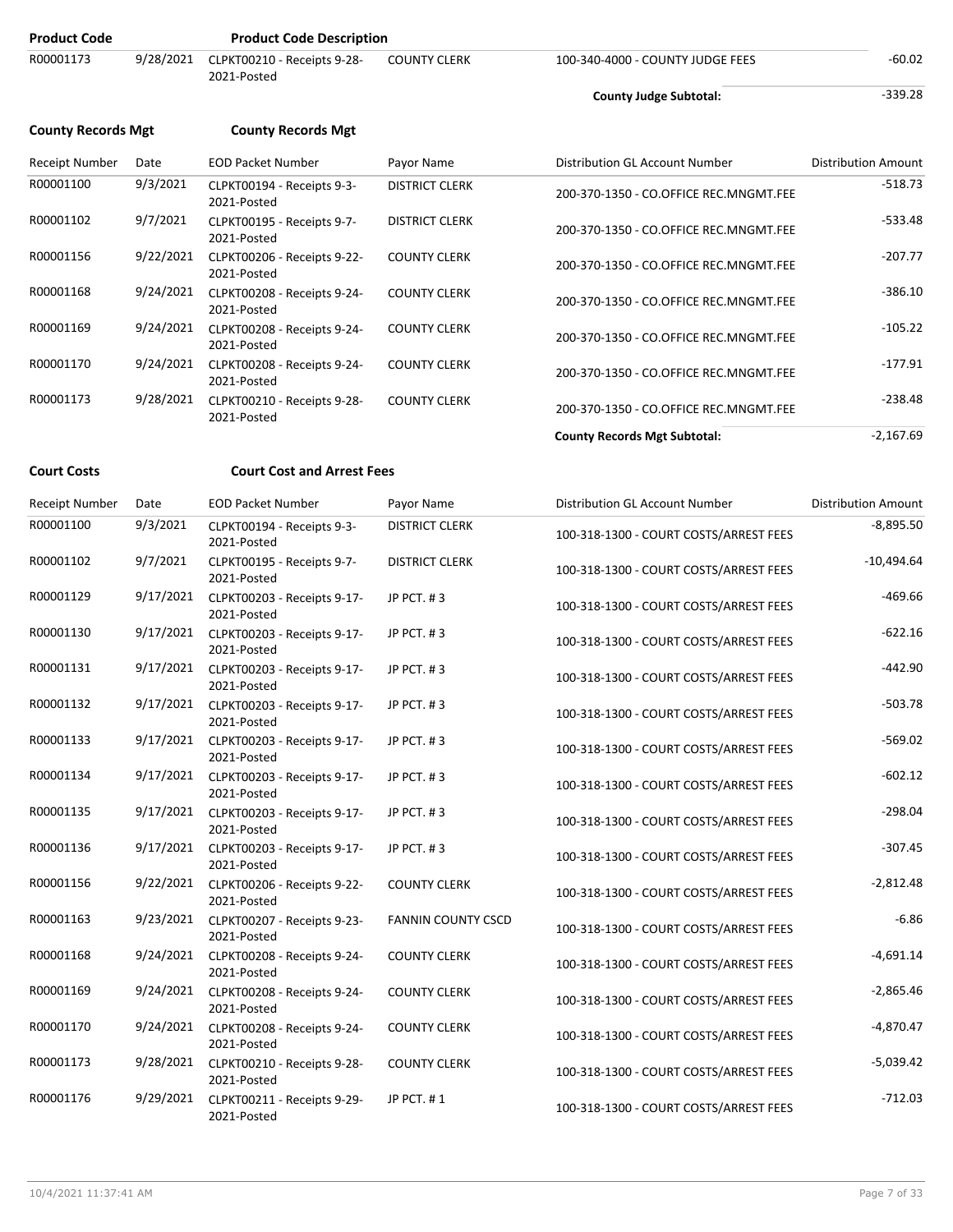| Product Code | | Product Code Description | | | |
|---|---|---|---|---|---|
| R00001173 | 9/28/2021 | CLPKT00210 - Receipts 9-28-2021-Posted | COUNTY CLERK | 100-340-4000 - COUNTY JUDGE FEES | -60.02 |
| | | | | **County Judge Subtotal:** | -339.28 |

**County Records Mgt** **County Records Mgt**

| Receipt Number | Date | EOD Packet Number | Payor Name | Distribution GL Account Number | Distribution Amount |
|---|---|---|---|---|---|
| R00001100 | 9/3/2021 | CLPKT00194 - Receipts 9-3-2021-Posted | DISTRICT CLERK | 200-370-1350 - CO.OFFICE REC.MNGMT.FEE | -518.73 |
| R00001102 | 9/7/2021 | CLPKT00195 - Receipts 9-7-2021-Posted | DISTRICT CLERK | 200-370-1350 - CO.OFFICE REC.MNGMT.FEE | -533.48 |
| R00001156 | 9/22/2021 | CLPKT00206 - Receipts 9-22-2021-Posted | COUNTY CLERK | 200-370-1350 - CO.OFFICE REC.MNGMT.FEE | -207.77 |
| R00001168 | 9/24/2021 | CLPKT00208 - Receipts 9-24-2021-Posted | COUNTY CLERK | 200-370-1350 - CO.OFFICE REC.MNGMT.FEE | -386.10 |
| R00001169 | 9/24/2021 | CLPKT00208 - Receipts 9-24-2021-Posted | COUNTY CLERK | 200-370-1350 - CO.OFFICE REC.MNGMT.FEE | -105.22 |
| R00001170 | 9/24/2021 | CLPKT00208 - Receipts 9-24-2021-Posted | COUNTY CLERK | 200-370-1350 - CO.OFFICE REC.MNGMT.FEE | -177.91 |
| R00001173 | 9/28/2021 | CLPKT00210 - Receipts 9-28-2021-Posted | COUNTY CLERK | 200-370-1350 - CO.OFFICE REC.MNGMT.FEE | -238.48 |
| | | | | **County Records Mgt Subtotal:** | -2,167.69 |

**Court Costs** **Court Cost and Arrest Fees**

| Receipt Number | Date | EOD Packet Number | Payor Name | Distribution GL Account Number | Distribution Amount |
|---|---|---|---|---|---|
| R00001100 | 9/3/2021 | CLPKT00194 - Receipts 9-3-2021-Posted | DISTRICT CLERK | 100-318-1300 - COURT COSTS/ARREST FEES | -8,895.50 |
| R00001102 | 9/7/2021 | CLPKT00195 - Receipts 9-7-2021-Posted | DISTRICT CLERK | 100-318-1300 - COURT COSTS/ARREST FEES | -10,494.64 |
| R00001129 | 9/17/2021 | CLPKT00203 - Receipts 9-17-2021-Posted | JP PCT. # 3 | 100-318-1300 - COURT COSTS/ARREST FEES | -469.66 |
| R00001130 | 9/17/2021 | CLPKT00203 - Receipts 9-17-2021-Posted | JP PCT. # 3 | 100-318-1300 - COURT COSTS/ARREST FEES | -622.16 |
| R00001131 | 9/17/2021 | CLPKT00203 - Receipts 9-17-2021-Posted | JP PCT. # 3 | 100-318-1300 - COURT COSTS/ARREST FEES | -442.90 |
| R00001132 | 9/17/2021 | CLPKT00203 - Receipts 9-17-2021-Posted | JP PCT. # 3 | 100-318-1300 - COURT COSTS/ARREST FEES | -503.78 |
| R00001133 | 9/17/2021 | CLPKT00203 - Receipts 9-17-2021-Posted | JP PCT. # 3 | 100-318-1300 - COURT COSTS/ARREST FEES | -569.02 |
| R00001134 | 9/17/2021 | CLPKT00203 - Receipts 9-17-2021-Posted | JP PCT. # 3 | 100-318-1300 - COURT COSTS/ARREST FEES | -602.12 |
| R00001135 | 9/17/2021 | CLPKT00203 - Receipts 9-17-2021-Posted | JP PCT. # 3 | 100-318-1300 - COURT COSTS/ARREST FEES | -298.04 |
| R00001136 | 9/17/2021 | CLPKT00203 - Receipts 9-17-2021-Posted | JP PCT. # 3 | 100-318-1300 - COURT COSTS/ARREST FEES | -307.45 |
| R00001156 | 9/22/2021 | CLPKT00206 - Receipts 9-22-2021-Posted | COUNTY CLERK | 100-318-1300 - COURT COSTS/ARREST FEES | -2,812.48 |
| R00001163 | 9/23/2021 | CLPKT00207 - Receipts 9-23-2021-Posted | FANNIN COUNTY CSCD | 100-318-1300 - COURT COSTS/ARREST FEES | -6.86 |
| R00001168 | 9/24/2021 | CLPKT00208 - Receipts 9-24-2021-Posted | COUNTY CLERK | 100-318-1300 - COURT COSTS/ARREST FEES | -4,691.14 |
| R00001169 | 9/24/2021 | CLPKT00208 - Receipts 9-24-2021-Posted | COUNTY CLERK | 100-318-1300 - COURT COSTS/ARREST FEES | -2,865.46 |
| R00001170 | 9/24/2021 | CLPKT00208 - Receipts 9-24-2021-Posted | COUNTY CLERK | 100-318-1300 - COURT COSTS/ARREST FEES | -4,870.47 |
| R00001173 | 9/28/2021 | CLPKT00210 - Receipts 9-28-2021-Posted | COUNTY CLERK | 100-318-1300 - COURT COSTS/ARREST FEES | -5,039.42 |
| R00001176 | 9/29/2021 | CLPKT00211 - Receipts 9-29-2021-Posted | JP PCT. # 1 | 100-318-1300 - COURT COSTS/ARREST FEES | -712.03 |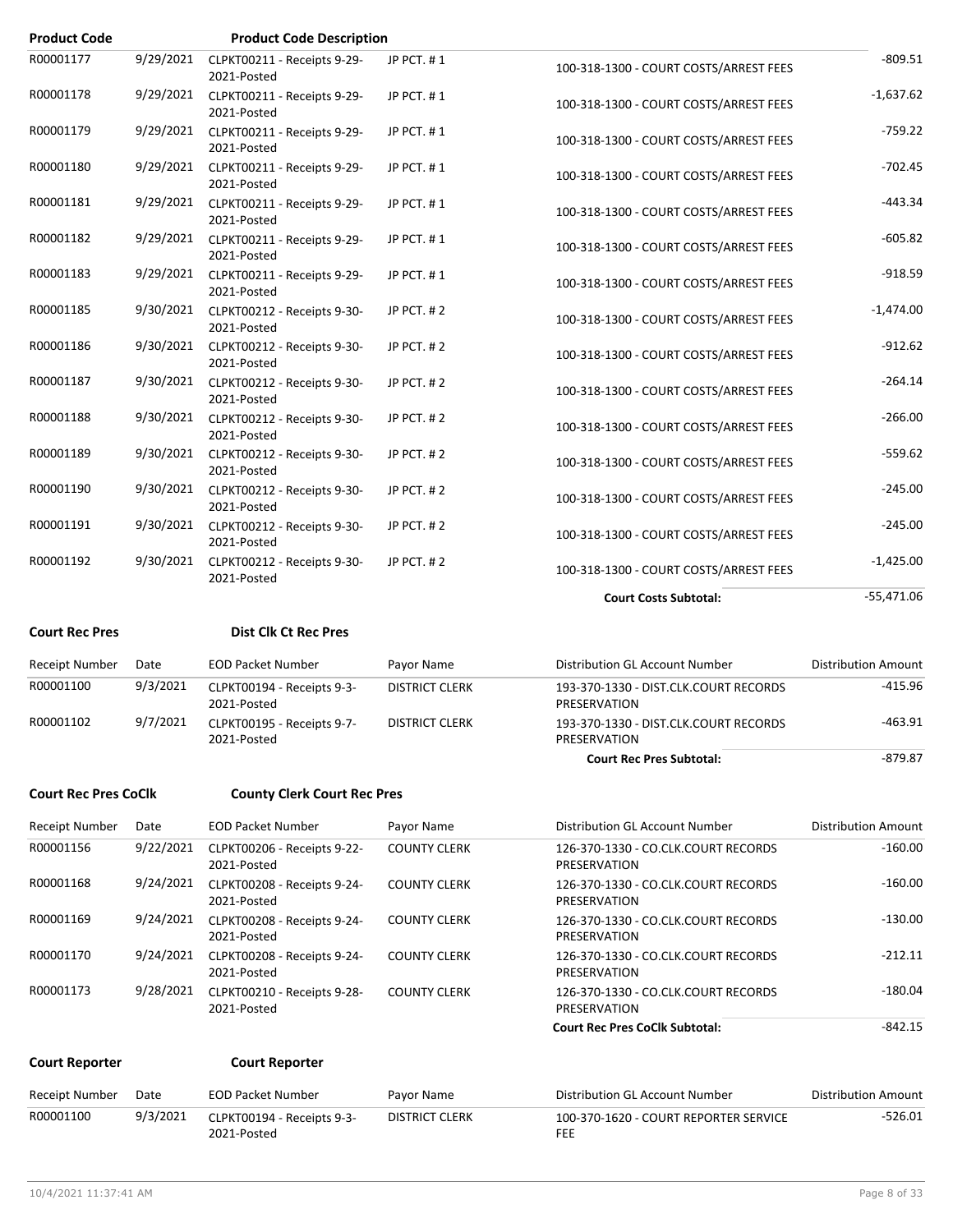| Product Code | | Product Code Description | | | |
|---|---|---|---|---|---|
| R00001177 | 9/29/2021 | CLPKT00211 - Receipts 9-29-2021-Posted | JP PCT. # 1 | 100-318-1300 - COURT COSTS/ARREST FEES | -809.51 |
| R00001178 | 9/29/2021 | CLPKT00211 - Receipts 9-29-2021-Posted | JP PCT. # 1 | 100-318-1300 - COURT COSTS/ARREST FEES | -1,637.62 |
| R00001179 | 9/29/2021 | CLPKT00211 - Receipts 9-29-2021-Posted | JP PCT. # 1 | 100-318-1300 - COURT COSTS/ARREST FEES | -759.22 |
| R00001180 | 9/29/2021 | CLPKT00211 - Receipts 9-29-2021-Posted | JP PCT. # 1 | 100-318-1300 - COURT COSTS/ARREST FEES | -702.45 |
| R00001181 | 9/29/2021 | CLPKT00211 - Receipts 9-29-2021-Posted | JP PCT. # 1 | 100-318-1300 - COURT COSTS/ARREST FEES | -443.34 |
| R00001182 | 9/29/2021 | CLPKT00211 - Receipts 9-29-2021-Posted | JP PCT. # 1 | 100-318-1300 - COURT COSTS/ARREST FEES | -605.82 |
| R00001183 | 9/29/2021 | CLPKT00211 - Receipts 9-29-2021-Posted | JP PCT. # 1 | 100-318-1300 - COURT COSTS/ARREST FEES | -918.59 |
| R00001185 | 9/30/2021 | CLPKT00212 - Receipts 9-30-2021-Posted | JP PCT. # 2 | 100-318-1300 - COURT COSTS/ARREST FEES | -1,474.00 |
| R00001186 | 9/30/2021 | CLPKT00212 - Receipts 9-30-2021-Posted | JP PCT. # 2 | 100-318-1300 - COURT COSTS/ARREST FEES | -912.62 |
| R00001187 | 9/30/2021 | CLPKT00212 - Receipts 9-30-2021-Posted | JP PCT. # 2 | 100-318-1300 - COURT COSTS/ARREST FEES | -264.14 |
| R00001188 | 9/30/2021 | CLPKT00212 - Receipts 9-30-2021-Posted | JP PCT. # 2 | 100-318-1300 - COURT COSTS/ARREST FEES | -266.00 |
| R00001189 | 9/30/2021 | CLPKT00212 - Receipts 9-30-2021-Posted | JP PCT. # 2 | 100-318-1300 - COURT COSTS/ARREST FEES | -559.62 |
| R00001190 | 9/30/2021 | CLPKT00212 - Receipts 9-30-2021-Posted | JP PCT. # 2 | 100-318-1300 - COURT COSTS/ARREST FEES | -245.00 |
| R00001191 | 9/30/2021 | CLPKT00212 - Receipts 9-30-2021-Posted | JP PCT. # 2 | 100-318-1300 - COURT COSTS/ARREST FEES | -245.00 |
| R00001192 | 9/30/2021 | CLPKT00212 - Receipts 9-30-2021-Posted | JP PCT. # 2 | 100-318-1300 - COURT COSTS/ARREST FEES | -1,425.00 |
| | | | | **Court Costs Subtotal:** | -55,471.06 |

**Court Rec Pres** **Dist Clk Ct Rec Pres**

| Receipt Number | Date | EOD Packet Number | Payor Name | Distribution GL Account Number | Distribution Amount |
|---|---|---|---|---|---|
| R00001100 | 9/3/2021 | CLPKT00194 - Receipts 9-3-2021-Posted | DISTRICT CLERK | 193-370-1330 - DIST.CLK.COURT RECORDS PRESERVATION | -415.96 |
| R00001102 | 9/7/2021 | CLPKT00195 - Receipts 9-7-2021-Posted | DISTRICT CLERK | 193-370-1330 - DIST.CLK.COURT RECORDS PRESERVATION | -463.91 |
| | | | | **Court Rec Pres Subtotal:** | -879.87 |

**Court Rec Pres CoClk** **County Clerk Court Rec Pres**

| Receipt Number | Date | EOD Packet Number | Payor Name | Distribution GL Account Number | Distribution Amount |
|---|---|---|---|---|---|
| R00001156 | 9/22/2021 | CLPKT00206 - Receipts 9-22-2021-Posted | COUNTY CLERK | 126-370-1330 - CO.CLK.COURT RECORDS PRESERVATION | -160.00 |
| R00001168 | 9/24/2021 | CLPKT00208 - Receipts 9-24-2021-Posted | COUNTY CLERK | 126-370-1330 - CO.CLK.COURT RECORDS PRESERVATION | -160.00 |
| R00001169 | 9/24/2021 | CLPKT00208 - Receipts 9-24-2021-Posted | COUNTY CLERK | 126-370-1330 - CO.CLK.COURT RECORDS PRESERVATION | -130.00 |
| R00001170 | 9/24/2021 | CLPKT00208 - Receipts 9-24-2021-Posted | COUNTY CLERK | 126-370-1330 - CO.CLK.COURT RECORDS PRESERVATION | -212.11 |
| R00001173 | 9/28/2021 | CLPKT00210 - Receipts 9-28-2021-Posted | COUNTY CLERK | 126-370-1330 - CO.CLK.COURT RECORDS PRESERVATION | -180.04 |
| | | | | **Court Rec Pres CoClk Subtotal:** | -842.15 |

**Court Reporter** **Court Reporter**

| Receipt Number | Date | EOD Packet Number | Payor Name | Distribution GL Account Number | Distribution Amount |
|---|---|---|---|---|---|
| R00001100 | 9/3/2021 | CLPKT00194 - Receipts 9-3-2021-Posted | DISTRICT CLERK | 100-370-1620 - COURT REPORTER SERVICE FEE | -526.01 |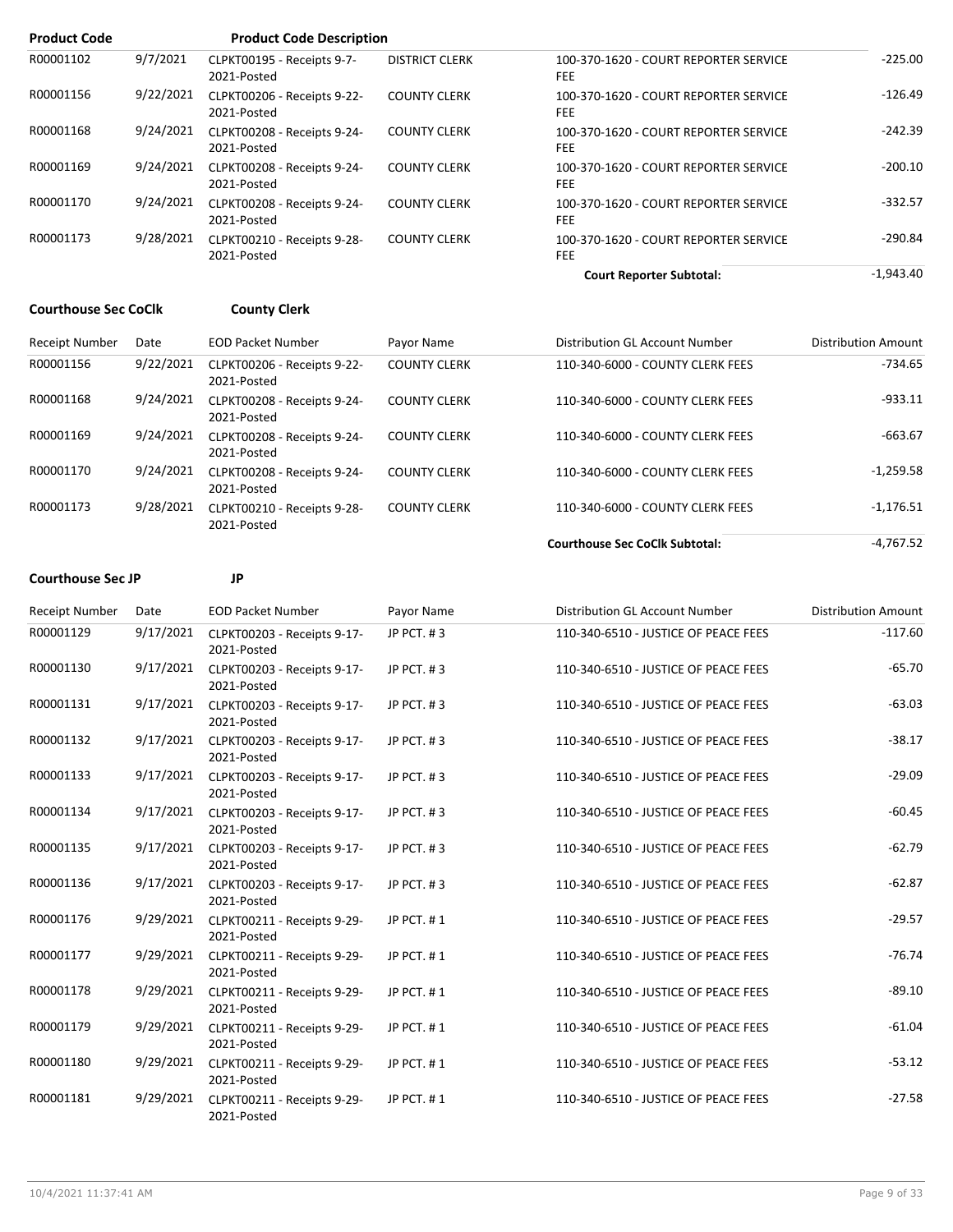| Product Code | | Product Code Description | | | |
|---|---|---|---|---|---|
| R00001102 | 9/7/2021 | CLPKT00195 - Receipts 9-7-2021-Posted | DISTRICT CLERK | 100-370-1620 - COURT REPORTER SERVICE FEE | -225.00 |
| R00001156 | 9/22/2021 | CLPKT00206 - Receipts 9-22-2021-Posted | COUNTY CLERK | 100-370-1620 - COURT REPORTER SERVICE FEE | -126.49 |
| R00001168 | 9/24/2021 | CLPKT00208 - Receipts 9-24-2021-Posted | COUNTY CLERK | 100-370-1620 - COURT REPORTER SERVICE FEE | -242.39 |
| R00001169 | 9/24/2021 | CLPKT00208 - Receipts 9-24-2021-Posted | COUNTY CLERK | 100-370-1620 - COURT REPORTER SERVICE FEE | -200.10 |
| R00001170 | 9/24/2021 | CLPKT00208 - Receipts 9-24-2021-Posted | COUNTY CLERK | 100-370-1620 - COURT REPORTER SERVICE FEE | -332.57 |
| R00001173 | 9/28/2021 | CLPKT00210 - Receipts 9-28-2021-Posted | COUNTY CLERK | 100-370-1620 - COURT REPORTER SERVICE FEE | -290.84 |
| | | | | **Court Reporter Subtotal:** | -1,943.40 |

**Courthouse Sec CoClk** **County Clerk**

| Receipt Number | Date | EOD Packet Number | Payor Name | Distribution GL Account Number | Distribution Amount |
|---|---|---|---|---|---|
| R00001156 | 9/22/2021 | CLPKT00206 - Receipts 9-22-2021-Posted | COUNTY CLERK | 110-340-6000 - COUNTY CLERK FEES | -734.65 |
| R00001168 | 9/24/2021 | CLPKT00208 - Receipts 9-24-2021-Posted | COUNTY CLERK | 110-340-6000 - COUNTY CLERK FEES | -933.11 |
| R00001169 | 9/24/2021 | CLPKT00208 - Receipts 9-24-2021-Posted | COUNTY CLERK | 110-340-6000 - COUNTY CLERK FEES | -663.67 |
| R00001170 | 9/24/2021 | CLPKT00208 - Receipts 9-24-2021-Posted | COUNTY CLERK | 110-340-6000 - COUNTY CLERK FEES | -1,259.58 |
| R00001173 | 9/28/2021 | CLPKT00210 - Receipts 9-28-2021-Posted | COUNTY CLERK | 110-340-6000 - COUNTY CLERK FEES | -1,176.51 |
| | | | | **Courthouse Sec CoClk Subtotal:** | -4,767.52 |

**Courthouse Sec JP** **JP**

| Receipt Number | Date | EOD Packet Number | Payor Name | Distribution GL Account Number | Distribution Amount |
|---|---|---|---|---|---|
| R00001129 | 9/17/2021 | CLPKT00203 - Receipts 9-17-2021-Posted | JP PCT. # 3 | 110-340-6510 - JUSTICE OF PEACE FEES | -117.60 |
| R00001130 | 9/17/2021 | CLPKT00203 - Receipts 9-17-2021-Posted | JP PCT. # 3 | 110-340-6510 - JUSTICE OF PEACE FEES | -65.70 |
| R00001131 | 9/17/2021 | CLPKT00203 - Receipts 9-17-2021-Posted | JP PCT. # 3 | 110-340-6510 - JUSTICE OF PEACE FEES | -63.03 |
| R00001132 | 9/17/2021 | CLPKT00203 - Receipts 9-17-2021-Posted | JP PCT. # 3 | 110-340-6510 - JUSTICE OF PEACE FEES | -38.17 |
| R00001133 | 9/17/2021 | CLPKT00203 - Receipts 9-17-2021-Posted | JP PCT. # 3 | 110-340-6510 - JUSTICE OF PEACE FEES | -29.09 |
| R00001134 | 9/17/2021 | CLPKT00203 - Receipts 9-17-2021-Posted | JP PCT. # 3 | 110-340-6510 - JUSTICE OF PEACE FEES | -60.45 |
| R00001135 | 9/17/2021 | CLPKT00203 - Receipts 9-17-2021-Posted | JP PCT. # 3 | 110-340-6510 - JUSTICE OF PEACE FEES | -62.79 |
| R00001136 | 9/17/2021 | CLPKT00203 - Receipts 9-17-2021-Posted | JP PCT. # 3 | 110-340-6510 - JUSTICE OF PEACE FEES | -62.87 |
| R00001176 | 9/29/2021 | CLPKT00211 - Receipts 9-29-2021-Posted | JP PCT. # 1 | 110-340-6510 - JUSTICE OF PEACE FEES | -29.57 |
| R00001177 | 9/29/2021 | CLPKT00211 - Receipts 9-29-2021-Posted | JP PCT. # 1 | 110-340-6510 - JUSTICE OF PEACE FEES | -76.74 |
| R00001178 | 9/29/2021 | CLPKT00211 - Receipts 9-29-2021-Posted | JP PCT. # 1 | 110-340-6510 - JUSTICE OF PEACE FEES | -89.10 |
| R00001179 | 9/29/2021 | CLPKT00211 - Receipts 9-29-2021-Posted | JP PCT. # 1 | 110-340-6510 - JUSTICE OF PEACE FEES | -61.04 |
| R00001180 | 9/29/2021 | CLPKT00211 - Receipts 9-29-2021-Posted | JP PCT. # 1 | 110-340-6510 - JUSTICE OF PEACE FEES | -53.12 |
| R00001181 | 9/29/2021 | CLPKT00211 - Receipts 9-29-2021-Posted | JP PCT. # 1 | 110-340-6510 - JUSTICE OF PEACE FEES | -27.58 |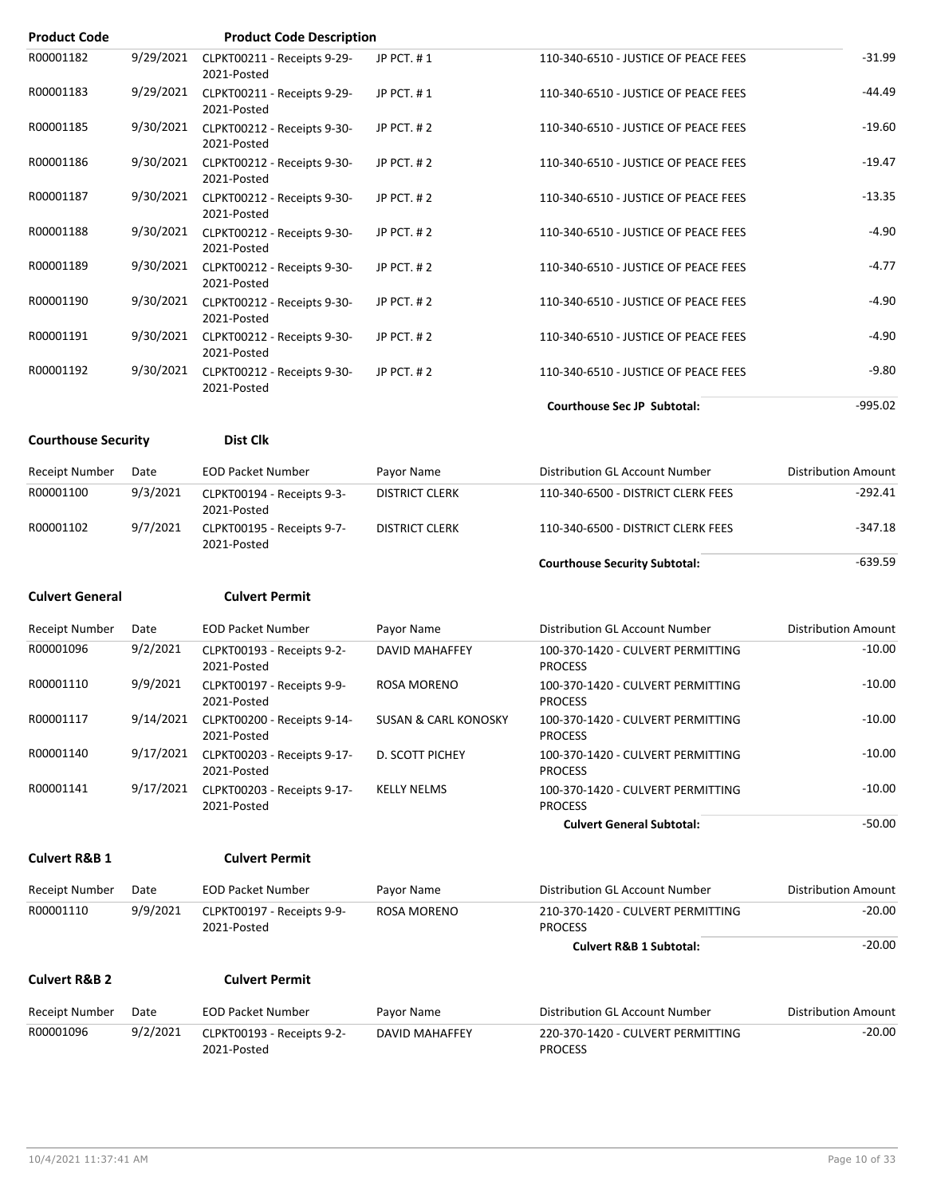| Product Code | | Product Code Description | | | |
|---|---|---|---|---|---|
| R00001182 | 9/29/2021 | CLPKT00211 - Receipts 9-29-2021-Posted | JP PCT. # 1 | 110-340-6510 - JUSTICE OF PEACE FEES | -31.99 |
| R00001183 | 9/29/2021 | CLPKT00211 - Receipts 9-29-2021-Posted | JP PCT. # 1 | 110-340-6510 - JUSTICE OF PEACE FEES | -44.49 |
| R00001185 | 9/30/2021 | CLPKT00212 - Receipts 9-30-2021-Posted | JP PCT. # 2 | 110-340-6510 - JUSTICE OF PEACE FEES | -19.60 |
| R00001186 | 9/30/2021 | CLPKT00212 - Receipts 9-30-2021-Posted | JP PCT. # 2 | 110-340-6510 - JUSTICE OF PEACE FEES | -19.47 |
| R00001187 | 9/30/2021 | CLPKT00212 - Receipts 9-30-2021-Posted | JP PCT. # 2 | 110-340-6510 - JUSTICE OF PEACE FEES | -13.35 |
| R00001188 | 9/30/2021 | CLPKT00212 - Receipts 9-30-2021-Posted | JP PCT. # 2 | 110-340-6510 - JUSTICE OF PEACE FEES | -4.90 |
| R00001189 | 9/30/2021 | CLPKT00212 - Receipts 9-30-2021-Posted | JP PCT. # 2 | 110-340-6510 - JUSTICE OF PEACE FEES | -4.77 |
| R00001190 | 9/30/2021 | CLPKT00212 - Receipts 9-30-2021-Posted | JP PCT. # 2 | 110-340-6510 - JUSTICE OF PEACE FEES | -4.90 |
| R00001191 | 9/30/2021 | CLPKT00212 - Receipts 9-30-2021-Posted | JP PCT. # 2 | 110-340-6510 - JUSTICE OF PEACE FEES | -4.90 |
| R00001192 | 9/30/2021 | CLPKT00212 - Receipts 9-30-2021-Posted | JP PCT. # 2 | 110-340-6510 - JUSTICE OF PEACE FEES | -9.80 |
| | | | | **Courthouse Sec JP Subtotal:** | -995.02 |

**Courthouse Security** **Dist Clk**

| Receipt Number | Date | EOD Packet Number | Payor Name | Distribution GL Account Number | Distribution Amount |
|---|---|---|---|---|---|
| R00001100 | 9/3/2021 | CLPKT00194 - Receipts 9-3-2021-Posted | DISTRICT CLERK | 110-340-6500 - DISTRICT CLERK FEES | -292.41 |
| R00001102 | 9/7/2021 | CLPKT00195 - Receipts 9-7-2021-Posted | DISTRICT CLERK | 110-340-6500 - DISTRICT CLERK FEES | -347.18 |
| | | | | **Courthouse Security Subtotal:** | -639.59 |

**Culvert General** **Culvert Permit**

| Receipt Number | Date | EOD Packet Number | Payor Name | Distribution GL Account Number | Distribution Amount |
|---|---|---|---|---|---|
| R00001096 | 9/2/2021 | CLPKT00193 - Receipts 9-2-2021-Posted | DAVID MAHAFFEY | 100-370-1420 - CULVERT PERMITTING PROCESS | -10.00 |
| R00001110 | 9/9/2021 | CLPKT00197 - Receipts 9-9-2021-Posted | ROSA MORENO | 100-370-1420 - CULVERT PERMITTING PROCESS | -10.00 |
| R00001117 | 9/14/2021 | CLPKT00200 - Receipts 9-14-2021-Posted | SUSAN & CARL KONOSKY | 100-370-1420 - CULVERT PERMITTING PROCESS | -10.00 |
| R00001140 | 9/17/2021 | CLPKT00203 - Receipts 9-17-2021-Posted | D. SCOTT PICHEY | 100-370-1420 - CULVERT PERMITTING PROCESS | -10.00 |
| R00001141 | 9/17/2021 | CLPKT00203 - Receipts 9-17-2021-Posted | KELLY NELMS | 100-370-1420 - CULVERT PERMITTING PROCESS | -10.00 |
| | | | | **Culvert General Subtotal:** | -50.00 |

**Culvert R&B 1** **Culvert Permit**

| Receipt Number | Date | EOD Packet Number | Payor Name | Distribution GL Account Number | Distribution Amount |
|---|---|---|---|---|---|
| R00001110 | 9/9/2021 | CLPKT00197 - Receipts 9-9-2021-Posted | ROSA MORENO | 210-370-1420 - CULVERT PERMITTING PROCESS | -20.00 |
| | | | | **Culvert R&B 1 Subtotal:** | -20.00 |

**Culvert R&B 2** **Culvert Permit**

| Receipt Number | Date | EOD Packet Number | Payor Name | Distribution GL Account Number | Distribution Amount |
|---|---|---|---|---|---|
| R00001096 | 9/2/2021 | CLPKT00193 - Receipts 9-2-2021-Posted | DAVID MAHAFFEY | 220-370-1420 - CULVERT PERMITTING PROCESS | -20.00 |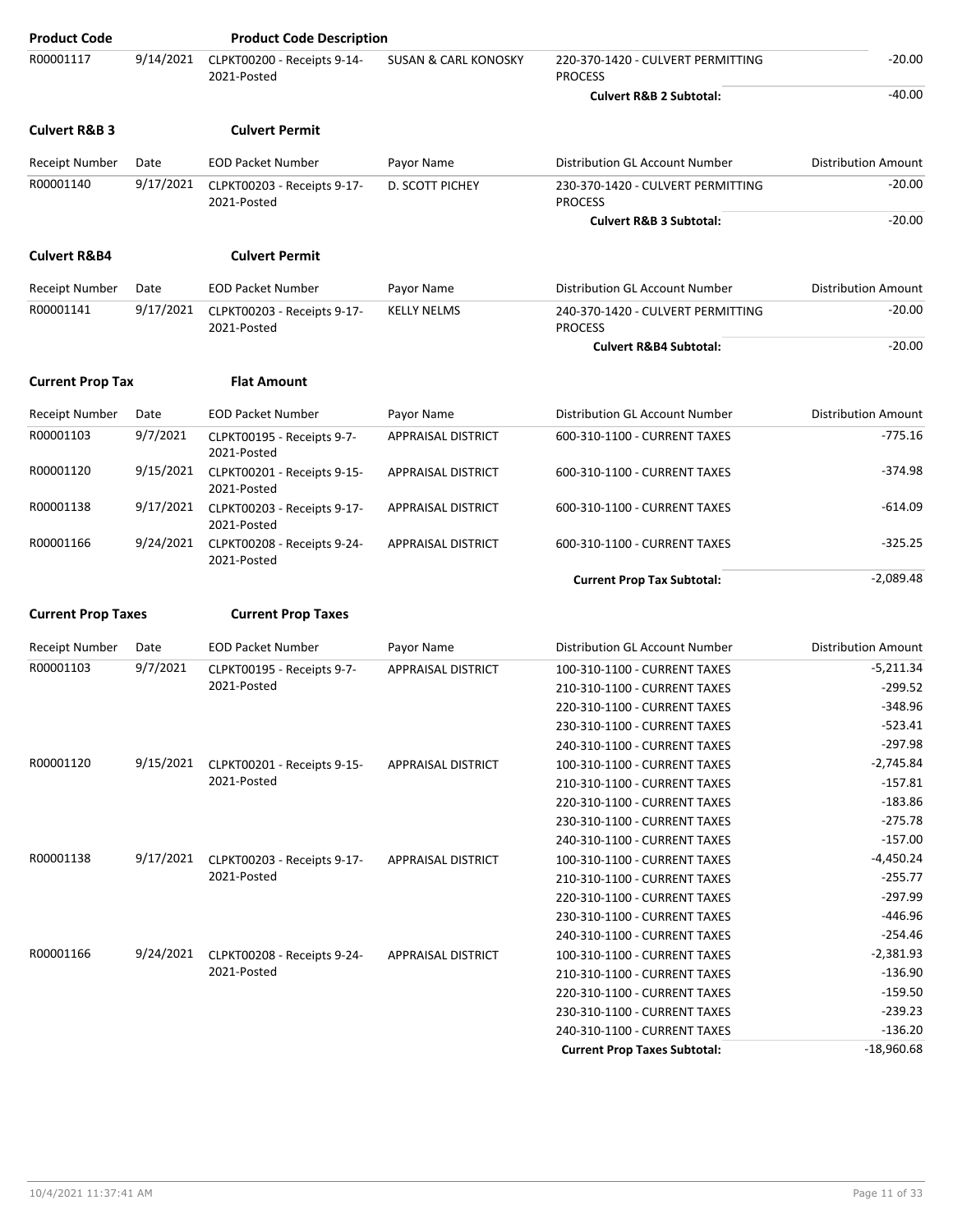| Product Code | | Product Code Description | | | |
|---|---|---|---|---|---|
| R00001117 | 9/14/2021 | CLPKT00200 - Receipts 9-14-2021-Posted | SUSAN & CARL KONOSKY | 220-370-1420 - CULVERT PERMITTING PROCESS | -20.00 |
| | | | | **Culvert R&B 2 Subtotal:** | -40.00 |

**Culvert R&B 3** **Culvert Permit**

| Receipt Number | Date | EOD Packet Number | Payor Name | Distribution GL Account Number | Distribution Amount |
|---|---|---|---|---|---|
| R00001140 | 9/17/2021 | CLPKT00203 - Receipts 9-17-2021-Posted | D. SCOTT PICHEY | 230-370-1420 - CULVERT PERMITTING PROCESS | -20.00 |
| | | | | **Culvert R&B 3 Subtotal:** | -20.00 |

**Culvert R&B4** **Culvert Permit**

| Receipt Number | Date | EOD Packet Number | Payor Name | Distribution GL Account Number | Distribution Amount |
|---|---|---|---|---|---|
| R00001141 | 9/17/2021 | CLPKT00203 - Receipts 9-17-2021-Posted | KELLY NELMS | 240-370-1420 - CULVERT PERMITTING PROCESS | -20.00 |
| | | | | **Culvert R&B4 Subtotal:** | -20.00 |

**Current Prop Tax** **Flat Amount**

| Receipt Number | Date | EOD Packet Number | Payor Name | Distribution GL Account Number | Distribution Amount |
|---|---|---|---|---|---|
| R00001103 | 9/7/2021 | CLPKT00195 - Receipts 9-7-2021-Posted | APPRAISAL DISTRICT | 600-310-1100 - CURRENT TAXES | -775.16 |
| R00001120 | 9/15/2021 | CLPKT00201 - Receipts 9-15-2021-Posted | APPRAISAL DISTRICT | 600-310-1100 - CURRENT TAXES | -374.98 |
| R00001138 | 9/17/2021 | CLPKT00203 - Receipts 9-17-2021-Posted | APPRAISAL DISTRICT | 600-310-1100 - CURRENT TAXES | -614.09 |
| R00001166 | 9/24/2021 | CLPKT00208 - Receipts 9-24-2021-Posted | APPRAISAL DISTRICT | 600-310-1100 - CURRENT TAXES | -325.25 |
| | | | | **Current Prop Tax Subtotal:** | -2,089.48 |

**Current Prop Taxes** **Current Prop Taxes**

| Receipt Number | Date | EOD Packet Number | Payor Name | Distribution GL Account Number | Distribution Amount |
|---|---|---|---|---|---|
| R00001103 | 9/7/2021 | CLPKT00195 - Receipts 9-7-2021-Posted | APPRAISAL DISTRICT | 100-310-1100 - CURRENT TAXES | -5,211.34 |
| | | | | 210-310-1100 - CURRENT TAXES | -299.52 |
| | | | | 220-310-1100 - CURRENT TAXES | -348.96 |
| | | | | 230-310-1100 - CURRENT TAXES | -523.41 |
| | | | | 240-310-1100 - CURRENT TAXES | -297.98 |
| R00001120 | 9/15/2021 | CLPKT00201 - Receipts 9-15-2021-Posted | APPRAISAL DISTRICT | 100-310-1100 - CURRENT TAXES | -2,745.84 |
| | | | | 210-310-1100 - CURRENT TAXES | -157.81 |
| | | | | 220-310-1100 - CURRENT TAXES | -183.86 |
| | | | | 230-310-1100 - CURRENT TAXES | -275.78 |
| | | | | 240-310-1100 - CURRENT TAXES | -157.00 |
| R00001138 | 9/17/2021 | CLPKT00203 - Receipts 9-17-2021-Posted | APPRAISAL DISTRICT | 100-310-1100 - CURRENT TAXES | -4,450.24 |
| | | | | 210-310-1100 - CURRENT TAXES | -255.77 |
| | | | | 220-310-1100 - CURRENT TAXES | -297.99 |
| | | | | 230-310-1100 - CURRENT TAXES | -446.96 |
| | | | | 240-310-1100 - CURRENT TAXES | -254.46 |
| R00001166 | 9/24/2021 | CLPKT00208 - Receipts 9-24-2021-Posted | APPRAISAL DISTRICT | 100-310-1100 - CURRENT TAXES | -2,381.93 |
| | | | | 210-310-1100 - CURRENT TAXES | -136.90 |
| | | | | 220-310-1100 - CURRENT TAXES | -159.50 |
| | | | | 230-310-1100 - CURRENT TAXES | -239.23 |
| | | | | 240-310-1100 - CURRENT TAXES | -136.20 |
| | | | | **Current Prop Taxes Subtotal:** | -18,960.68 |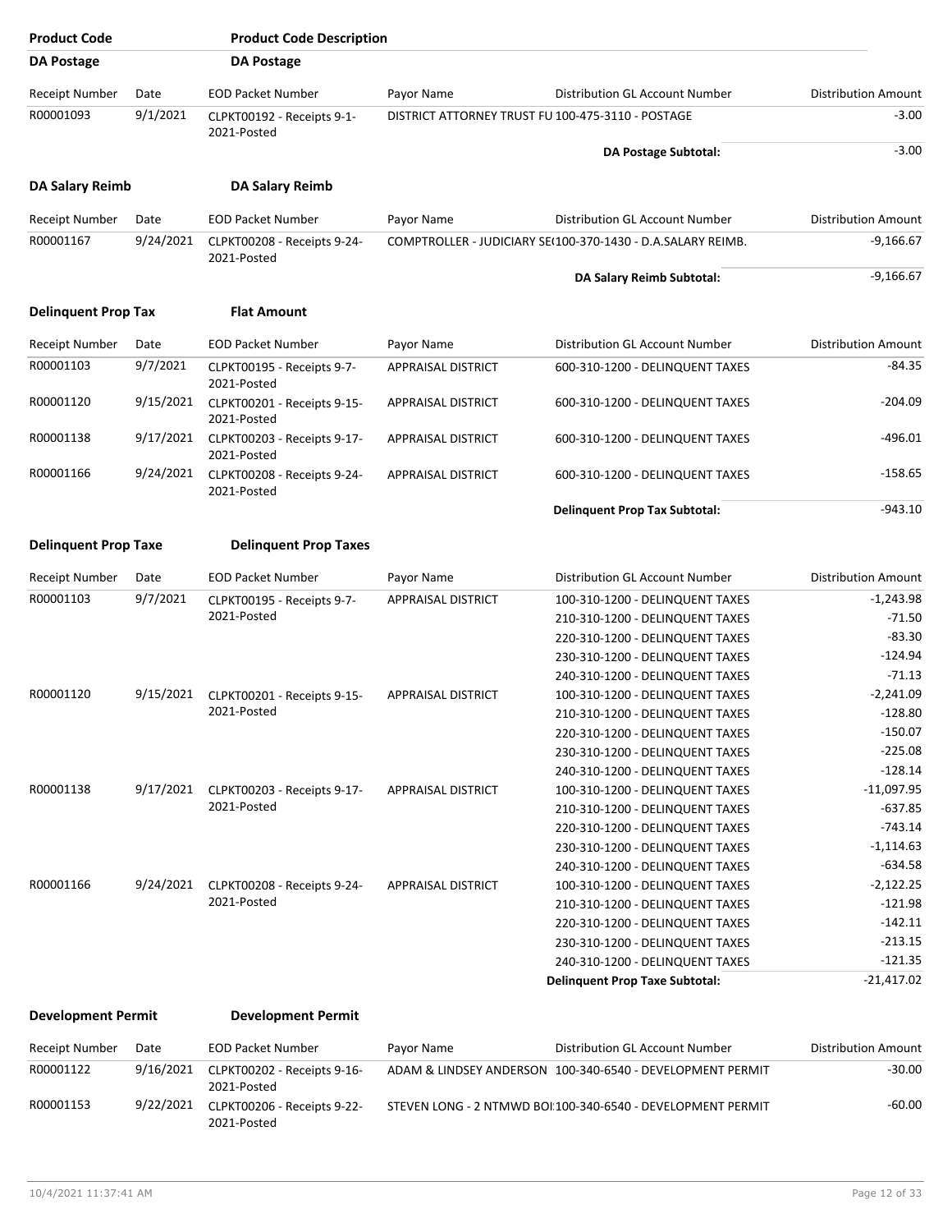| Product Code | Product Code Description | | | | |
|---|---|---|---|---|---|
| **DA Postage** | **DA Postage** | | | | |

| Receipt Number | Date | EOD Packet Number | Payor Name | Distribution GL Account Number | Distribution Amount |
|---|---|---|---|---|---|
| R00001093 | 9/1/2021 | CLPKT00192 - Receipts 9-1-2021-Posted | DISTRICT ATTORNEY TRUST FU | 100-475-3110 - POSTAGE | -3.00 |
| | | | | **DA Postage Subtotal:** | -3.00 |

**DA Salary Reimb** — **DA Salary Reimb**

| Receipt Number | Date | EOD Packet Number | Payor Name | Distribution GL Account Number | Distribution Amount |
|---|---|---|---|---|---|
| R00001167 | 9/24/2021 | CLPKT00208 - Receipts 9-24-2021-Posted | COMPTROLLER - JUDICIARY SE( | 100-370-1430 - D.A.SALARY REIMB. | -9,166.67 |
| | | | | **DA Salary Reimb Subtotal:** | -9,166.67 |

**Delinquent Prop Tax** — **Flat Amount**

| Receipt Number | Date | EOD Packet Number | Payor Name | Distribution GL Account Number | Distribution Amount |
|---|---|---|---|---|---|
| R00001103 | 9/7/2021 | CLPKT00195 - Receipts 9-7-2021-Posted | APPRAISAL DISTRICT | 600-310-1200 - DELINQUENT TAXES | -84.35 |
| R00001120 | 9/15/2021 | CLPKT00201 - Receipts 9-15-2021-Posted | APPRAISAL DISTRICT | 600-310-1200 - DELINQUENT TAXES | -204.09 |
| R00001138 | 9/17/2021 | CLPKT00203 - Receipts 9-17-2021-Posted | APPRAISAL DISTRICT | 600-310-1200 - DELINQUENT TAXES | -496.01 |
| R00001166 | 9/24/2021 | CLPKT00208 - Receipts 9-24-2021-Posted | APPRAISAL DISTRICT | 600-310-1200 - DELINQUENT TAXES | -158.65 |
| | | | | **Delinquent Prop Tax Subtotal:** | -943.10 |

**Delinquent Prop Taxe** — **Delinquent Prop Taxes**

| Receipt Number | Date | EOD Packet Number | Payor Name | Distribution GL Account Number | Distribution Amount |
|---|---|---|---|---|---|
| R00001103 | 9/7/2021 | CLPKT00195 - Receipts 9-7-2021-Posted | APPRAISAL DISTRICT | 100-310-1200 - DELINQUENT TAXES | -1,243.98 |
| | | | | 210-310-1200 - DELINQUENT TAXES | -71.50 |
| | | | | 220-310-1200 - DELINQUENT TAXES | -83.30 |
| | | | | 230-310-1200 - DELINQUENT TAXES | -124.94 |
| | | | | 240-310-1200 - DELINQUENT TAXES | -71.13 |
| R00001120 | 9/15/2021 | CLPKT00201 - Receipts 9-15-2021-Posted | APPRAISAL DISTRICT | 100-310-1200 - DELINQUENT TAXES | -2,241.09 |
| | | | | 210-310-1200 - DELINQUENT TAXES | -128.80 |
| | | | | 220-310-1200 - DELINQUENT TAXES | -150.07 |
| | | | | 230-310-1200 - DELINQUENT TAXES | -225.08 |
| | | | | 240-310-1200 - DELINQUENT TAXES | -128.14 |
| R00001138 | 9/17/2021 | CLPKT00203 - Receipts 9-17-2021-Posted | APPRAISAL DISTRICT | 100-310-1200 - DELINQUENT TAXES | -11,097.95 |
| | | | | 210-310-1200 - DELINQUENT TAXES | -637.85 |
| | | | | 220-310-1200 - DELINQUENT TAXES | -743.14 |
| | | | | 230-310-1200 - DELINQUENT TAXES | -1,114.63 |
| | | | | 240-310-1200 - DELINQUENT TAXES | -634.58 |
| R00001166 | 9/24/2021 | CLPKT00208 - Receipts 9-24-2021-Posted | APPRAISAL DISTRICT | 100-310-1200 - DELINQUENT TAXES | -2,122.25 |
| | | | | 210-310-1200 - DELINQUENT TAXES | -121.98 |
| | | | | 220-310-1200 - DELINQUENT TAXES | -142.11 |
| | | | | 230-310-1200 - DELINQUENT TAXES | -213.15 |
| | | | | 240-310-1200 - DELINQUENT TAXES | -121.35 |
| | | | | **Delinquent Prop Taxe Subtotal:** | -21,417.02 |

**Development Permit** — **Development Permit**

| Receipt Number | Date | EOD Packet Number | Payor Name | Distribution GL Account Number | Distribution Amount |
|---|---|---|---|---|---|
| R00001122 | 9/16/2021 | CLPKT00202 - Receipts 9-16-2021-Posted | ADAM & LINDSEY ANDERSON | 100-340-6540 - DEVELOPMENT PERMIT | -30.00 |
| R00001153 | 9/22/2021 | CLPKT00206 - Receipts 9-22-2021-Posted | STEVEN LONG - 2 NTMWD BOI | 100-340-6540 - DEVELOPMENT PERMIT | -60.00 |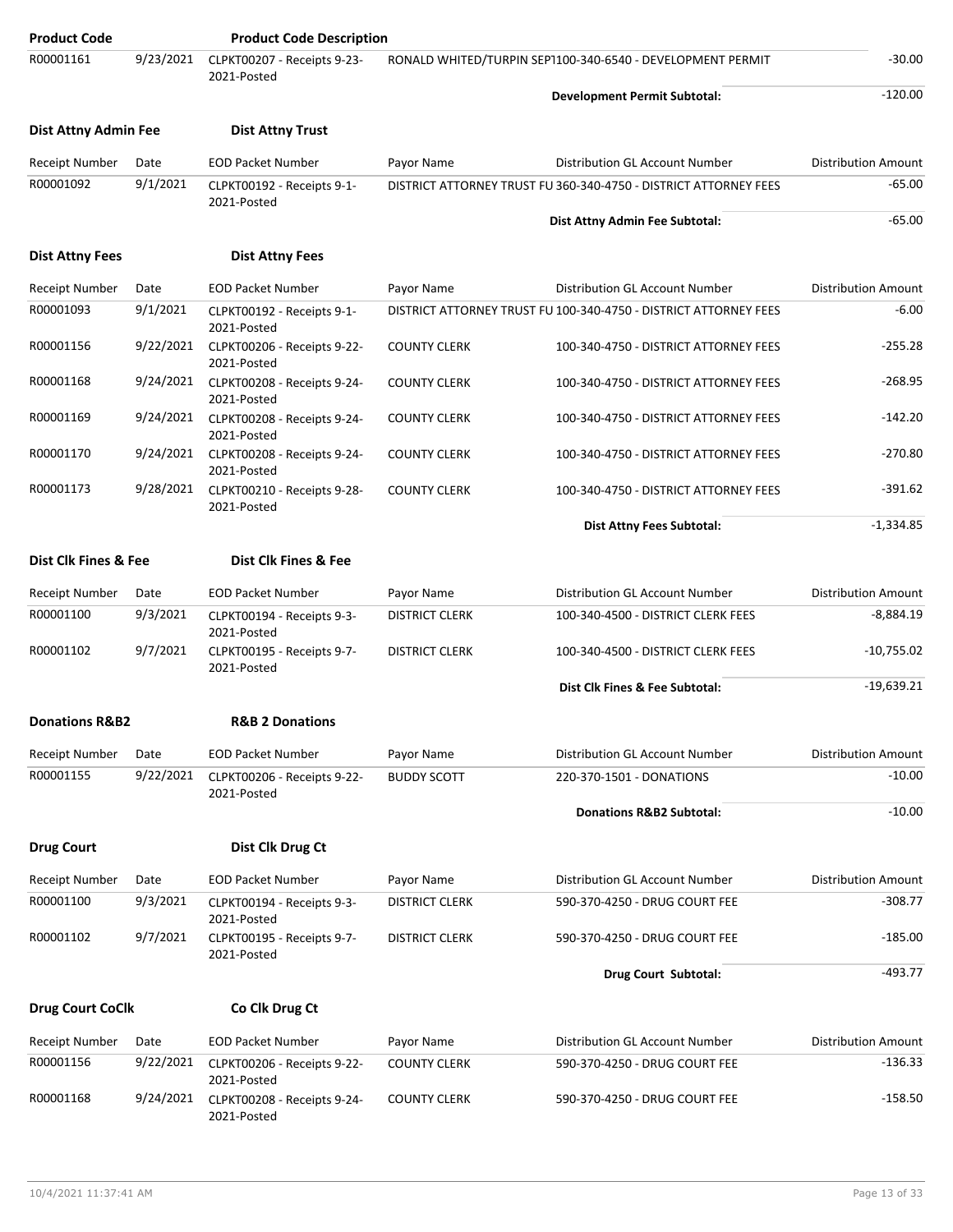| Product Code | | Product Code Description | | | |
|---|---|---|---|---|---|
| R00001161 | 9/23/2021 | CLPKT00207 - Receipts 9-23-2021-Posted | RONALD WHITED/TURPIN SEPT | 100-340-6540 - DEVELOPMENT PERMIT | -30.00 |
| | | | | **Development Permit Subtotal:** | -120.00 |

**Dist Attny Admin Fee** **Dist Attny Trust**

| Receipt Number | Date | EOD Packet Number | Payor Name | Distribution GL Account Number | Distribution Amount |
|---|---|---|---|---|---|
| R00001092 | 9/1/2021 | CLPKT00192 - Receipts 9-1-2021-Posted | DISTRICT ATTORNEY TRUST FU | 360-340-4750 - DISTRICT ATTORNEY FEES | -65.00 |
| | | | | **Dist Attny Admin Fee Subtotal:** | -65.00 |

**Dist Attny Fees** **Dist Attny Fees**

| Receipt Number | Date | EOD Packet Number | Payor Name | Distribution GL Account Number | Distribution Amount |
|---|---|---|---|---|---|
| R00001093 | 9/1/2021 | CLPKT00192 - Receipts 9-1-2021-Posted | DISTRICT ATTORNEY TRUST FU | 100-340-4750 - DISTRICT ATTORNEY FEES | -6.00 |
| R00001156 | 9/22/2021 | CLPKT00206 - Receipts 9-22-2021-Posted | COUNTY CLERK | 100-340-4750 - DISTRICT ATTORNEY FEES | -255.28 |
| R00001168 | 9/24/2021 | CLPKT00208 - Receipts 9-24-2021-Posted | COUNTY CLERK | 100-340-4750 - DISTRICT ATTORNEY FEES | -268.95 |
| R00001169 | 9/24/2021 | CLPKT00208 - Receipts 9-24-2021-Posted | COUNTY CLERK | 100-340-4750 - DISTRICT ATTORNEY FEES | -142.20 |
| R00001170 | 9/24/2021 | CLPKT00208 - Receipts 9-24-2021-Posted | COUNTY CLERK | 100-340-4750 - DISTRICT ATTORNEY FEES | -270.80 |
| R00001173 | 9/28/2021 | CLPKT00210 - Receipts 9-28-2021-Posted | COUNTY CLERK | 100-340-4750 - DISTRICT ATTORNEY FEES | -391.62 |
| | | | | **Dist Attny Fees Subtotal:** | -1,334.85 |

**Dist Clk Fines & Fee** **Dist Clk Fines & Fee**

| Receipt Number | Date | EOD Packet Number | Payor Name | Distribution GL Account Number | Distribution Amount |
|---|---|---|---|---|---|
| R00001100 | 9/3/2021 | CLPKT00194 - Receipts 9-3-2021-Posted | DISTRICT CLERK | 100-340-4500 - DISTRICT CLERK FEES | -8,884.19 |
| R00001102 | 9/7/2021 | CLPKT00195 - Receipts 9-7-2021-Posted | DISTRICT CLERK | 100-340-4500 - DISTRICT CLERK FEES | -10,755.02 |
| | | | | **Dist Clk Fines & Fee Subtotal:** | -19,639.21 |

**Donations R&B2** **R&B 2 Donations**

| Receipt Number | Date | EOD Packet Number | Payor Name | Distribution GL Account Number | Distribution Amount |
|---|---|---|---|---|---|
| R00001155 | 9/22/2021 | CLPKT00206 - Receipts 9-22-2021-Posted | BUDDY SCOTT | 220-370-1501 - DONATIONS | -10.00 |
| | | | | **Donations R&B2 Subtotal:** | -10.00 |

**Drug Court** **Dist Clk Drug Ct**

| Receipt Number | Date | EOD Packet Number | Payor Name | Distribution GL Account Number | Distribution Amount |
|---|---|---|---|---|---|
| R00001100 | 9/3/2021 | CLPKT00194 - Receipts 9-3-2021-Posted | DISTRICT CLERK | 590-370-4250 - DRUG COURT FEE | -308.77 |
| R00001102 | 9/7/2021 | CLPKT00195 - Receipts 9-7-2021-Posted | DISTRICT CLERK | 590-370-4250 - DRUG COURT FEE | -185.00 |
| | | | | **Drug Court Subtotal:** | -493.77 |

**Drug Court CoClk** **Co Clk Drug Ct**

| Receipt Number | Date | EOD Packet Number | Payor Name | Distribution GL Account Number | Distribution Amount |
|---|---|---|---|---|---|
| R00001156 | 9/22/2021 | CLPKT00206 - Receipts 9-22-2021-Posted | COUNTY CLERK | 590-370-4250 - DRUG COURT FEE | -136.33 |
| R00001168 | 9/24/2021 | CLPKT00208 - Receipts 9-24-2021-Posted | COUNTY CLERK | 590-370-4250 - DRUG COURT FEE | -158.50 |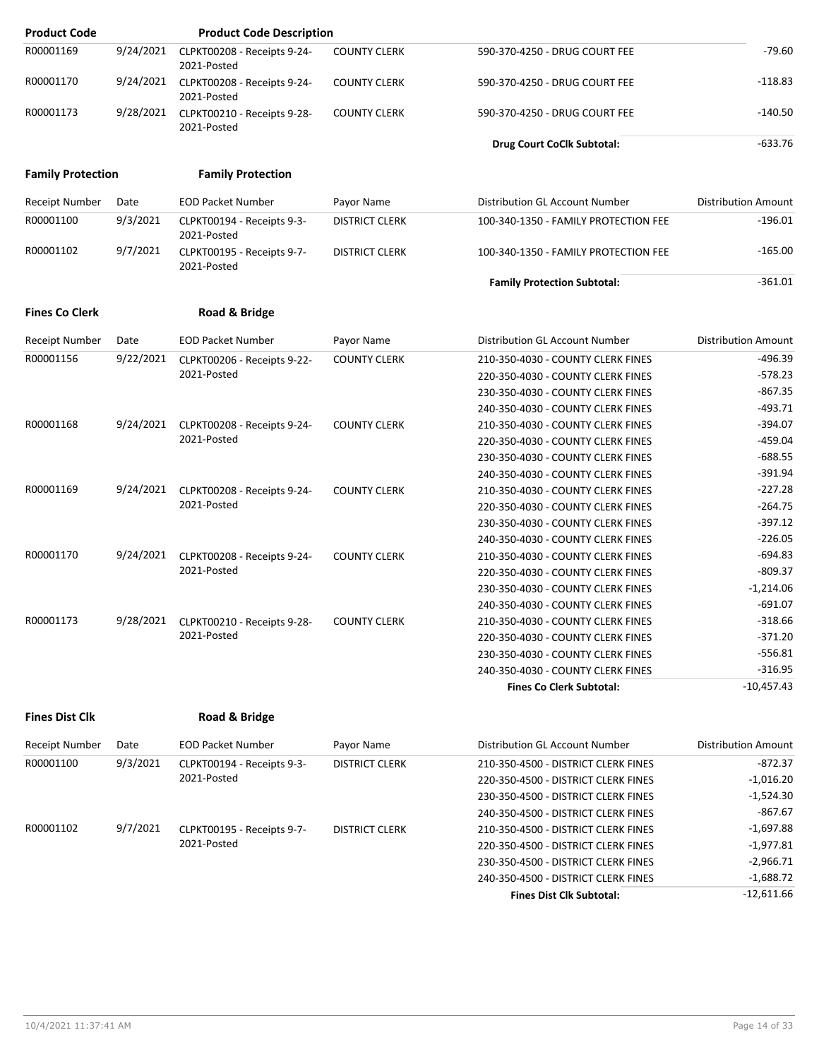| Product Code | | Product Code Description | | | |
|---|---|---|---|---|---|
| R00001169 | 9/24/2021 | CLPKT00208 - Receipts 9-24-2021-Posted | COUNTY CLERK | 590-370-4250 - DRUG COURT FEE | -79.60 |
| R00001170 | 9/24/2021 | CLPKT00208 - Receipts 9-24-2021-Posted | COUNTY CLERK | 590-370-4250 - DRUG COURT FEE | -118.83 |
| R00001173 | 9/28/2021 | CLPKT00210 - Receipts 9-28-2021-Posted | COUNTY CLERK | 590-370-4250 - DRUG COURT FEE | -140.50 |
| | | | | **Drug Court CoClk Subtotal:** | -633.76 |

**Family Protection** — **Family Protection**

| Receipt Number | Date | EOD Packet Number | Payor Name | Distribution GL Account Number | Distribution Amount |
|---|---|---|---|---|---|
| R00001100 | 9/3/2021 | CLPKT00194 - Receipts 9-3-2021-Posted | DISTRICT CLERK | 100-340-1350 - FAMILY PROTECTION FEE | -196.01 |
| R00001102 | 9/7/2021 | CLPKT00195 - Receipts 9-7-2021-Posted | DISTRICT CLERK | 100-340-1350 - FAMILY PROTECTION FEE | -165.00 |
| | | | | **Family Protection Subtotal:** | -361.01 |

**Fines Co Clerk** — **Road & Bridge**

| Receipt Number | Date | EOD Packet Number | Payor Name | Distribution GL Account Number | Distribution Amount |
|---|---|---|---|---|---|
| R00001156 | 9/22/2021 | CLPKT00206 - Receipts 9-22-2021-Posted | COUNTY CLERK | 210-350-4030 - COUNTY CLERK FINES | -496.39 |
| | | | | 220-350-4030 - COUNTY CLERK FINES | -578.23 |
| | | | | 230-350-4030 - COUNTY CLERK FINES | -867.35 |
| | | | | 240-350-4030 - COUNTY CLERK FINES | -493.71 |
| R00001168 | 9/24/2021 | CLPKT00208 - Receipts 9-24-2021-Posted | COUNTY CLERK | 210-350-4030 - COUNTY CLERK FINES | -394.07 |
| | | | | 220-350-4030 - COUNTY CLERK FINES | -459.04 |
| | | | | 230-350-4030 - COUNTY CLERK FINES | -688.55 |
| | | | | 240-350-4030 - COUNTY CLERK FINES | -391.94 |
| R00001169 | 9/24/2021 | CLPKT00208 - Receipts 9-24-2021-Posted | COUNTY CLERK | 210-350-4030 - COUNTY CLERK FINES | -227.28 |
| | | | | 220-350-4030 - COUNTY CLERK FINES | -264.75 |
| | | | | 230-350-4030 - COUNTY CLERK FINES | -397.12 |
| | | | | 240-350-4030 - COUNTY CLERK FINES | -226.05 |
| R00001170 | 9/24/2021 | CLPKT00208 - Receipts 9-24-2021-Posted | COUNTY CLERK | 210-350-4030 - COUNTY CLERK FINES | -694.83 |
| | | | | 220-350-4030 - COUNTY CLERK FINES | -809.37 |
| | | | | 230-350-4030 - COUNTY CLERK FINES | -1,214.06 |
| | | | | 240-350-4030 - COUNTY CLERK FINES | -691.07 |
| R00001173 | 9/28/2021 | CLPKT00210 - Receipts 9-28-2021-Posted | COUNTY CLERK | 210-350-4030 - COUNTY CLERK FINES | -318.66 |
| | | | | 220-350-4030 - COUNTY CLERK FINES | -371.20 |
| | | | | 230-350-4030 - COUNTY CLERK FINES | -556.81 |
| | | | | 240-350-4030 - COUNTY CLERK FINES | -316.95 |
| | | | | **Fines Co Clerk Subtotal:** | -10,457.43 |

**Fines Dist Clk** — **Road & Bridge**

| Receipt Number | Date | EOD Packet Number | Payor Name | Distribution GL Account Number | Distribution Amount |
|---|---|---|---|---|---|
| R00001100 | 9/3/2021 | CLPKT00194 - Receipts 9-3-2021-Posted | DISTRICT CLERK | 210-350-4500 - DISTRICT CLERK FINES | -872.37 |
| | | | | 220-350-4500 - DISTRICT CLERK FINES | -1,016.20 |
| | | | | 230-350-4500 - DISTRICT CLERK FINES | -1,524.30 |
| | | | | 240-350-4500 - DISTRICT CLERK FINES | -867.67 |
| R00001102 | 9/7/2021 | CLPKT00195 - Receipts 9-7-2021-Posted | DISTRICT CLERK | 210-350-4500 - DISTRICT CLERK FINES | -1,697.88 |
| | | | | 220-350-4500 - DISTRICT CLERK FINES | -1,977.81 |
| | | | | 230-350-4500 - DISTRICT CLERK FINES | -2,966.71 |
| | | | | 240-350-4500 - DISTRICT CLERK FINES | -1,688.72 |
| | | | | **Fines Dist Clk Subtotal:** | -12,611.66 |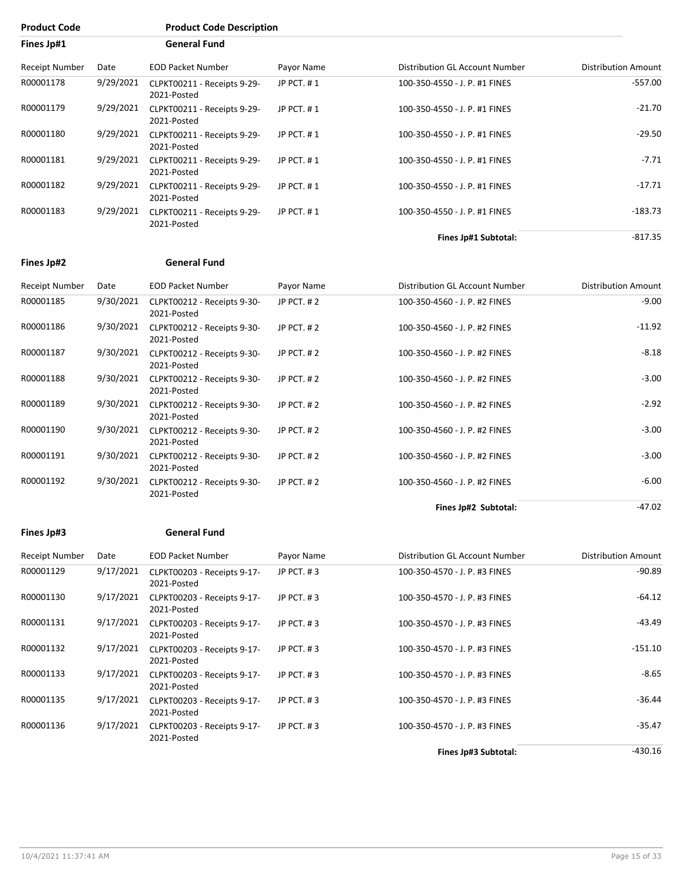| Product Code | Product Code Description |
|---|---|
| Fines Jp#1 | General Fund |

| Receipt Number | Date | EOD Packet Number | Payor Name | Distribution GL Account Number | Distribution Amount |
|---|---|---|---|---|---|
| R00001178 | 9/29/2021 | CLPKT00211 - Receipts 9-29-2021-Posted | JP PCT. # 1 | 100-350-4550 - J. P. #1 FINES | -557.00 |
| R00001179 | 9/29/2021 | CLPKT00211 - Receipts 9-29-2021-Posted | JP PCT. # 1 | 100-350-4550 - J. P. #1 FINES | -21.70 |
| R00001180 | 9/29/2021 | CLPKT00211 - Receipts 9-29-2021-Posted | JP PCT. # 1 | 100-350-4550 - J. P. #1 FINES | -29.50 |
| R00001181 | 9/29/2021 | CLPKT00211 - Receipts 9-29-2021-Posted | JP PCT. # 1 | 100-350-4550 - J. P. #1 FINES | -7.71 |
| R00001182 | 9/29/2021 | CLPKT00211 - Receipts 9-29-2021-Posted | JP PCT. # 1 | 100-350-4550 - J. P. #1 FINES | -17.71 |
| R00001183 | 9/29/2021 | CLPKT00211 - Receipts 9-29-2021-Posted | JP PCT. # 1 | 100-350-4550 - J. P. #1 FINES | -183.73 |
| | | | | **Fines Jp#1 Subtotal:** | -817.35 |

| Fines Jp#2 | General Fund |
|---|---|

| Receipt Number | Date | EOD Packet Number | Payor Name | Distribution GL Account Number | Distribution Amount |
|---|---|---|---|---|---|
| R00001185 | 9/30/2021 | CLPKT00212 - Receipts 9-30-2021-Posted | JP PCT. # 2 | 100-350-4560 - J. P. #2 FINES | -9.00 |
| R00001186 | 9/30/2021 | CLPKT00212 - Receipts 9-30-2021-Posted | JP PCT. # 2 | 100-350-4560 - J. P. #2 FINES | -11.92 |
| R00001187 | 9/30/2021 | CLPKT00212 - Receipts 9-30-2021-Posted | JP PCT. # 2 | 100-350-4560 - J. P. #2 FINES | -8.18 |
| R00001188 | 9/30/2021 | CLPKT00212 - Receipts 9-30-2021-Posted | JP PCT. # 2 | 100-350-4560 - J. P. #2 FINES | -3.00 |
| R00001189 | 9/30/2021 | CLPKT00212 - Receipts 9-30-2021-Posted | JP PCT. # 2 | 100-350-4560 - J. P. #2 FINES | -2.92 |
| R00001190 | 9/30/2021 | CLPKT00212 - Receipts 9-30-2021-Posted | JP PCT. # 2 | 100-350-4560 - J. P. #2 FINES | -3.00 |
| R00001191 | 9/30/2021 | CLPKT00212 - Receipts 9-30-2021-Posted | JP PCT. # 2 | 100-350-4560 - J. P. #2 FINES | -3.00 |
| R00001192 | 9/30/2021 | CLPKT00212 - Receipts 9-30-2021-Posted | JP PCT. # 2 | 100-350-4560 - J. P. #2 FINES | -6.00 |
| | | | | **Fines Jp#2 Subtotal:** | -47.02 |

| Fines Jp#3 | General Fund |
|---|---|

| Receipt Number | Date | EOD Packet Number | Payor Name | Distribution GL Account Number | Distribution Amount |
|---|---|---|---|---|---|
| R00001129 | 9/17/2021 | CLPKT00203 - Receipts 9-17-2021-Posted | JP PCT. # 3 | 100-350-4570 - J. P. #3 FINES | -90.89 |
| R00001130 | 9/17/2021 | CLPKT00203 - Receipts 9-17-2021-Posted | JP PCT. # 3 | 100-350-4570 - J. P. #3 FINES | -64.12 |
| R00001131 | 9/17/2021 | CLPKT00203 - Receipts 9-17-2021-Posted | JP PCT. # 3 | 100-350-4570 - J. P. #3 FINES | -43.49 |
| R00001132 | 9/17/2021 | CLPKT00203 - Receipts 9-17-2021-Posted | JP PCT. # 3 | 100-350-4570 - J. P. #3 FINES | -151.10 |
| R00001133 | 9/17/2021 | CLPKT00203 - Receipts 9-17-2021-Posted | JP PCT. # 3 | 100-350-4570 - J. P. #3 FINES | -8.65 |
| R00001135 | 9/17/2021 | CLPKT00203 - Receipts 9-17-2021-Posted | JP PCT. # 3 | 100-350-4570 - J. P. #3 FINES | -36.44 |
| R00001136 | 9/17/2021 | CLPKT00203 - Receipts 9-17-2021-Posted | JP PCT. # 3 | 100-350-4570 - J. P. #3 FINES | -35.47 |
| | | | | **Fines Jp#3 Subtotal:** | -430.16 |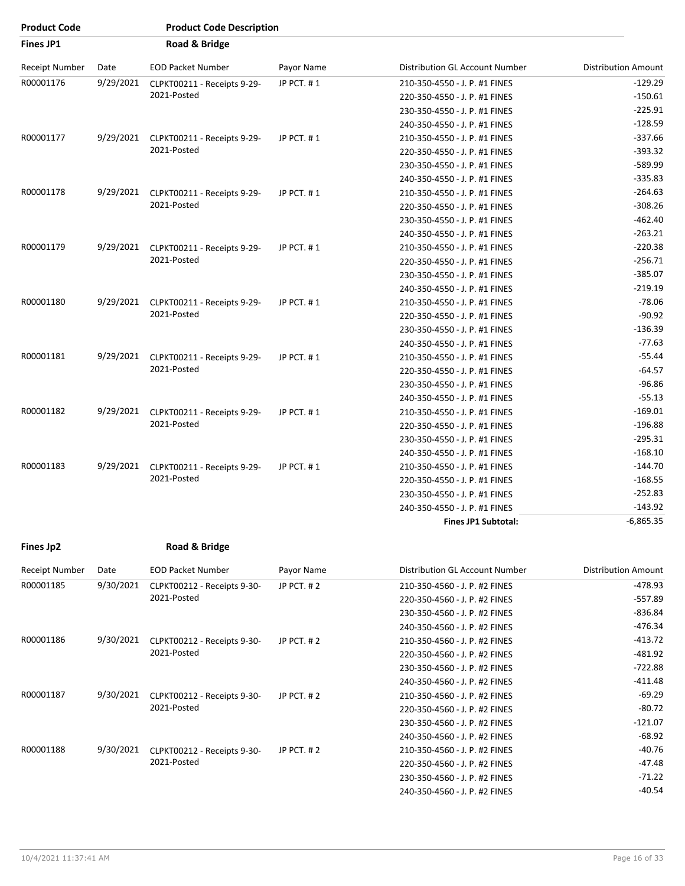| Product Code | Product Code Description |
|---|---|
| **Fines JP1** | **Road & Bridge** |

| Receipt Number | Date | EOD Packet Number | Payor Name | Distribution GL Account Number | Distribution Amount |
|---|---|---|---|---|---|
| R00001176 | 9/29/2021 | CLPKT00211 - Receipts 9-29-2021-Posted | JP PCT. # 1 | 210-350-4550 - J. P. #1 FINES | -129.29 |
| | | | | 220-350-4550 - J. P. #1 FINES | -150.61 |
| | | | | 230-350-4550 - J. P. #1 FINES | -225.91 |
| | | | | 240-350-4550 - J. P. #1 FINES | -128.59 |
| R00001177 | 9/29/2021 | CLPKT00211 - Receipts 9-29-2021-Posted | JP PCT. # 1 | 210-350-4550 - J. P. #1 FINES | -337.66 |
| | | | | 220-350-4550 - J. P. #1 FINES | -393.32 |
| | | | | 230-350-4550 - J. P. #1 FINES | -589.99 |
| | | | | 240-350-4550 - J. P. #1 FINES | -335.83 |
| R00001178 | 9/29/2021 | CLPKT00211 - Receipts 9-29-2021-Posted | JP PCT. # 1 | 210-350-4550 - J. P. #1 FINES | -264.63 |
| | | | | 220-350-4550 - J. P. #1 FINES | -308.26 |
| | | | | 230-350-4550 - J. P. #1 FINES | -462.40 |
| | | | | 240-350-4550 - J. P. #1 FINES | -263.21 |
| R00001179 | 9/29/2021 | CLPKT00211 - Receipts 9-29-2021-Posted | JP PCT. # 1 | 210-350-4550 - J. P. #1 FINES | -220.38 |
| | | | | 220-350-4550 - J. P. #1 FINES | -256.71 |
| | | | | 230-350-4550 - J. P. #1 FINES | -385.07 |
| | | | | 240-350-4550 - J. P. #1 FINES | -219.19 |
| R00001180 | 9/29/2021 | CLPKT00211 - Receipts 9-29-2021-Posted | JP PCT. # 1 | 210-350-4550 - J. P. #1 FINES | -78.06 |
| | | | | 220-350-4550 - J. P. #1 FINES | -90.92 |
| | | | | 230-350-4550 - J. P. #1 FINES | -136.39 |
| | | | | 240-350-4550 - J. P. #1 FINES | -77.63 |
| R00001181 | 9/29/2021 | CLPKT00211 - Receipts 9-29-2021-Posted | JP PCT. # 1 | 210-350-4550 - J. P. #1 FINES | -55.44 |
| | | | | 220-350-4550 - J. P. #1 FINES | -64.57 |
| | | | | 230-350-4550 - J. P. #1 FINES | -96.86 |
| | | | | 240-350-4550 - J. P. #1 FINES | -55.13 |
| R00001182 | 9/29/2021 | CLPKT00211 - Receipts 9-29-2021-Posted | JP PCT. # 1 | 210-350-4550 - J. P. #1 FINES | -169.01 |
| | | | | 220-350-4550 - J. P. #1 FINES | -196.88 |
| | | | | 230-350-4550 - J. P. #1 FINES | -295.31 |
| | | | | 240-350-4550 - J. P. #1 FINES | -168.10 |
| R00001183 | 9/29/2021 | CLPKT00211 - Receipts 9-29-2021-Posted | JP PCT. # 1 | 210-350-4550 - J. P. #1 FINES | -144.70 |
| | | | | 220-350-4550 - J. P. #1 FINES | -168.55 |
| | | | | 230-350-4550 - J. P. #1 FINES | -252.83 |
| | | | | 240-350-4550 - J. P. #1 FINES | -143.92 |
| | | | | **Fines JP1 Subtotal:** | -6,865.35 |

| **Fines Jp2** | **Road & Bridge** |
|---|---|

| Receipt Number | Date | EOD Packet Number | Payor Name | Distribution GL Account Number | Distribution Amount |
|---|---|---|---|---|---|
| R00001185 | 9/30/2021 | CLPKT00212 - Receipts 9-30-2021-Posted | JP PCT. # 2 | 210-350-4560 - J. P. #2 FINES | -478.93 |
| | | | | 220-350-4560 - J. P. #2 FINES | -557.89 |
| | | | | 230-350-4560 - J. P. #2 FINES | -836.84 |
| | | | | 240-350-4560 - J. P. #2 FINES | -476.34 |
| R00001186 | 9/30/2021 | CLPKT00212 - Receipts 9-30-2021-Posted | JP PCT. # 2 | 210-350-4560 - J. P. #2 FINES | -413.72 |
| | | | | 220-350-4560 - J. P. #2 FINES | -481.92 |
| | | | | 230-350-4560 - J. P. #2 FINES | -722.88 |
| | | | | 240-350-4560 - J. P. #2 FINES | -411.48 |
| R00001187 | 9/30/2021 | CLPKT00212 - Receipts 9-30-2021-Posted | JP PCT. # 2 | 210-350-4560 - J. P. #2 FINES | -69.29 |
| | | | | 220-350-4560 - J. P. #2 FINES | -80.72 |
| | | | | 230-350-4560 - J. P. #2 FINES | -121.07 |
| | | | | 240-350-4560 - J. P. #2 FINES | -68.92 |
| R00001188 | 9/30/2021 | CLPKT00212 - Receipts 9-30-2021-Posted | JP PCT. # 2 | 210-350-4560 - J. P. #2 FINES | -40.76 |
| | | | | 220-350-4560 - J. P. #2 FINES | -47.48 |
| | | | | 230-350-4560 - J. P. #2 FINES | -71.22 |
| | | | | 240-350-4560 - J. P. #2 FINES | -40.54 |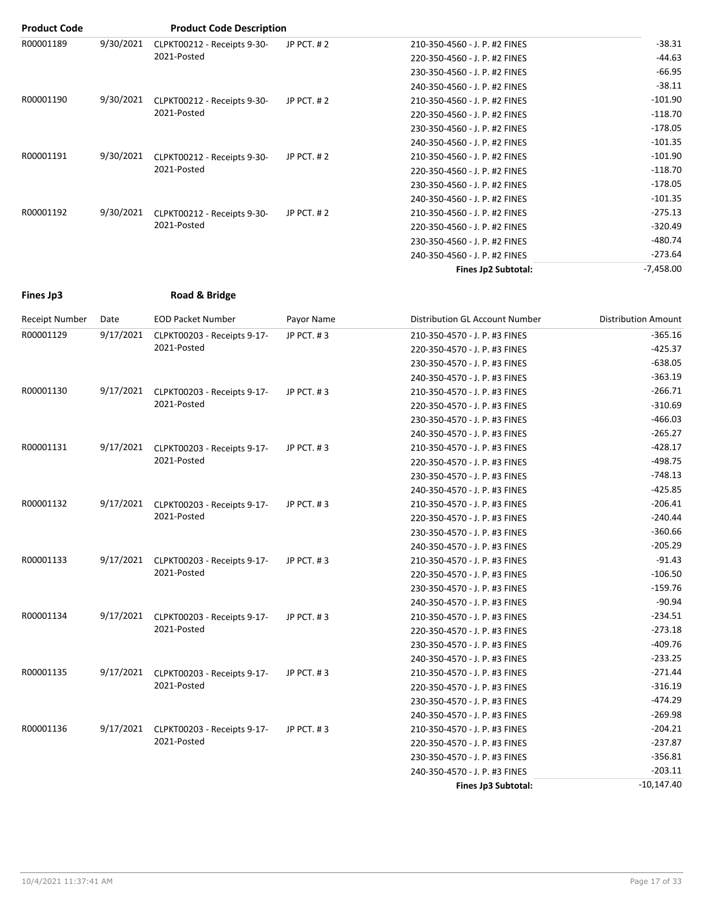| Product Code | | Product Code Description | | | |
|---|---|---|---|---|---|
| R00001189 | 9/30/2021 | CLPKT00212 - Receipts 9-30-2021-Posted | JP PCT. # 2 | 210-350-4560 - J. P. #2 FINES | -38.31 |
| | | | | 220-350-4560 - J. P. #2 FINES | -44.63 |
| | | | | 230-350-4560 - J. P. #2 FINES | -66.95 |
| | | | | 240-350-4560 - J. P. #2 FINES | -38.11 |
| R00001190 | 9/30/2021 | CLPKT00212 - Receipts 9-30-2021-Posted | JP PCT. # 2 | 210-350-4560 - J. P. #2 FINES | -101.90 |
| | | | | 220-350-4560 - J. P. #2 FINES | -118.70 |
| | | | | 230-350-4560 - J. P. #2 FINES | -178.05 |
| | | | | 240-350-4560 - J. P. #2 FINES | -101.35 |
| R00001191 | 9/30/2021 | CLPKT00212 - Receipts 9-30-2021-Posted | JP PCT. # 2 | 210-350-4560 - J. P. #2 FINES | -101.90 |
| | | | | 220-350-4560 - J. P. #2 FINES | -118.70 |
| | | | | 230-350-4560 - J. P. #2 FINES | -178.05 |
| | | | | 240-350-4560 - J. P. #2 FINES | -101.35 |
| R00001192 | 9/30/2021 | CLPKT00212 - Receipts 9-30-2021-Posted | JP PCT. # 2 | 210-350-4560 - J. P. #2 FINES | -275.13 |
| | | | | 220-350-4560 - J. P. #2 FINES | -320.49 |
| | | | | 230-350-4560 - J. P. #2 FINES | -480.74 |
| | | | | 240-350-4560 - J. P. #2 FINES | -273.64 |
| | | | | **Fines Jp2 Subtotal:** | -7,458.00 |

**Fines Jp3** **Road & Bridge**

| Receipt Number | Date | EOD Packet Number | Payor Name | Distribution GL Account Number | Distribution Amount |
|---|---|---|---|---|---|
| R00001129 | 9/17/2021 | CLPKT00203 - Receipts 9-17-2021-Posted | JP PCT. # 3 | 210-350-4570 - J. P. #3 FINES | -365.16 |
| | | | | 220-350-4570 - J. P. #3 FINES | -425.37 |
| | | | | 230-350-4570 - J. P. #3 FINES | -638.05 |
| | | | | 240-350-4570 - J. P. #3 FINES | -363.19 |
| R00001130 | 9/17/2021 | CLPKT00203 - Receipts 9-17-2021-Posted | JP PCT. # 3 | 210-350-4570 - J. P. #3 FINES | -266.71 |
| | | | | 220-350-4570 - J. P. #3 FINES | -310.69 |
| | | | | 230-350-4570 - J. P. #3 FINES | -466.03 |
| | | | | 240-350-4570 - J. P. #3 FINES | -265.27 |
| R00001131 | 9/17/2021 | CLPKT00203 - Receipts 9-17-2021-Posted | JP PCT. # 3 | 210-350-4570 - J. P. #3 FINES | -428.17 |
| | | | | 220-350-4570 - J. P. #3 FINES | -498.75 |
| | | | | 230-350-4570 - J. P. #3 FINES | -748.13 |
| | | | | 240-350-4570 - J. P. #3 FINES | -425.85 |
| R00001132 | 9/17/2021 | CLPKT00203 - Receipts 9-17-2021-Posted | JP PCT. # 3 | 210-350-4570 - J. P. #3 FINES | -206.41 |
| | | | | 220-350-4570 - J. P. #3 FINES | -240.44 |
| | | | | 230-350-4570 - J. P. #3 FINES | -360.66 |
| | | | | 240-350-4570 - J. P. #3 FINES | -205.29 |
| R00001133 | 9/17/2021 | CLPKT00203 - Receipts 9-17-2021-Posted | JP PCT. # 3 | 210-350-4570 - J. P. #3 FINES | -91.43 |
| | | | | 220-350-4570 - J. P. #3 FINES | -106.50 |
| | | | | 230-350-4570 - J. P. #3 FINES | -159.76 |
| | | | | 240-350-4570 - J. P. #3 FINES | -90.94 |
| R00001134 | 9/17/2021 | CLPKT00203 - Receipts 9-17-2021-Posted | JP PCT. # 3 | 210-350-4570 - J. P. #3 FINES | -234.51 |
| | | | | 220-350-4570 - J. P. #3 FINES | -273.18 |
| | | | | 230-350-4570 - J. P. #3 FINES | -409.76 |
| | | | | 240-350-4570 - J. P. #3 FINES | -233.25 |
| R00001135 | 9/17/2021 | CLPKT00203 - Receipts 9-17-2021-Posted | JP PCT. # 3 | 210-350-4570 - J. P. #3 FINES | -271.44 |
| | | | | 220-350-4570 - J. P. #3 FINES | -316.19 |
| | | | | 230-350-4570 - J. P. #3 FINES | -474.29 |
| | | | | 240-350-4570 - J. P. #3 FINES | -269.98 |
| R00001136 | 9/17/2021 | CLPKT00203 - Receipts 9-17-2021-Posted | JP PCT. # 3 | 210-350-4570 - J. P. #3 FINES | -204.21 |
| | | | | 220-350-4570 - J. P. #3 FINES | -237.87 |
| | | | | 230-350-4570 - J. P. #3 FINES | -356.81 |
| | | | | 240-350-4570 - J. P. #3 FINES | -203.11 |
| | | | | **Fines Jp3 Subtotal:** | -10,147.40 |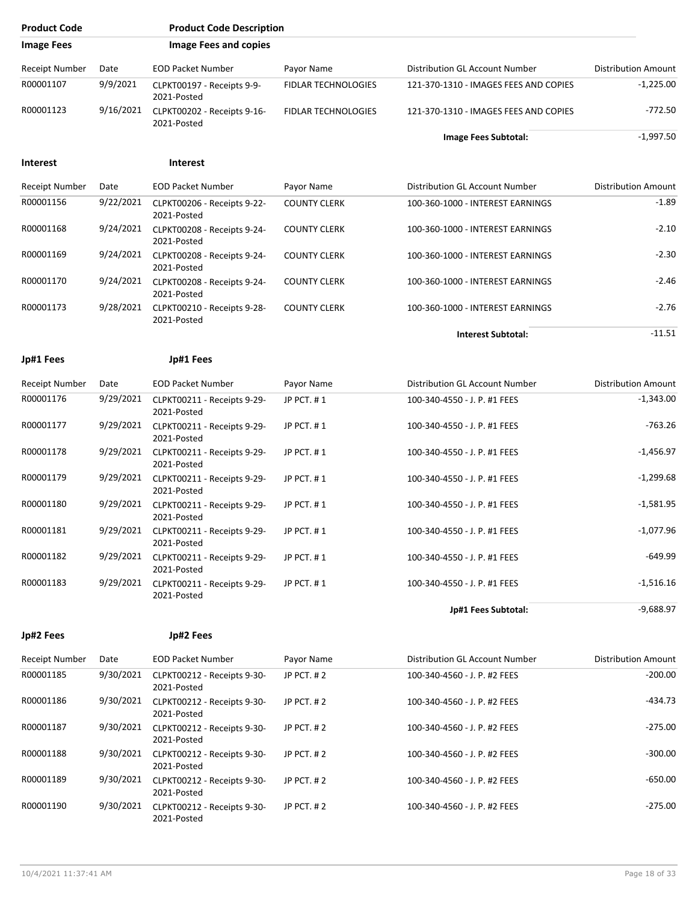| Product Code | Product Code Description | | | | |
|---|---|---|---|---|---|
| **Image Fees** | **Image Fees and copies** | | | | |

| Receipt Number | Date | EOD Packet Number | Payor Name | Distribution GL Account Number | Distribution Amount |
|---|---|---|---|---|---|
| R00001107 | 9/9/2021 | CLPKT00197 - Receipts 9-9-2021-Posted | FIDLAR TECHNOLOGIES | 121-370-1310 - IMAGES FEES AND COPIES | -1,225.00 |
| R00001123 | 9/16/2021 | CLPKT00202 - Receipts 9-16-2021-Posted | FIDLAR TECHNOLOGIES | 121-370-1310 - IMAGES FEES AND COPIES | -772.50 |
| | | | | **Image Fees Subtotal:** | -1,997.50 |

**Interest** **Interest**

| Receipt Number | Date | EOD Packet Number | Payor Name | Distribution GL Account Number | Distribution Amount |
|---|---|---|---|---|---|
| R00001156 | 9/22/2021 | CLPKT00206 - Receipts 9-22-2021-Posted | COUNTY CLERK | 100-360-1000 - INTEREST EARNINGS | -1.89 |
| R00001168 | 9/24/2021 | CLPKT00208 - Receipts 9-24-2021-Posted | COUNTY CLERK | 100-360-1000 - INTEREST EARNINGS | -2.10 |
| R00001169 | 9/24/2021 | CLPKT00208 - Receipts 9-24-2021-Posted | COUNTY CLERK | 100-360-1000 - INTEREST EARNINGS | -2.30 |
| R00001170 | 9/24/2021 | CLPKT00208 - Receipts 9-24-2021-Posted | COUNTY CLERK | 100-360-1000 - INTEREST EARNINGS | -2.46 |
| R00001173 | 9/28/2021 | CLPKT00210 - Receipts 9-28-2021-Posted | COUNTY CLERK | 100-360-1000 - INTEREST EARNINGS | -2.76 |
| | | | | **Interest Subtotal:** | -11.51 |

**Jp#1 Fees** **Jp#1 Fees**

| Receipt Number | Date | EOD Packet Number | Payor Name | Distribution GL Account Number | Distribution Amount |
|---|---|---|---|---|---|
| R00001176 | 9/29/2021 | CLPKT00211 - Receipts 9-29-2021-Posted | JP PCT. # 1 | 100-340-4550 - J. P. #1 FEES | -1,343.00 |
| R00001177 | 9/29/2021 | CLPKT00211 - Receipts 9-29-2021-Posted | JP PCT. # 1 | 100-340-4550 - J. P. #1 FEES | -763.26 |
| R00001178 | 9/29/2021 | CLPKT00211 - Receipts 9-29-2021-Posted | JP PCT. # 1 | 100-340-4550 - J. P. #1 FEES | -1,456.97 |
| R00001179 | 9/29/2021 | CLPKT00211 - Receipts 9-29-2021-Posted | JP PCT. # 1 | 100-340-4550 - J. P. #1 FEES | -1,299.68 |
| R00001180 | 9/29/2021 | CLPKT00211 - Receipts 9-29-2021-Posted | JP PCT. # 1 | 100-340-4550 - J. P. #1 FEES | -1,581.95 |
| R00001181 | 9/29/2021 | CLPKT00211 - Receipts 9-29-2021-Posted | JP PCT. # 1 | 100-340-4550 - J. P. #1 FEES | -1,077.96 |
| R00001182 | 9/29/2021 | CLPKT00211 - Receipts 9-29-2021-Posted | JP PCT. # 1 | 100-340-4550 - J. P. #1 FEES | -649.99 |
| R00001183 | 9/29/2021 | CLPKT00211 - Receipts 9-29-2021-Posted | JP PCT. # 1 | 100-340-4550 - J. P. #1 FEES | -1,516.16 |
| | | | | **Jp#1 Fees Subtotal:** | -9,688.97 |

**Jp#2 Fees** **Jp#2 Fees**

| Receipt Number | Date | EOD Packet Number | Payor Name | Distribution GL Account Number | Distribution Amount |
|---|---|---|---|---|---|
| R00001185 | 9/30/2021 | CLPKT00212 - Receipts 9-30-2021-Posted | JP PCT. # 2 | 100-340-4560 - J. P. #2 FEES | -200.00 |
| R00001186 | 9/30/2021 | CLPKT00212 - Receipts 9-30-2021-Posted | JP PCT. # 2 | 100-340-4560 - J. P. #2 FEES | -434.73 |
| R00001187 | 9/30/2021 | CLPKT00212 - Receipts 9-30-2021-Posted | JP PCT. # 2 | 100-340-4560 - J. P. #2 FEES | -275.00 |
| R00001188 | 9/30/2021 | CLPKT00212 - Receipts 9-30-2021-Posted | JP PCT. # 2 | 100-340-4560 - J. P. #2 FEES | -300.00 |
| R00001189 | 9/30/2021 | CLPKT00212 - Receipts 9-30-2021-Posted | JP PCT. # 2 | 100-340-4560 - J. P. #2 FEES | -650.00 |
| R00001190 | 9/30/2021 | CLPKT00212 - Receipts 9-30-2021-Posted | JP PCT. # 2 | 100-340-4560 - J. P. #2 FEES | -275.00 |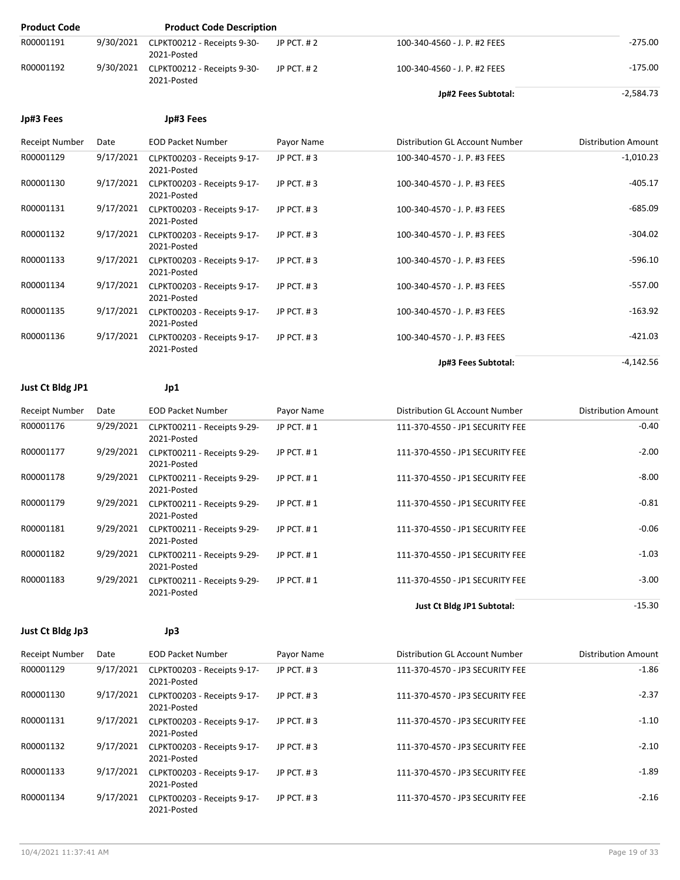| Product Code | | Product Code Description | | | |
|---|---|---|---|---|---|
| R00001191 | 9/30/2021 | CLPKT00212 - Receipts 9-30-2021-Posted | JP PCT. # 2 | 100-340-4560 - J. P. #2 FEES | -275.00 |
| R00001192 | 9/30/2021 | CLPKT00212 - Receipts 9-30-2021-Posted | JP PCT. # 2 | 100-340-4560 - J. P. #2 FEES | -175.00 |
| | | | | **Jp#2 Fees Subtotal:** | -2,584.73 |

**Jp#3 Fees** **Jp#3 Fees**

| Receipt Number | Date | EOD Packet Number | Payor Name | Distribution GL Account Number | Distribution Amount |
|---|---|---|---|---|---|
| R00001129 | 9/17/2021 | CLPKT00203 - Receipts 9-17-2021-Posted | JP PCT. # 3 | 100-340-4570 - J. P. #3 FEES | -1,010.23 |
| R00001130 | 9/17/2021 | CLPKT00203 - Receipts 9-17-2021-Posted | JP PCT. # 3 | 100-340-4570 - J. P. #3 FEES | -405.17 |
| R00001131 | 9/17/2021 | CLPKT00203 - Receipts 9-17-2021-Posted | JP PCT. # 3 | 100-340-4570 - J. P. #3 FEES | -685.09 |
| R00001132 | 9/17/2021 | CLPKT00203 - Receipts 9-17-2021-Posted | JP PCT. # 3 | 100-340-4570 - J. P. #3 FEES | -304.02 |
| R00001133 | 9/17/2021 | CLPKT00203 - Receipts 9-17-2021-Posted | JP PCT. # 3 | 100-340-4570 - J. P. #3 FEES | -596.10 |
| R00001134 | 9/17/2021 | CLPKT00203 - Receipts 9-17-2021-Posted | JP PCT. # 3 | 100-340-4570 - J. P. #3 FEES | -557.00 |
| R00001135 | 9/17/2021 | CLPKT00203 - Receipts 9-17-2021-Posted | JP PCT. # 3 | 100-340-4570 - J. P. #3 FEES | -163.92 |
| R00001136 | 9/17/2021 | CLPKT00203 - Receipts 9-17-2021-Posted | JP PCT. # 3 | 100-340-4570 - J. P. #3 FEES | -421.03 |
| | | | | **Jp#3 Fees Subtotal:** | -4,142.56 |

**Just Ct Bldg JP1** **Jp1**

| Receipt Number | Date | EOD Packet Number | Payor Name | Distribution GL Account Number | Distribution Amount |
|---|---|---|---|---|---|
| R00001176 | 9/29/2021 | CLPKT00211 - Receipts 9-29-2021-Posted | JP PCT. # 1 | 111-370-4550 - JP1 SECURITY FEE | -0.40 |
| R00001177 | 9/29/2021 | CLPKT00211 - Receipts 9-29-2021-Posted | JP PCT. # 1 | 111-370-4550 - JP1 SECURITY FEE | -2.00 |
| R00001178 | 9/29/2021 | CLPKT00211 - Receipts 9-29-2021-Posted | JP PCT. # 1 | 111-370-4550 - JP1 SECURITY FEE | -8.00 |
| R00001179 | 9/29/2021 | CLPKT00211 - Receipts 9-29-2021-Posted | JP PCT. # 1 | 111-370-4550 - JP1 SECURITY FEE | -0.81 |
| R00001181 | 9/29/2021 | CLPKT00211 - Receipts 9-29-2021-Posted | JP PCT. # 1 | 111-370-4550 - JP1 SECURITY FEE | -0.06 |
| R00001182 | 9/29/2021 | CLPKT00211 - Receipts 9-29-2021-Posted | JP PCT. # 1 | 111-370-4550 - JP1 SECURITY FEE | -1.03 |
| R00001183 | 9/29/2021 | CLPKT00211 - Receipts 9-29-2021-Posted | JP PCT. # 1 | 111-370-4550 - JP1 SECURITY FEE | -3.00 |
| | | | | **Just Ct Bldg JP1 Subtotal:** | -15.30 |

**Just Ct Bldg Jp3** **Jp3**

| Receipt Number | Date | EOD Packet Number | Payor Name | Distribution GL Account Number | Distribution Amount |
|---|---|---|---|---|---|
| R00001129 | 9/17/2021 | CLPKT00203 - Receipts 9-17-2021-Posted | JP PCT. # 3 | 111-370-4570 - JP3 SECURITY FEE | -1.86 |
| R00001130 | 9/17/2021 | CLPKT00203 - Receipts 9-17-2021-Posted | JP PCT. # 3 | 111-370-4570 - JP3 SECURITY FEE | -2.37 |
| R00001131 | 9/17/2021 | CLPKT00203 - Receipts 9-17-2021-Posted | JP PCT. # 3 | 111-370-4570 - JP3 SECURITY FEE | -1.10 |
| R00001132 | 9/17/2021 | CLPKT00203 - Receipts 9-17-2021-Posted | JP PCT. # 3 | 111-370-4570 - JP3 SECURITY FEE | -2.10 |
| R00001133 | 9/17/2021 | CLPKT00203 - Receipts 9-17-2021-Posted | JP PCT. # 3 | 111-370-4570 - JP3 SECURITY FEE | -1.89 |
| R00001134 | 9/17/2021 | CLPKT00203 - Receipts 9-17-2021-Posted | JP PCT. # 3 | 111-370-4570 - JP3 SECURITY FEE | -2.16 |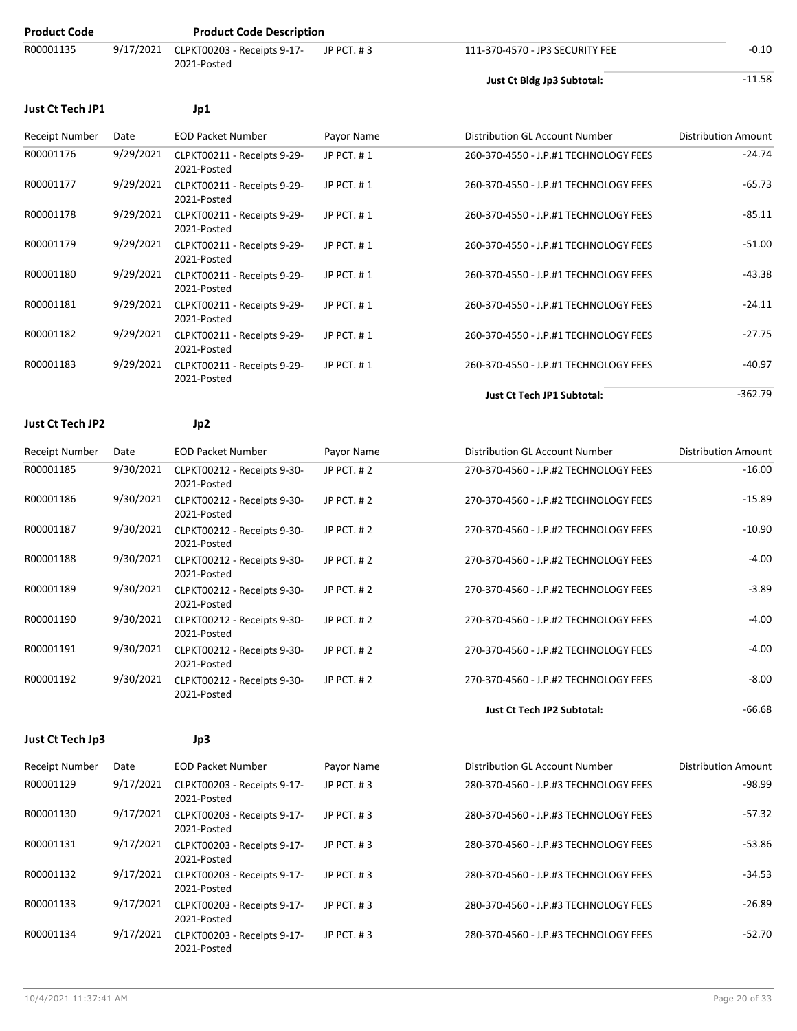| Product Code | | Product Code Description | | | |
|---|---|---|---|---|---|
| R00001135 | 9/17/2021 | CLPKT00203 - Receipts 9-17-2021-Posted | JP PCT. # 3 | 111-370-4570 - JP3 SECURITY FEE | -0.10 |
| | | | | **Just Ct Bldg Jp3 Subtotal:** | -11.58 |

**Just Ct Tech JP1** **Jp1**

| Receipt Number | Date | EOD Packet Number | Payor Name | Distribution GL Account Number | Distribution Amount |
|---|---|---|---|---|---|
| R00001176 | 9/29/2021 | CLPKT00211 - Receipts 9-29-2021-Posted | JP PCT. # 1 | 260-370-4550 - J.P.#1 TECHNOLOGY FEES | -24.74 |
| R00001177 | 9/29/2021 | CLPKT00211 - Receipts 9-29-2021-Posted | JP PCT. # 1 | 260-370-4550 - J.P.#1 TECHNOLOGY FEES | -65.73 |
| R00001178 | 9/29/2021 | CLPKT00211 - Receipts 9-29-2021-Posted | JP PCT. # 1 | 260-370-4550 - J.P.#1 TECHNOLOGY FEES | -85.11 |
| R00001179 | 9/29/2021 | CLPKT00211 - Receipts 9-29-2021-Posted | JP PCT. # 1 | 260-370-4550 - J.P.#1 TECHNOLOGY FEES | -51.00 |
| R00001180 | 9/29/2021 | CLPKT00211 - Receipts 9-29-2021-Posted | JP PCT. # 1 | 260-370-4550 - J.P.#1 TECHNOLOGY FEES | -43.38 |
| R00001181 | 9/29/2021 | CLPKT00211 - Receipts 9-29-2021-Posted | JP PCT. # 1 | 260-370-4550 - J.P.#1 TECHNOLOGY FEES | -24.11 |
| R00001182 | 9/29/2021 | CLPKT00211 - Receipts 9-29-2021-Posted | JP PCT. # 1 | 260-370-4550 - J.P.#1 TECHNOLOGY FEES | -27.75 |
| R00001183 | 9/29/2021 | CLPKT00211 - Receipts 9-29-2021-Posted | JP PCT. # 1 | 260-370-4550 - J.P.#1 TECHNOLOGY FEES | -40.97 |
| | | | | **Just Ct Tech JP1 Subtotal:** | -362.79 |

**Just Ct Tech JP2** **Jp2**

| Receipt Number | Date | EOD Packet Number | Payor Name | Distribution GL Account Number | Distribution Amount |
|---|---|---|---|---|---|
| R00001185 | 9/30/2021 | CLPKT00212 - Receipts 9-30-2021-Posted | JP PCT. # 2 | 270-370-4560 - J.P.#2 TECHNOLOGY FEES | -16.00 |
| R00001186 | 9/30/2021 | CLPKT00212 - Receipts 9-30-2021-Posted | JP PCT. # 2 | 270-370-4560 - J.P.#2 TECHNOLOGY FEES | -15.89 |
| R00001187 | 9/30/2021 | CLPKT00212 - Receipts 9-30-2021-Posted | JP PCT. # 2 | 270-370-4560 - J.P.#2 TECHNOLOGY FEES | -10.90 |
| R00001188 | 9/30/2021 | CLPKT00212 - Receipts 9-30-2021-Posted | JP PCT. # 2 | 270-370-4560 - J.P.#2 TECHNOLOGY FEES | -4.00 |
| R00001189 | 9/30/2021 | CLPKT00212 - Receipts 9-30-2021-Posted | JP PCT. # 2 | 270-370-4560 - J.P.#2 TECHNOLOGY FEES | -3.89 |
| R00001190 | 9/30/2021 | CLPKT00212 - Receipts 9-30-2021-Posted | JP PCT. # 2 | 270-370-4560 - J.P.#2 TECHNOLOGY FEES | -4.00 |
| R00001191 | 9/30/2021 | CLPKT00212 - Receipts 9-30-2021-Posted | JP PCT. # 2 | 270-370-4560 - J.P.#2 TECHNOLOGY FEES | -4.00 |
| R00001192 | 9/30/2021 | CLPKT00212 - Receipts 9-30-2021-Posted | JP PCT. # 2 | 270-370-4560 - J.P.#2 TECHNOLOGY FEES | -8.00 |
| | | | | **Just Ct Tech JP2 Subtotal:** | -66.68 |

**Just Ct Tech Jp3** **Jp3**

| Receipt Number | Date | EOD Packet Number | Payor Name | Distribution GL Account Number | Distribution Amount |
|---|---|---|---|---|---|
| R00001129 | 9/17/2021 | CLPKT00203 - Receipts 9-17-2021-Posted | JP PCT. # 3 | 280-370-4560 - J.P.#3 TECHNOLOGY FEES | -98.99 |
| R00001130 | 9/17/2021 | CLPKT00203 - Receipts 9-17-2021-Posted | JP PCT. # 3 | 280-370-4560 - J.P.#3 TECHNOLOGY FEES | -57.32 |
| R00001131 | 9/17/2021 | CLPKT00203 - Receipts 9-17-2021-Posted | JP PCT. # 3 | 280-370-4560 - J.P.#3 TECHNOLOGY FEES | -53.86 |
| R00001132 | 9/17/2021 | CLPKT00203 - Receipts 9-17-2021-Posted | JP PCT. # 3 | 280-370-4560 - J.P.#3 TECHNOLOGY FEES | -34.53 |
| R00001133 | 9/17/2021 | CLPKT00203 - Receipts 9-17-2021-Posted | JP PCT. # 3 | 280-370-4560 - J.P.#3 TECHNOLOGY FEES | -26.89 |
| R00001134 | 9/17/2021 | CLPKT00203 - Receipts 9-17-2021-Posted | JP PCT. # 3 | 280-370-4560 - J.P.#3 TECHNOLOGY FEES | -52.70 |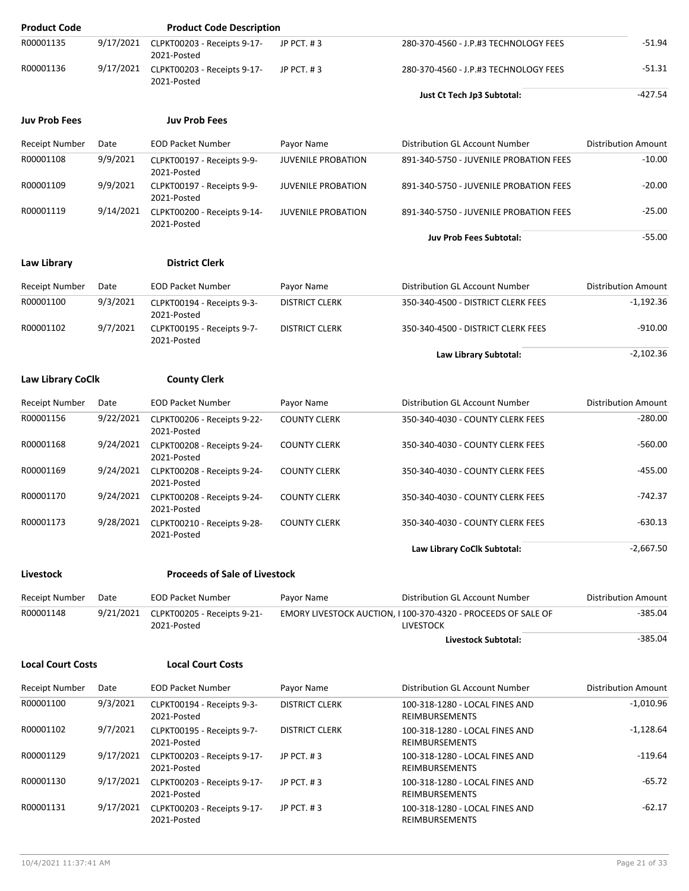| Product Code | | Product Code Description | | | |
|---|---|---|---|---|---|
| R00001135 | 9/17/2021 | CLPKT00203 - Receipts 9-17-2021-Posted | JP PCT. # 3 | 280-370-4560 - J.P.#3 TECHNOLOGY FEES | -51.94 |
| R00001136 | 9/17/2021 | CLPKT00203 - Receipts 9-17-2021-Posted | JP PCT. # 3 | 280-370-4560 - J.P.#3 TECHNOLOGY FEES | -51.31 |
| | | | | **Just Ct Tech Jp3 Subtotal:** | -427.54 |

**Juv Prob Fees** — **Juv Prob Fees**

| Receipt Number | Date | EOD Packet Number | Payor Name | Distribution GL Account Number | Distribution Amount |
|---|---|---|---|---|---|
| R00001108 | 9/9/2021 | CLPKT00197 - Receipts 9-9-2021-Posted | JUVENILE PROBATION | 891-340-5750 - JUVENILE PROBATION FEES | -10.00 |
| R00001109 | 9/9/2021 | CLPKT00197 - Receipts 9-9-2021-Posted | JUVENILE PROBATION | 891-340-5750 - JUVENILE PROBATION FEES | -20.00 |
| R00001119 | 9/14/2021 | CLPKT00200 - Receipts 9-14-2021-Posted | JUVENILE PROBATION | 891-340-5750 - JUVENILE PROBATION FEES | -25.00 |
| | | | | **Juv Prob Fees Subtotal:** | -55.00 |

**Law Library** — **District Clerk**

| Receipt Number | Date | EOD Packet Number | Payor Name | Distribution GL Account Number | Distribution Amount |
|---|---|---|---|---|---|
| R00001100 | 9/3/2021 | CLPKT00194 - Receipts 9-3-2021-Posted | DISTRICT CLERK | 350-340-4500 - DISTRICT CLERK FEES | -1,192.36 |
| R00001102 | 9/7/2021 | CLPKT00195 - Receipts 9-7-2021-Posted | DISTRICT CLERK | 350-340-4500 - DISTRICT CLERK FEES | -910.00 |
| | | | | **Law Library Subtotal:** | -2,102.36 |

**Law Library CoClk** — **County Clerk**

| Receipt Number | Date | EOD Packet Number | Payor Name | Distribution GL Account Number | Distribution Amount |
|---|---|---|---|---|---|
| R00001156 | 9/22/2021 | CLPKT00206 - Receipts 9-22-2021-Posted | COUNTY CLERK | 350-340-4030 - COUNTY CLERK FEES | -280.00 |
| R00001168 | 9/24/2021 | CLPKT00208 - Receipts 9-24-2021-Posted | COUNTY CLERK | 350-340-4030 - COUNTY CLERK FEES | -560.00 |
| R00001169 | 9/24/2021 | CLPKT00208 - Receipts 9-24-2021-Posted | COUNTY CLERK | 350-340-4030 - COUNTY CLERK FEES | -455.00 |
| R00001170 | 9/24/2021 | CLPKT00208 - Receipts 9-24-2021-Posted | COUNTY CLERK | 350-340-4030 - COUNTY CLERK FEES | -742.37 |
| R00001173 | 9/28/2021 | CLPKT00210 - Receipts 9-28-2021-Posted | COUNTY CLERK | 350-340-4030 - COUNTY CLERK FEES | -630.13 |
| | | | | **Law Library CoClk Subtotal:** | -2,667.50 |

**Livestock** — **Proceeds of Sale of Livestock**

| Receipt Number | Date | EOD Packet Number | Payor Name | Distribution GL Account Number | Distribution Amount |
|---|---|---|---|---|---|
| R00001148 | 9/21/2021 | CLPKT00205 - Receipts 9-21-2021-Posted | EMORY LIVESTOCK AUCTION, I | 100-370-4320 - PROCEEDS OF SALE OF LIVESTOCK | -385.04 |
| | | | | **Livestock Subtotal:** | -385.04 |

**Local Court Costs** — **Local Court Costs**

| Receipt Number | Date | EOD Packet Number | Payor Name | Distribution GL Account Number | Distribution Amount |
|---|---|---|---|---|---|
| R00001100 | 9/3/2021 | CLPKT00194 - Receipts 9-3-2021-Posted | DISTRICT CLERK | 100-318-1280 - LOCAL FINES AND REIMBURSEMENTS | -1,010.96 |
| R00001102 | 9/7/2021 | CLPKT00195 - Receipts 9-7-2021-Posted | DISTRICT CLERK | 100-318-1280 - LOCAL FINES AND REIMBURSEMENTS | -1,128.64 |
| R00001129 | 9/17/2021 | CLPKT00203 - Receipts 9-17-2021-Posted | JP PCT. # 3 | 100-318-1280 - LOCAL FINES AND REIMBURSEMENTS | -119.64 |
| R00001130 | 9/17/2021 | CLPKT00203 - Receipts 9-17-2021-Posted | JP PCT. # 3 | 100-318-1280 - LOCAL FINES AND REIMBURSEMENTS | -65.72 |
| R00001131 | 9/17/2021 | CLPKT00203 - Receipts 9-17-2021-Posted | JP PCT. # 3 | 100-318-1280 - LOCAL FINES AND REIMBURSEMENTS | -62.17 |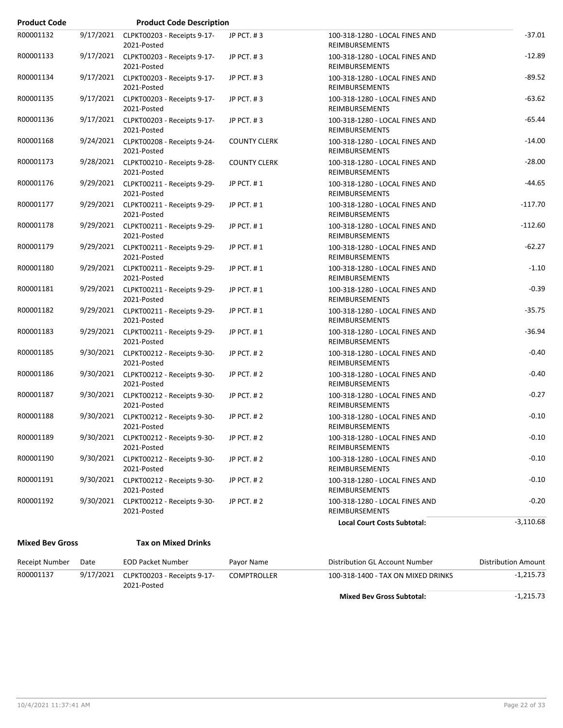| Product Code | | Product Code Description | | | |
|---|---|---|---|---|---|
| R00001132 | 9/17/2021 | CLPKT00203 - Receipts 9-17-2021-Posted | JP PCT. # 3 | 100-318-1280 - LOCAL FINES AND REIMBURSEMENTS | -37.01 |
| R00001133 | 9/17/2021 | CLPKT00203 - Receipts 9-17-2021-Posted | JP PCT. # 3 | 100-318-1280 - LOCAL FINES AND REIMBURSEMENTS | -12.89 |
| R00001134 | 9/17/2021 | CLPKT00203 - Receipts 9-17-2021-Posted | JP PCT. # 3 | 100-318-1280 - LOCAL FINES AND REIMBURSEMENTS | -89.52 |
| R00001135 | 9/17/2021 | CLPKT00203 - Receipts 9-17-2021-Posted | JP PCT. # 3 | 100-318-1280 - LOCAL FINES AND REIMBURSEMENTS | -63.62 |
| R00001136 | 9/17/2021 | CLPKT00203 - Receipts 9-17-2021-Posted | JP PCT. # 3 | 100-318-1280 - LOCAL FINES AND REIMBURSEMENTS | -65.44 |
| R00001168 | 9/24/2021 | CLPKT00208 - Receipts 9-24-2021-Posted | COUNTY CLERK | 100-318-1280 - LOCAL FINES AND REIMBURSEMENTS | -14.00 |
| R00001173 | 9/28/2021 | CLPKT00210 - Receipts 9-28-2021-Posted | COUNTY CLERK | 100-318-1280 - LOCAL FINES AND REIMBURSEMENTS | -28.00 |
| R00001176 | 9/29/2021 | CLPKT00211 - Receipts 9-29-2021-Posted | JP PCT. # 1 | 100-318-1280 - LOCAL FINES AND REIMBURSEMENTS | -44.65 |
| R00001177 | 9/29/2021 | CLPKT00211 - Receipts 9-29-2021-Posted | JP PCT. # 1 | 100-318-1280 - LOCAL FINES AND REIMBURSEMENTS | -117.70 |
| R00001178 | 9/29/2021 | CLPKT00211 - Receipts 9-29-2021-Posted | JP PCT. # 1 | 100-318-1280 - LOCAL FINES AND REIMBURSEMENTS | -112.60 |
| R00001179 | 9/29/2021 | CLPKT00211 - Receipts 9-29-2021-Posted | JP PCT. # 1 | 100-318-1280 - LOCAL FINES AND REIMBURSEMENTS | -62.27 |
| R00001180 | 9/29/2021 | CLPKT00211 - Receipts 9-29-2021-Posted | JP PCT. # 1 | 100-318-1280 - LOCAL FINES AND REIMBURSEMENTS | -1.10 |
| R00001181 | 9/29/2021 | CLPKT00211 - Receipts 9-29-2021-Posted | JP PCT. # 1 | 100-318-1280 - LOCAL FINES AND REIMBURSEMENTS | -0.39 |
| R00001182 | 9/29/2021 | CLPKT00211 - Receipts 9-29-2021-Posted | JP PCT. # 1 | 100-318-1280 - LOCAL FINES AND REIMBURSEMENTS | -35.75 |
| R00001183 | 9/29/2021 | CLPKT00211 - Receipts 9-29-2021-Posted | JP PCT. # 1 | 100-318-1280 - LOCAL FINES AND REIMBURSEMENTS | -36.94 |
| R00001185 | 9/30/2021 | CLPKT00212 - Receipts 9-30-2021-Posted | JP PCT. # 2 | 100-318-1280 - LOCAL FINES AND REIMBURSEMENTS | -0.40 |
| R00001186 | 9/30/2021 | CLPKT00212 - Receipts 9-30-2021-Posted | JP PCT. # 2 | 100-318-1280 - LOCAL FINES AND REIMBURSEMENTS | -0.40 |
| R00001187 | 9/30/2021 | CLPKT00212 - Receipts 9-30-2021-Posted | JP PCT. # 2 | 100-318-1280 - LOCAL FINES AND REIMBURSEMENTS | -0.27 |
| R00001188 | 9/30/2021 | CLPKT00212 - Receipts 9-30-2021-Posted | JP PCT. # 2 | 100-318-1280 - LOCAL FINES AND REIMBURSEMENTS | -0.10 |
| R00001189 | 9/30/2021 | CLPKT00212 - Receipts 9-30-2021-Posted | JP PCT. # 2 | 100-318-1280 - LOCAL FINES AND REIMBURSEMENTS | -0.10 |
| R00001190 | 9/30/2021 | CLPKT00212 - Receipts 9-30-2021-Posted | JP PCT. # 2 | 100-318-1280 - LOCAL FINES AND REIMBURSEMENTS | -0.10 |
| R00001191 | 9/30/2021 | CLPKT00212 - Receipts 9-30-2021-Posted | JP PCT. # 2 | 100-318-1280 - LOCAL FINES AND REIMBURSEMENTS | -0.10 |
| R00001192 | 9/30/2021 | CLPKT00212 - Receipts 9-30-2021-Posted | JP PCT. # 2 | 100-318-1280 - LOCAL FINES AND REIMBURSEMENTS | -0.20 |
| | | | | **Local Court Costs Subtotal:** | -3,110.68 |

**Mixed Bev Gross** **Tax on Mixed Drinks**

| Receipt Number | Date | EOD Packet Number | Payor Name | Distribution GL Account Number | Distribution Amount |
|---|---|---|---|---|---|
| R00001137 | 9/17/2021 | CLPKT00203 - Receipts 9-17-2021-Posted | COMPTROLLER | 100-318-1400 - TAX ON MIXED DRINKS | -1,215.73 |
| | | | | **Mixed Bev Gross Subtotal:** | -1,215.73 |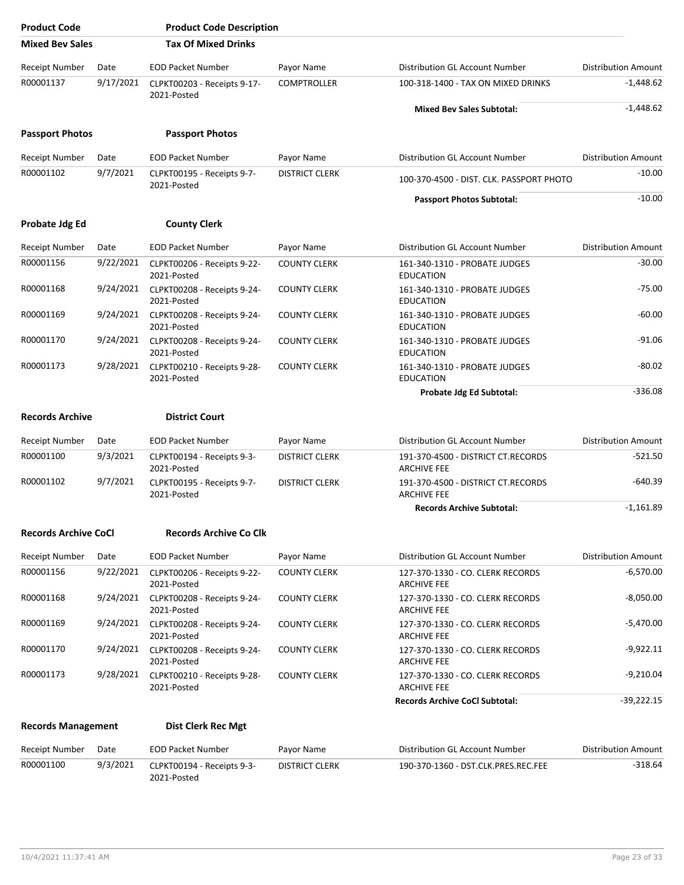| Product Code | Product Code Description | | | | |
|---|---|---|---|---|---|
| **Mixed Bev Sales** | **Tax Of Mixed Drinks** | | | | |
| Receipt Number | Date | EOD Packet Number | Payor Name | Distribution GL Account Number | Distribution Amount |
| R00001137 | 9/17/2021 | CLPKT00203 - Receipts 9-17-2021-Posted | COMPTROLLER | 100-318-1400 - TAX ON MIXED DRINKS | -1,448.62 |
| | | | | **Mixed Bev Sales Subtotal:** | -1,448.62 |
| **Passport Photos** | **Passport Photos** | | | | |
| Receipt Number | Date | EOD Packet Number | Payor Name | Distribution GL Account Number | Distribution Amount |
| R00001102 | 9/7/2021 | CLPKT00195 - Receipts 9-7-2021-Posted | DISTRICT CLERK | 100-370-4500 - DIST. CLK. PASSPORT PHOTO | -10.00 |
| | | | | **Passport Photos Subtotal:** | -10.00 |
| **Probate Jdg Ed** | **County Clerk** | | | | |
| Receipt Number | Date | EOD Packet Number | Payor Name | Distribution GL Account Number | Distribution Amount |
| R00001156 | 9/22/2021 | CLPKT00206 - Receipts 9-22-2021-Posted | COUNTY CLERK | 161-340-1310 - PROBATE JUDGES EDUCATION | -30.00 |
| R00001168 | 9/24/2021 | CLPKT00208 - Receipts 9-24-2021-Posted | COUNTY CLERK | 161-340-1310 - PROBATE JUDGES EDUCATION | -75.00 |
| R00001169 | 9/24/2021 | CLPKT00208 - Receipts 9-24-2021-Posted | COUNTY CLERK | 161-340-1310 - PROBATE JUDGES EDUCATION | -60.00 |
| R00001170 | 9/24/2021 | CLPKT00208 - Receipts 9-24-2021-Posted | COUNTY CLERK | 161-340-1310 - PROBATE JUDGES EDUCATION | -91.06 |
| R00001173 | 9/28/2021 | CLPKT00210 - Receipts 9-28-2021-Posted | COUNTY CLERK | 161-340-1310 - PROBATE JUDGES EDUCATION | -80.02 |
| | | | | **Probate Jdg Ed Subtotal:** | -336.08 |
| **Records Archive** | **District Court** | | | | |
| Receipt Number | Date | EOD Packet Number | Payor Name | Distribution GL Account Number | Distribution Amount |
| R00001100 | 9/3/2021 | CLPKT00194 - Receipts 9-3-2021-Posted | DISTRICT CLERK | 191-370-4500 - DISTRICT CT.RECORDS ARCHIVE FEE | -521.50 |
| R00001102 | 9/7/2021 | CLPKT00195 - Receipts 9-7-2021-Posted | DISTRICT CLERK | 191-370-4500 - DISTRICT CT.RECORDS ARCHIVE FEE | -640.39 |
| | | | | **Records Archive Subtotal:** | -1,161.89 |
| **Records Archive CoCl** | **Records Archive Co Clk** | | | | |
| Receipt Number | Date | EOD Packet Number | Payor Name | Distribution GL Account Number | Distribution Amount |
| R00001156 | 9/22/2021 | CLPKT00206 - Receipts 9-22-2021-Posted | COUNTY CLERK | 127-370-1330 - CO. CLERK RECORDS ARCHIVE FEE | -6,570.00 |
| R00001168 | 9/24/2021 | CLPKT00208 - Receipts 9-24-2021-Posted | COUNTY CLERK | 127-370-1330 - CO. CLERK RECORDS ARCHIVE FEE | -8,050.00 |
| R00001169 | 9/24/2021 | CLPKT00208 - Receipts 9-24-2021-Posted | COUNTY CLERK | 127-370-1330 - CO. CLERK RECORDS ARCHIVE FEE | -5,470.00 |
| R00001170 | 9/24/2021 | CLPKT00208 - Receipts 9-24-2021-Posted | COUNTY CLERK | 127-370-1330 - CO. CLERK RECORDS ARCHIVE FEE | -9,922.11 |
| R00001173 | 9/28/2021 | CLPKT00210 - Receipts 9-28-2021-Posted | COUNTY CLERK | 127-370-1330 - CO. CLERK RECORDS ARCHIVE FEE | -9,210.04 |
| | | | | **Records Archive CoCl Subtotal:** | -39,222.15 |
| **Records Management** | **Dist Clerk Rec Mgt** | | | | |
| Receipt Number | Date | EOD Packet Number | Payor Name | Distribution GL Account Number | Distribution Amount |
| R00001100 | 9/3/2021 | CLPKT00194 - Receipts 9-3-2021-Posted | DISTRICT CLERK | 190-370-1360 - DST.CLK.PRES.REC.FEE | -318.64 |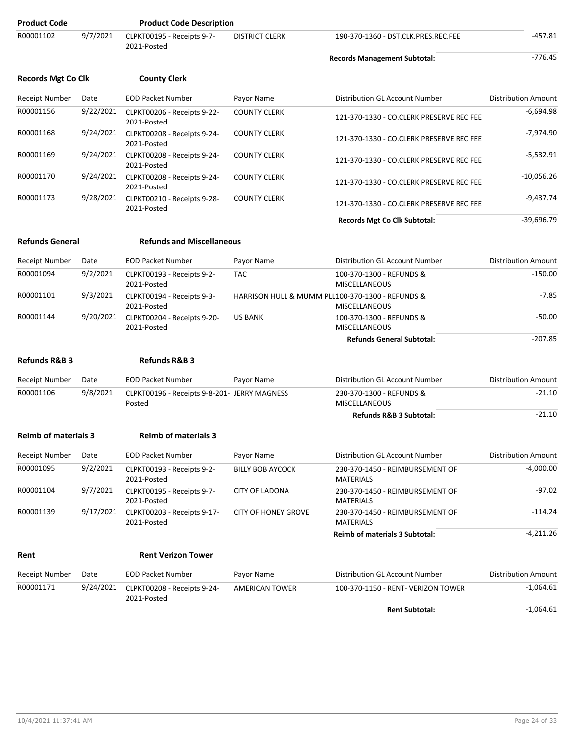| Product Code | | Product Code Description | | | |
|---|---|---|---|---|---|
| R00001102 | 9/7/2021 | CLPKT00195 - Receipts 9-7-2021-Posted | DISTRICT CLERK | 190-370-1360 - DST.CLK.PRES.REC.FEE | -457.81 |
| | | | | **Records Management Subtotal:** | -776.45 |

**Records Mgt Co Clk** **County Clerk**

| Receipt Number | Date | EOD Packet Number | Payor Name | Distribution GL Account Number | Distribution Amount |
|---|---|---|---|---|---|
| R00001156 | 9/22/2021 | CLPKT00206 - Receipts 9-22-2021-Posted | COUNTY CLERK | 121-370-1330 - CO.CLERK PRESERVE REC FEE | -6,694.98 |
| R00001168 | 9/24/2021 | CLPKT00208 - Receipts 9-24-2021-Posted | COUNTY CLERK | 121-370-1330 - CO.CLERK PRESERVE REC FEE | -7,974.90 |
| R00001169 | 9/24/2021 | CLPKT00208 - Receipts 9-24-2021-Posted | COUNTY CLERK | 121-370-1330 - CO.CLERK PRESERVE REC FEE | -5,532.91 |
| R00001170 | 9/24/2021 | CLPKT00208 - Receipts 9-24-2021-Posted | COUNTY CLERK | 121-370-1330 - CO.CLERK PRESERVE REC FEE | -10,056.26 |
| R00001173 | 9/28/2021 | CLPKT00210 - Receipts 9-28-2021-Posted | COUNTY CLERK | 121-370-1330 - CO.CLERK PRESERVE REC FEE | -9,437.74 |
| | | | | **Records Mgt Co Clk Subtotal:** | -39,696.79 |

**Refunds General** **Refunds and Miscellaneous**

| Receipt Number | Date | EOD Packet Number | Payor Name | Distribution GL Account Number | Distribution Amount |
|---|---|---|---|---|---|
| R00001094 | 9/2/2021 | CLPKT00193 - Receipts 9-2-2021-Posted | TAC | 100-370-1300 - REFUNDS & MISCELLANEOUS | -150.00 |
| R00001101 | 9/3/2021 | CLPKT00194 - Receipts 9-3-2021-Posted | HARRISON HULL & MUMM PLL | 100-370-1300 - REFUNDS & MISCELLANEOUS | -7.85 |
| R00001144 | 9/20/2021 | CLPKT00204 - Receipts 9-20-2021-Posted | US BANK | 100-370-1300 - REFUNDS & MISCELLANEOUS | -50.00 |
| | | | | **Refunds General Subtotal:** | -207.85 |

**Refunds R&B 3** **Refunds R&B 3**

| Receipt Number | Date | EOD Packet Number | Payor Name | Distribution GL Account Number | Distribution Amount |
|---|---|---|---|---|---|
| R00001106 | 9/8/2021 | CLPKT00196 - Receipts 9-8-201-Posted | JERRY MAGNESS | 230-370-1300 - REFUNDS & MISCELLANEOUS | -21.10 |
| | | | | **Refunds R&B 3 Subtotal:** | -21.10 |

**Reimb of materials 3** **Reimb of materials 3**

| Receipt Number | Date | EOD Packet Number | Payor Name | Distribution GL Account Number | Distribution Amount |
|---|---|---|---|---|---|
| R00001095 | 9/2/2021 | CLPKT00193 - Receipts 9-2-2021-Posted | BILLY BOB AYCOCK | 230-370-1450 - REIMBURSEMENT OF MATERIALS | -4,000.00 |
| R00001104 | 9/7/2021 | CLPKT00195 - Receipts 9-7-2021-Posted | CITY OF LADONA | 230-370-1450 - REIMBURSEMENT OF MATERIALS | -97.02 |
| R00001139 | 9/17/2021 | CLPKT00203 - Receipts 9-17-2021-Posted | CITY OF HONEY GROVE | 230-370-1450 - REIMBURSEMENT OF MATERIALS | -114.24 |
| | | | | **Reimb of materials 3 Subtotal:** | -4,211.26 |

**Rent** **Rent Verizon Tower**

| Receipt Number | Date | EOD Packet Number | Payor Name | Distribution GL Account Number | Distribution Amount |
|---|---|---|---|---|---|
| R00001171 | 9/24/2021 | CLPKT00208 - Receipts 9-24-2021-Posted | AMERICAN TOWER | 100-370-1150 - RENT- VERIZON TOWER | -1,064.61 |
| | | | | **Rent Subtotal:** | -1,064.61 |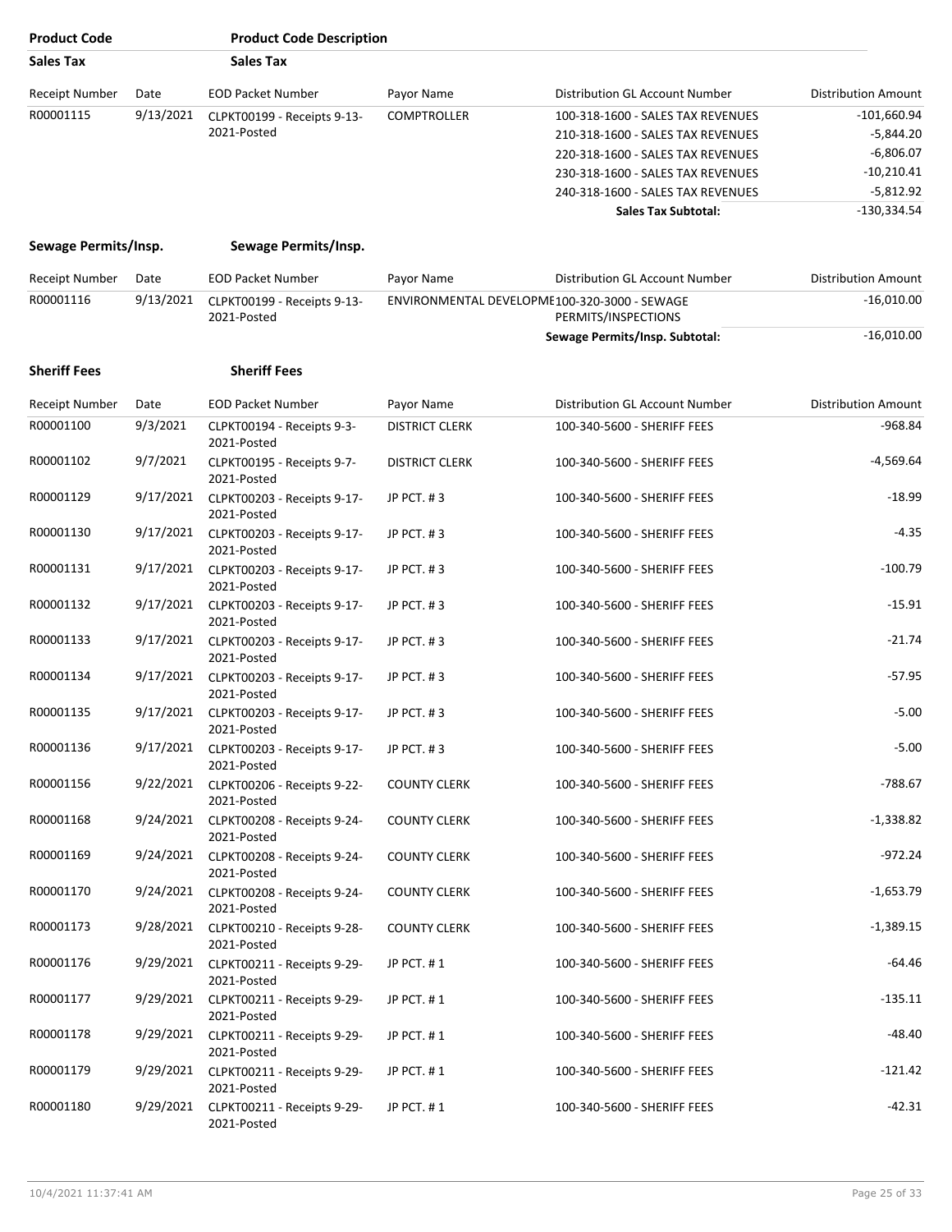| Product Code | Product Code Description |
|---|---|
| **Sales Tax** | **Sales Tax** |

| Receipt Number | Date | EOD Packet Number | Payor Name | Distribution GL Account Number | Distribution Amount |
|---|---|---|---|---|---|
| R00001115 | 9/13/2021 | CLPKT00199 - Receipts 9-13-2021-Posted | COMPTROLLER | 100-318-1600 - SALES TAX REVENUES | -101,660.94 |
| | | | | 210-318-1600 - SALES TAX REVENUES | -5,844.20 |
| | | | | 220-318-1600 - SALES TAX REVENUES | -6,806.07 |
| | | | | 230-318-1600 - SALES TAX REVENUES | -10,210.41 |
| | | | | 240-318-1600 - SALES TAX REVENUES | -5,812.92 |
| | | | | **Sales Tax Subtotal:** | -130,334.54 |

**Sewage Permits/Insp.** **Sewage Permits/Insp.**

| Receipt Number | Date | EOD Packet Number | Payor Name | Distribution GL Account Number | Distribution Amount |
|---|---|---|---|---|---|
| R00001116 | 9/13/2021 | CLPKT00199 - Receipts 9-13-2021-Posted | ENVIRONMENTAL DEVELOPME | 100-320-3000 - SEWAGE PERMITS/INSPECTIONS | -16,010.00 |
| | | | | **Sewage Permits/Insp. Subtotal:** | -16,010.00 |

**Sheriff Fees** **Sheriff Fees**

| Receipt Number | Date | EOD Packet Number | Payor Name | Distribution GL Account Number | Distribution Amount |
|---|---|---|---|---|---|
| R00001100 | 9/3/2021 | CLPKT00194 - Receipts 9-3-2021-Posted | DISTRICT CLERK | 100-340-5600 - SHERIFF FEES | -968.84 |
| R00001102 | 9/7/2021 | CLPKT00195 - Receipts 9-7-2021-Posted | DISTRICT CLERK | 100-340-5600 - SHERIFF FEES | -4,569.64 |
| R00001129 | 9/17/2021 | CLPKT00203 - Receipts 9-17-2021-Posted | JP PCT. # 3 | 100-340-5600 - SHERIFF FEES | -18.99 |
| R00001130 | 9/17/2021 | CLPKT00203 - Receipts 9-17-2021-Posted | JP PCT. # 3 | 100-340-5600 - SHERIFF FEES | -4.35 |
| R00001131 | 9/17/2021 | CLPKT00203 - Receipts 9-17-2021-Posted | JP PCT. # 3 | 100-340-5600 - SHERIFF FEES | -100.79 |
| R00001132 | 9/17/2021 | CLPKT00203 - Receipts 9-17-2021-Posted | JP PCT. # 3 | 100-340-5600 - SHERIFF FEES | -15.91 |
| R00001133 | 9/17/2021 | CLPKT00203 - Receipts 9-17-2021-Posted | JP PCT. # 3 | 100-340-5600 - SHERIFF FEES | -21.74 |
| R00001134 | 9/17/2021 | CLPKT00203 - Receipts 9-17-2021-Posted | JP PCT. # 3 | 100-340-5600 - SHERIFF FEES | -57.95 |
| R00001135 | 9/17/2021 | CLPKT00203 - Receipts 9-17-2021-Posted | JP PCT. # 3 | 100-340-5600 - SHERIFF FEES | -5.00 |
| R00001136 | 9/17/2021 | CLPKT00203 - Receipts 9-17-2021-Posted | JP PCT. # 3 | 100-340-5600 - SHERIFF FEES | -5.00 |
| R00001156 | 9/22/2021 | CLPKT00206 - Receipts 9-22-2021-Posted | COUNTY CLERK | 100-340-5600 - SHERIFF FEES | -788.67 |
| R00001168 | 9/24/2021 | CLPKT00208 - Receipts 9-24-2021-Posted | COUNTY CLERK | 100-340-5600 - SHERIFF FEES | -1,338.82 |
| R00001169 | 9/24/2021 | CLPKT00208 - Receipts 9-24-2021-Posted | COUNTY CLERK | 100-340-5600 - SHERIFF FEES | -972.24 |
| R00001170 | 9/24/2021 | CLPKT00208 - Receipts 9-24-2021-Posted | COUNTY CLERK | 100-340-5600 - SHERIFF FEES | -1,653.79 |
| R00001173 | 9/28/2021 | CLPKT00210 - Receipts 9-28-2021-Posted | COUNTY CLERK | 100-340-5600 - SHERIFF FEES | -1,389.15 |
| R00001176 | 9/29/2021 | CLPKT00211 - Receipts 9-29-2021-Posted | JP PCT. # 1 | 100-340-5600 - SHERIFF FEES | -64.46 |
| R00001177 | 9/29/2021 | CLPKT00211 - Receipts 9-29-2021-Posted | JP PCT. # 1 | 100-340-5600 - SHERIFF FEES | -135.11 |
| R00001178 | 9/29/2021 | CLPKT00211 - Receipts 9-29-2021-Posted | JP PCT. # 1 | 100-340-5600 - SHERIFF FEES | -48.40 |
| R00001179 | 9/29/2021 | CLPKT00211 - Receipts 9-29-2021-Posted | JP PCT. # 1 | 100-340-5600 - SHERIFF FEES | -121.42 |
| R00001180 | 9/29/2021 | CLPKT00211 - Receipts 9-29-2021-Posted | JP PCT. # 1 | 100-340-5600 - SHERIFF FEES | -42.31 |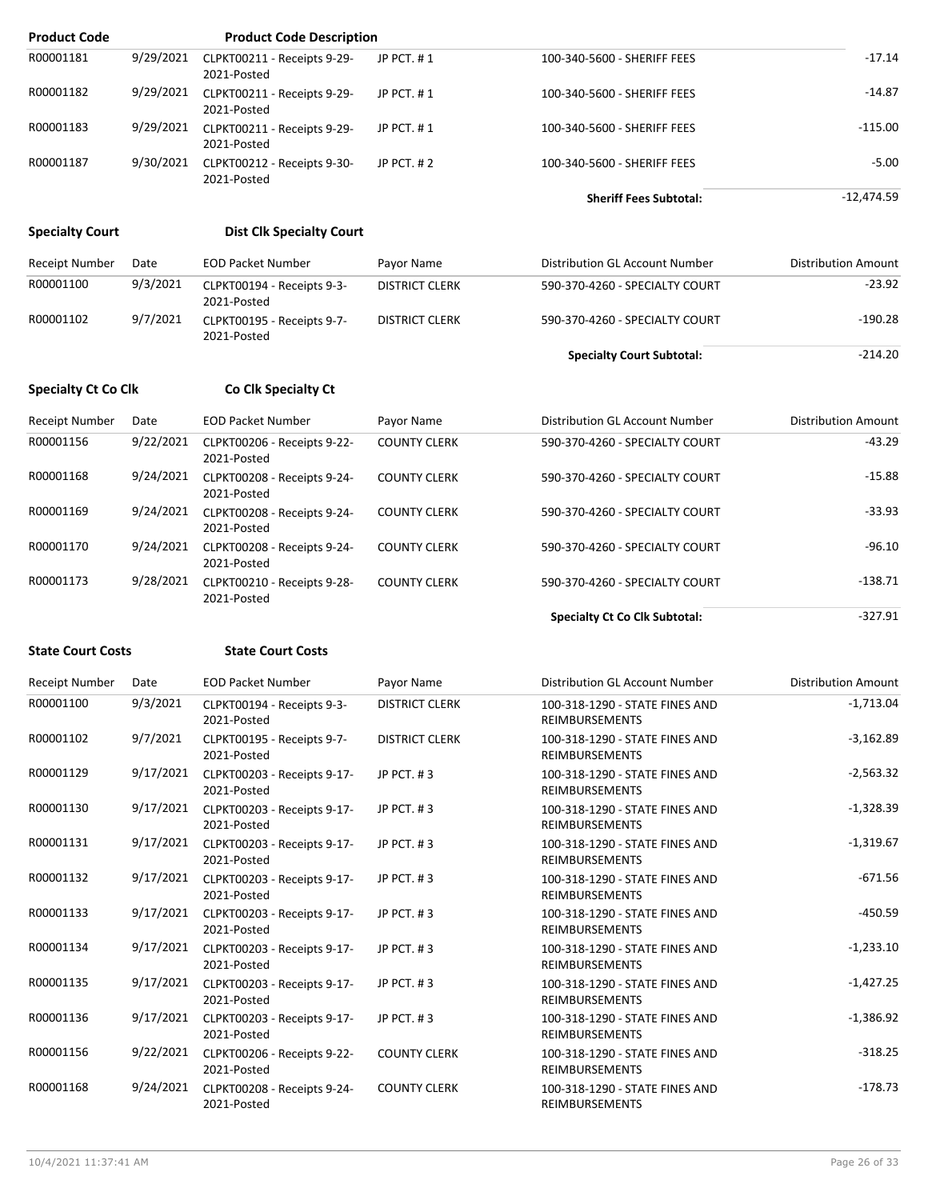| Product Code | | Product Code Description | | | |
|---|---|---|---|---|---|
| R00001181 | 9/29/2021 | CLPKT00211 - Receipts 9-29-2021-Posted | JP PCT. # 1 | 100-340-5600 - SHERIFF FEES | -17.14 |
| R00001182 | 9/29/2021 | CLPKT00211 - Receipts 9-29-2021-Posted | JP PCT. # 1 | 100-340-5600 - SHERIFF FEES | -14.87 |
| R00001183 | 9/29/2021 | CLPKT00211 - Receipts 9-29-2021-Posted | JP PCT. # 1 | 100-340-5600 - SHERIFF FEES | -115.00 |
| R00001187 | 9/30/2021 | CLPKT00212 - Receipts 9-30-2021-Posted | JP PCT. # 2 | 100-340-5600 - SHERIFF FEES | -5.00 |
| | | | | **Sheriff Fees Subtotal:** | -12,474.59 |

**Specialty Court** **Dist Clk Specialty Court**

| Receipt Number | Date | EOD Packet Number | Payor Name | Distribution GL Account Number | Distribution Amount |
|---|---|---|---|---|---|
| R00001100 | 9/3/2021 | CLPKT00194 - Receipts 9-3-2021-Posted | DISTRICT CLERK | 590-370-4260 - SPECIALTY COURT | -23.92 |
| R00001102 | 9/7/2021 | CLPKT00195 - Receipts 9-7-2021-Posted | DISTRICT CLERK | 590-370-4260 - SPECIALTY COURT | -190.28 |
| | | | | **Specialty Court Subtotal:** | -214.20 |

**Specialty Ct Co Clk** **Co Clk Specialty Ct**

| Receipt Number | Date | EOD Packet Number | Payor Name | Distribution GL Account Number | Distribution Amount |
|---|---|---|---|---|---|
| R00001156 | 9/22/2021 | CLPKT00206 - Receipts 9-22-2021-Posted | COUNTY CLERK | 590-370-4260 - SPECIALTY COURT | -43.29 |
| R00001168 | 9/24/2021 | CLPKT00208 - Receipts 9-24-2021-Posted | COUNTY CLERK | 590-370-4260 - SPECIALTY COURT | -15.88 |
| R00001169 | 9/24/2021 | CLPKT00208 - Receipts 9-24-2021-Posted | COUNTY CLERK | 590-370-4260 - SPECIALTY COURT | -33.93 |
| R00001170 | 9/24/2021 | CLPKT00208 - Receipts 9-24-2021-Posted | COUNTY CLERK | 590-370-4260 - SPECIALTY COURT | -96.10 |
| R00001173 | 9/28/2021 | CLPKT00210 - Receipts 9-28-2021-Posted | COUNTY CLERK | 590-370-4260 - SPECIALTY COURT | -138.71 |
| | | | | **Specialty Ct Co Clk Subtotal:** | -327.91 |

**State Court Costs** **State Court Costs**

| Receipt Number | Date | EOD Packet Number | Payor Name | Distribution GL Account Number | Distribution Amount |
|---|---|---|---|---|---|
| R00001100 | 9/3/2021 | CLPKT00194 - Receipts 9-3-2021-Posted | DISTRICT CLERK | 100-318-1290 - STATE FINES AND REIMBURSEMENTS | -1,713.04 |
| R00001102 | 9/7/2021 | CLPKT00195 - Receipts 9-7-2021-Posted | DISTRICT CLERK | 100-318-1290 - STATE FINES AND REIMBURSEMENTS | -3,162.89 |
| R00001129 | 9/17/2021 | CLPKT00203 - Receipts 9-17-2021-Posted | JP PCT. # 3 | 100-318-1290 - STATE FINES AND REIMBURSEMENTS | -2,563.32 |
| R00001130 | 9/17/2021 | CLPKT00203 - Receipts 9-17-2021-Posted | JP PCT. # 3 | 100-318-1290 - STATE FINES AND REIMBURSEMENTS | -1,328.39 |
| R00001131 | 9/17/2021 | CLPKT00203 - Receipts 9-17-2021-Posted | JP PCT. # 3 | 100-318-1290 - STATE FINES AND REIMBURSEMENTS | -1,319.67 |
| R00001132 | 9/17/2021 | CLPKT00203 - Receipts 9-17-2021-Posted | JP PCT. # 3 | 100-318-1290 - STATE FINES AND REIMBURSEMENTS | -671.56 |
| R00001133 | 9/17/2021 | CLPKT00203 - Receipts 9-17-2021-Posted | JP PCT. # 3 | 100-318-1290 - STATE FINES AND REIMBURSEMENTS | -450.59 |
| R00001134 | 9/17/2021 | CLPKT00203 - Receipts 9-17-2021-Posted | JP PCT. # 3 | 100-318-1290 - STATE FINES AND REIMBURSEMENTS | -1,233.10 |
| R00001135 | 9/17/2021 | CLPKT00203 - Receipts 9-17-2021-Posted | JP PCT. # 3 | 100-318-1290 - STATE FINES AND REIMBURSEMENTS | -1,427.25 |
| R00001136 | 9/17/2021 | CLPKT00203 - Receipts 9-17-2021-Posted | JP PCT. # 3 | 100-318-1290 - STATE FINES AND REIMBURSEMENTS | -1,386.92 |
| R00001156 | 9/22/2021 | CLPKT00206 - Receipts 9-22-2021-Posted | COUNTY CLERK | 100-318-1290 - STATE FINES AND REIMBURSEMENTS | -318.25 |
| R00001168 | 9/24/2021 | CLPKT00208 - Receipts 9-24-2021-Posted | COUNTY CLERK | 100-318-1290 - STATE FINES AND REIMBURSEMENTS | -178.73 |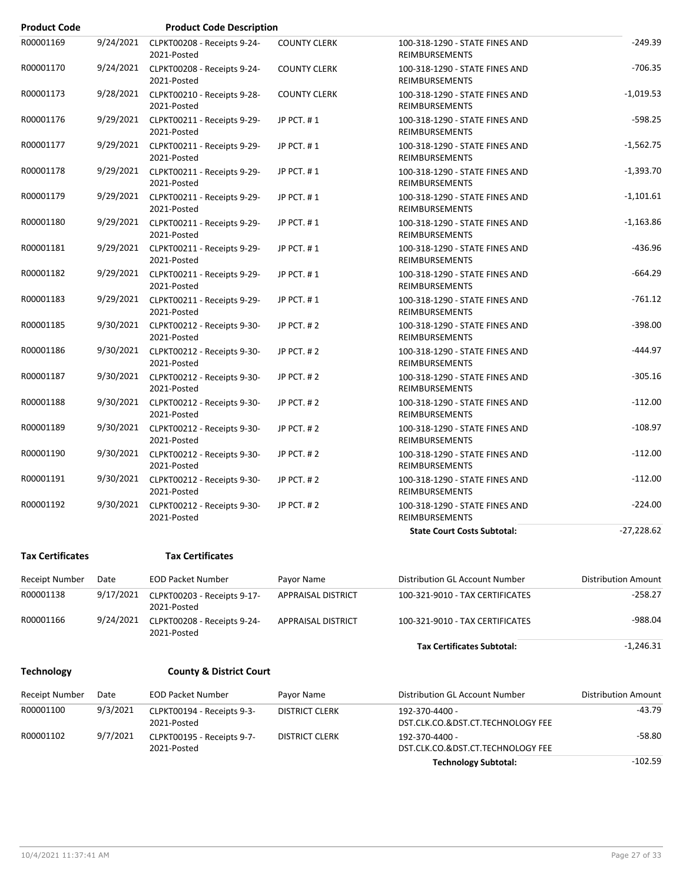| Product Code | | Product Code Description | | | |
|---|---|---|---|---|---|
| R00001169 | 9/24/2021 | CLPKT00208 - Receipts 9-24-2021-Posted | COUNTY CLERK | 100-318-1290 - STATE FINES AND REIMBURSEMENTS | -249.39 |
| R00001170 | 9/24/2021 | CLPKT00208 - Receipts 9-24-2021-Posted | COUNTY CLERK | 100-318-1290 - STATE FINES AND REIMBURSEMENTS | -706.35 |
| R00001173 | 9/28/2021 | CLPKT00210 - Receipts 9-28-2021-Posted | COUNTY CLERK | 100-318-1290 - STATE FINES AND REIMBURSEMENTS | -1,019.53 |
| R00001176 | 9/29/2021 | CLPKT00211 - Receipts 9-29-2021-Posted | JP PCT. # 1 | 100-318-1290 - STATE FINES AND REIMBURSEMENTS | -598.25 |
| R00001177 | 9/29/2021 | CLPKT00211 - Receipts 9-29-2021-Posted | JP PCT. # 1 | 100-318-1290 - STATE FINES AND REIMBURSEMENTS | -1,562.75 |
| R00001178 | 9/29/2021 | CLPKT00211 - Receipts 9-29-2021-Posted | JP PCT. # 1 | 100-318-1290 - STATE FINES AND REIMBURSEMENTS | -1,393.70 |
| R00001179 | 9/29/2021 | CLPKT00211 - Receipts 9-29-2021-Posted | JP PCT. # 1 | 100-318-1290 - STATE FINES AND REIMBURSEMENTS | -1,101.61 |
| R00001180 | 9/29/2021 | CLPKT00211 - Receipts 9-29-2021-Posted | JP PCT. # 1 | 100-318-1290 - STATE FINES AND REIMBURSEMENTS | -1,163.86 |
| R00001181 | 9/29/2021 | CLPKT00211 - Receipts 9-29-2021-Posted | JP PCT. # 1 | 100-318-1290 - STATE FINES AND REIMBURSEMENTS | -436.96 |
| R00001182 | 9/29/2021 | CLPKT00211 - Receipts 9-29-2021-Posted | JP PCT. # 1 | 100-318-1290 - STATE FINES AND REIMBURSEMENTS | -664.29 |
| R00001183 | 9/29/2021 | CLPKT00211 - Receipts 9-29-2021-Posted | JP PCT. # 1 | 100-318-1290 - STATE FINES AND REIMBURSEMENTS | -761.12 |
| R00001185 | 9/30/2021 | CLPKT00212 - Receipts 9-30-2021-Posted | JP PCT. # 2 | 100-318-1290 - STATE FINES AND REIMBURSEMENTS | -398.00 |
| R00001186 | 9/30/2021 | CLPKT00212 - Receipts 9-30-2021-Posted | JP PCT. # 2 | 100-318-1290 - STATE FINES AND REIMBURSEMENTS | -444.97 |
| R00001187 | 9/30/2021 | CLPKT00212 - Receipts 9-30-2021-Posted | JP PCT. # 2 | 100-318-1290 - STATE FINES AND REIMBURSEMENTS | -305.16 |
| R00001188 | 9/30/2021 | CLPKT00212 - Receipts 9-30-2021-Posted | JP PCT. # 2 | 100-318-1290 - STATE FINES AND REIMBURSEMENTS | -112.00 |
| R00001189 | 9/30/2021 | CLPKT00212 - Receipts 9-30-2021-Posted | JP PCT. # 2 | 100-318-1290 - STATE FINES AND REIMBURSEMENTS | -108.97 |
| R00001190 | 9/30/2021 | CLPKT00212 - Receipts 9-30-2021-Posted | JP PCT. # 2 | 100-318-1290 - STATE FINES AND REIMBURSEMENTS | -112.00 |
| R00001191 | 9/30/2021 | CLPKT00212 - Receipts 9-30-2021-Posted | JP PCT. # 2 | 100-318-1290 - STATE FINES AND REIMBURSEMENTS | -112.00 |
| R00001192 | 9/30/2021 | CLPKT00212 - Receipts 9-30-2021-Posted | JP PCT. # 2 | 100-318-1290 - STATE FINES AND REIMBURSEMENTS | -224.00 |
| | | | | **State Court Costs Subtotal:** | -27,228.62 |

**Tax Certificates** **Tax Certificates**

| Receipt Number | Date | EOD Packet Number | Payor Name | Distribution GL Account Number | Distribution Amount |
|---|---|---|---|---|---|
| R00001138 | 9/17/2021 | CLPKT00203 - Receipts 9-17-2021-Posted | APPRAISAL DISTRICT | 100-321-9010 - TAX CERTIFICATES | -258.27 |
| R00001166 | 9/24/2021 | CLPKT00208 - Receipts 9-24-2021-Posted | APPRAISAL DISTRICT | 100-321-9010 - TAX CERTIFICATES | -988.04 |
| | | | | **Tax Certificates Subtotal:** | -1,246.31 |

**Technology** **County & District Court**

| Receipt Number | Date | EOD Packet Number | Payor Name | Distribution GL Account Number | Distribution Amount |
|---|---|---|---|---|---|
| R00001100 | 9/3/2021 | CLPKT00194 - Receipts 9-3-2021-Posted | DISTRICT CLERK | 192-370-4400 - DST.CLK.CO.&DST.CT.TECHNOLOGY FEE | -43.79 |
| R00001102 | 9/7/2021 | CLPKT00195 - Receipts 9-7-2021-Posted | DISTRICT CLERK | 192-370-4400 - DST.CLK.CO.&DST.CT.TECHNOLOGY FEE | -58.80 |
| | | | | **Technology Subtotal:** | -102.59 |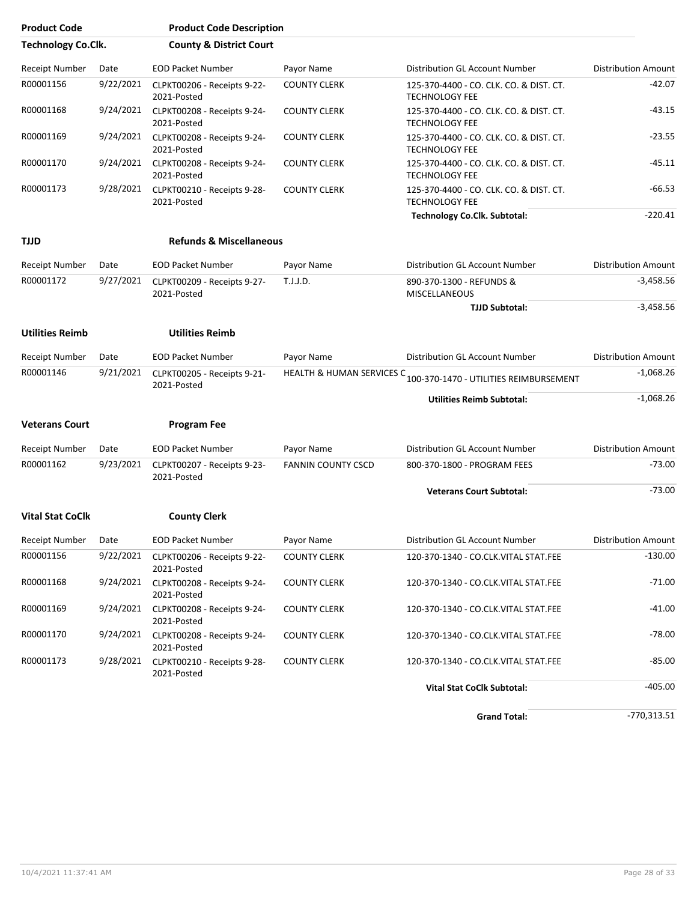| Product Code | Product Code Description | | | | |
|---|---|---|---|---|---|
| **Technology Co.Clk.** | **County & District Court** | | | | |

| Receipt Number | Date | EOD Packet Number | Payor Name | Distribution GL Account Number | Distribution Amount |
|---|---|---|---|---|---|
| R00001156 | 9/22/2021 | CLPKT00206 - Receipts 9-22-2021-Posted | COUNTY CLERK | 125-370-4400 - CO. CLK. CO. & DIST. CT. TECHNOLOGY FEE | -42.07 |
| R00001168 | 9/24/2021 | CLPKT00208 - Receipts 9-24-2021-Posted | COUNTY CLERK | 125-370-4400 - CO. CLK. CO. & DIST. CT. TECHNOLOGY FEE | -43.15 |
| R00001169 | 9/24/2021 | CLPKT00208 - Receipts 9-24-2021-Posted | COUNTY CLERK | 125-370-4400 - CO. CLK. CO. & DIST. CT. TECHNOLOGY FEE | -23.55 |
| R00001170 | 9/24/2021 | CLPKT00208 - Receipts 9-24-2021-Posted | COUNTY CLERK | 125-370-4400 - CO. CLK. CO. & DIST. CT. TECHNOLOGY FEE | -45.11 |
| R00001173 | 9/28/2021 | CLPKT00210 - Receipts 9-28-2021-Posted | COUNTY CLERK | 125-370-4400 - CO. CLK. CO. & DIST. CT. TECHNOLOGY FEE | -66.53 |
| | | | | **Technology Co.Clk. Subtotal:** | -220.41 |

**TJJD** **Refunds & Miscellaneous**

| Receipt Number | Date | EOD Packet Number | Payor Name | Distribution GL Account Number | Distribution Amount |
|---|---|---|---|---|---|
| R00001172 | 9/27/2021 | CLPKT00209 - Receipts 9-27-2021-Posted | T.J.J.D. | 890-370-1300 - REFUNDS & MISCELLANEOUS | -3,458.56 |
| | | | | **TJJD Subtotal:** | -3,458.56 |

**Utilities Reimb** **Utilities Reimb**

| Receipt Number | Date | EOD Packet Number | Payor Name | Distribution GL Account Number | Distribution Amount |
|---|---|---|---|---|---|
| R00001146 | 9/21/2021 | CLPKT00205 - Receipts 9-21-2021-Posted | HEALTH & HUMAN SERVICES C | 100-370-1470 - UTILITIES REIMBURSEMENT | -1,068.26 |
| | | | | **Utilities Reimb Subtotal:** | -1,068.26 |

**Veterans Court** **Program Fee**

| Receipt Number | Date | EOD Packet Number | Payor Name | Distribution GL Account Number | Distribution Amount |
|---|---|---|---|---|---|
| R00001162 | 9/23/2021 | CLPKT00207 - Receipts 9-23-2021-Posted | FANNIN COUNTY CSCD | 800-370-1800 - PROGRAM FEES | -73.00 |
| | | | | **Veterans Court Subtotal:** | -73.00 |

**Vital Stat CoClk** **County Clerk**

| Receipt Number | Date | EOD Packet Number | Payor Name | Distribution GL Account Number | Distribution Amount |
|---|---|---|---|---|---|
| R00001156 | 9/22/2021 | CLPKT00206 - Receipts 9-22-2021-Posted | COUNTY CLERK | 120-370-1340 - CO.CLK.VITAL STAT.FEE | -130.00 |
| R00001168 | 9/24/2021 | CLPKT00208 - Receipts 9-24-2021-Posted | COUNTY CLERK | 120-370-1340 - CO.CLK.VITAL STAT.FEE | -71.00 |
| R00001169 | 9/24/2021 | CLPKT00208 - Receipts 9-24-2021-Posted | COUNTY CLERK | 120-370-1340 - CO.CLK.VITAL STAT.FEE | -41.00 |
| R00001170 | 9/24/2021 | CLPKT00208 - Receipts 9-24-2021-Posted | COUNTY CLERK | 120-370-1340 - CO.CLK.VITAL STAT.FEE | -78.00 |
| R00001173 | 9/28/2021 | CLPKT00210 - Receipts 9-28-2021-Posted | COUNTY CLERK | 120-370-1340 - CO.CLK.VITAL STAT.FEE | -85.00 |
| | | | | **Vital Stat CoClk Subtotal:** | -405.00 |
| | | | | **Grand Total:** | -770,313.51 |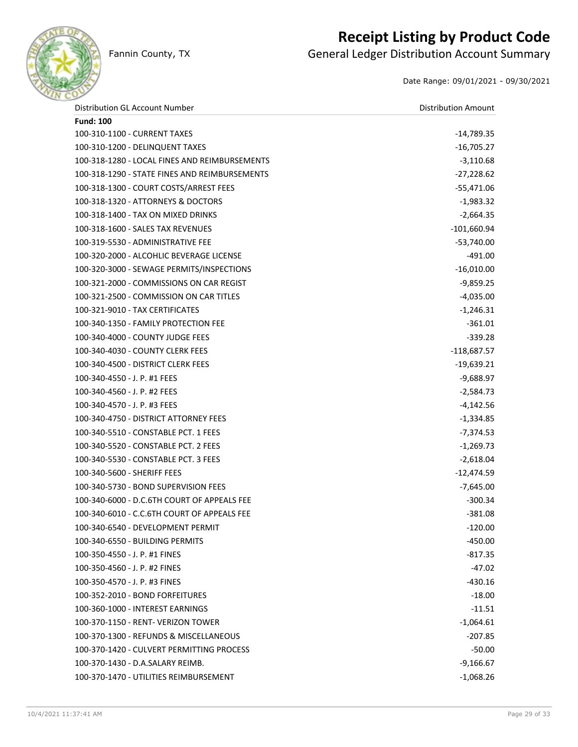# Receipt Listing by Product Code

Fannin County, TX

## General Ledger Distribution Account Summary

Date Range: 09/01/2021 - 09/30/2021

| Distribution GL Account Number | Distribution Amount |
|---|---|
| **Fund: 100** | |
| 100-310-1100 - CURRENT TAXES | -14,789.35 |
| 100-310-1200 - DELINQUENT TAXES | -16,705.27 |
| 100-318-1280 - LOCAL FINES AND REIMBURSEMENTS | -3,110.68 |
| 100-318-1290 - STATE FINES AND REIMBURSEMENTS | -27,228.62 |
| 100-318-1300 - COURT COSTS/ARREST FEES | -55,471.06 |
| 100-318-1320 - ATTORNEYS & DOCTORS | -1,983.32 |
| 100-318-1400 - TAX ON MIXED DRINKS | -2,664.35 |
| 100-318-1600 - SALES TAX REVENUES | -101,660.94 |
| 100-319-5530 - ADMINISTRATIVE FEE | -53,740.00 |
| 100-320-2000 - ALCOHLIC BEVERAGE LICENSE | -491.00 |
| 100-320-3000 - SEWAGE PERMITS/INSPECTIONS | -16,010.00 |
| 100-321-2000 - COMMISSIONS ON CAR REGIST | -9,859.25 |
| 100-321-2500 - COMMISSION ON CAR TITLES | -4,035.00 |
| 100-321-9010 - TAX CERTIFICATES | -1,246.31 |
| 100-340-1350 - FAMILY PROTECTION FEE | -361.01 |
| 100-340-4000 - COUNTY JUDGE FEES | -339.28 |
| 100-340-4030 - COUNTY CLERK FEES | -118,687.57 |
| 100-340-4500 - DISTRICT CLERK FEES | -19,639.21 |
| 100-340-4550 - J. P. #1 FEES | -9,688.97 |
| 100-340-4560 - J. P. #2 FEES | -2,584.73 |
| 100-340-4570 - J. P. #3 FEES | -4,142.56 |
| 100-340-4750 - DISTRICT ATTORNEY FEES | -1,334.85 |
| 100-340-5510 - CONSTABLE PCT. 1 FEES | -7,374.53 |
| 100-340-5520 - CONSTABLE PCT. 2 FEES | -1,269.73 |
| 100-340-5530 - CONSTABLE PCT. 3 FEES | -2,618.04 |
| 100-340-5600 - SHERIFF FEES | -12,474.59 |
| 100-340-5730 - BOND SUPERVISION FEES | -7,645.00 |
| 100-340-6000 - D.C.6TH COURT OF APPEALS FEE | -300.34 |
| 100-340-6010 - C.C.6TH COURT OF APPEALS FEE | -381.08 |
| 100-340-6540 - DEVELOPMENT PERMIT | -120.00 |
| 100-340-6550 - BUILDING PERMITS | -450.00 |
| 100-350-4550 - J. P. #1 FINES | -817.35 |
| 100-350-4560 - J. P. #2 FINES | -47.02 |
| 100-350-4570 - J. P. #3 FINES | -430.16 |
| 100-352-2010 - BOND FORFEITURES | -18.00 |
| 100-360-1000 - INTEREST EARNINGS | -11.51 |
| 100-370-1150 - RENT- VERIZON TOWER | -1,064.61 |
| 100-370-1300 - REFUNDS & MISCELLANEOUS | -207.85 |
| 100-370-1420 - CULVERT PERMITTING PROCESS | -50.00 |
| 100-370-1430 - D.A.SALARY REIMB. | -9,166.67 |
| 100-370-1470 - UTILITIES REIMBURSEMENT | -1,068.26 |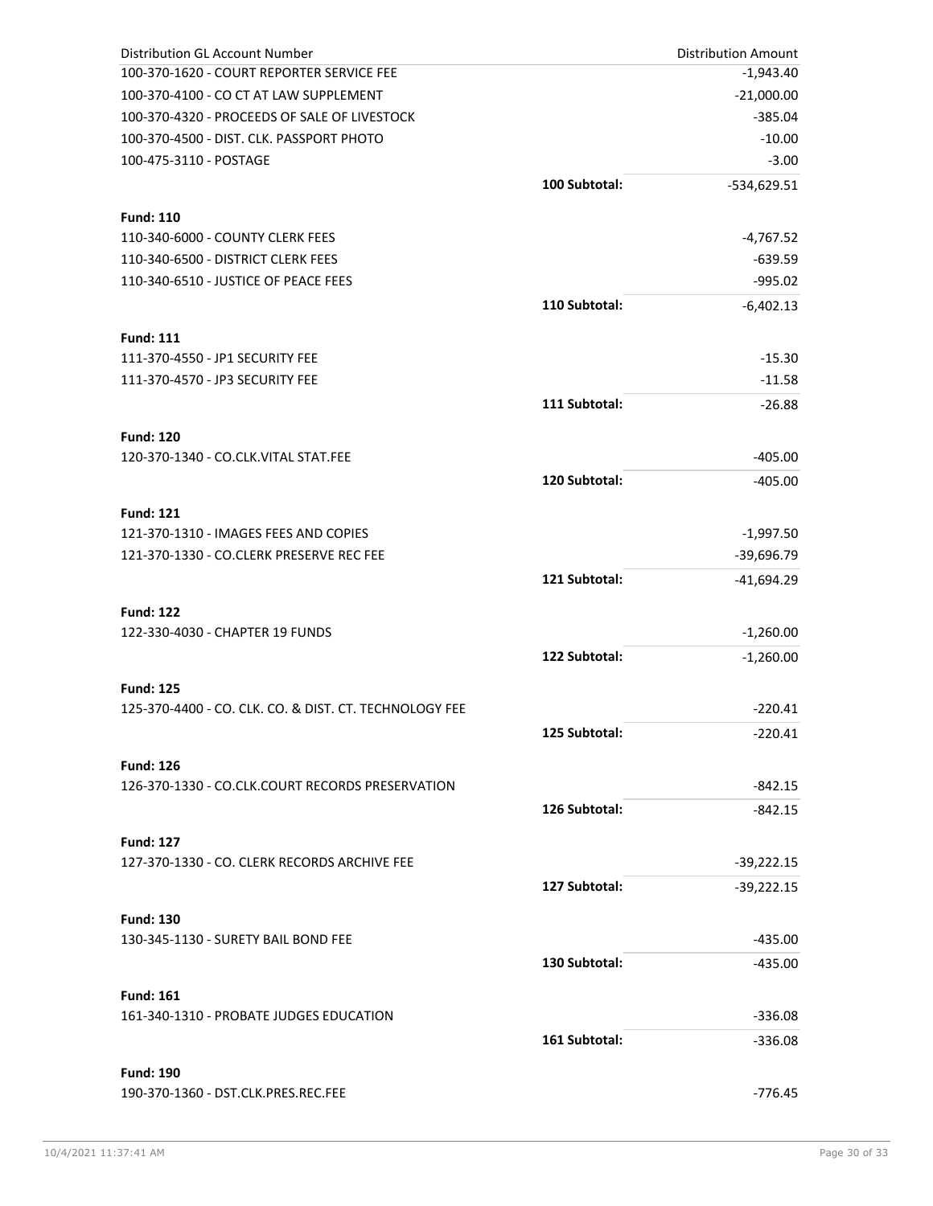| Distribution GL Account Number | | Distribution Amount |
|---|---|---|
| 100-370-1620 - COURT REPORTER SERVICE FEE | | -1,943.40 |
| 100-370-4100 - CO CT AT LAW SUPPLEMENT | | -21,000.00 |
| 100-370-4320 - PROCEEDS OF SALE OF LIVESTOCK | | -385.04 |
| 100-370-4500 - DIST. CLK. PASSPORT PHOTO | | -10.00 |
| 100-475-3110 - POSTAGE | | -3.00 |
| | **100 Subtotal:** | -534,629.51 |
| **Fund: 110** | | |
| 110-340-6000 - COUNTY CLERK FEES | | -4,767.52 |
| 110-340-6500 - DISTRICT CLERK FEES | | -639.59 |
| 110-340-6510 - JUSTICE OF PEACE FEES | | -995.02 |
| | **110 Subtotal:** | -6,402.13 |
| **Fund: 111** | | |
| 111-370-4550 - JP1 SECURITY FEE | | -15.30 |
| 111-370-4570 - JP3 SECURITY FEE | | -11.58 |
| | **111 Subtotal:** | -26.88 |
| **Fund: 120** | | |
| 120-370-1340 - CO.CLK.VITAL STAT.FEE | | -405.00 |
| | **120 Subtotal:** | -405.00 |
| **Fund: 121** | | |
| 121-370-1310 - IMAGES FEES AND COPIES | | -1,997.50 |
| 121-370-1330 - CO.CLERK PRESERVE REC FEE | | -39,696.79 |
| | **121 Subtotal:** | -41,694.29 |
| **Fund: 122** | | |
| 122-330-4030 - CHAPTER 19 FUNDS | | -1,260.00 |
| | **122 Subtotal:** | -1,260.00 |
| **Fund: 125** | | |
| 125-370-4400 - CO. CLK. CO. & DIST. CT. TECHNOLOGY FEE | | -220.41 |
| | **125 Subtotal:** | -220.41 |
| **Fund: 126** | | |
| 126-370-1330 - CO.CLK.COURT RECORDS PRESERVATION | | -842.15 |
| | **126 Subtotal:** | -842.15 |
| **Fund: 127** | | |
| 127-370-1330 - CO. CLERK RECORDS ARCHIVE FEE | | -39,222.15 |
| | **127 Subtotal:** | -39,222.15 |
| **Fund: 130** | | |
| 130-345-1130 - SURETY BAIL BOND FEE | | -435.00 |
| | **130 Subtotal:** | -435.00 |
| **Fund: 161** | | |
| 161-340-1310 - PROBATE JUDGES EDUCATION | | -336.08 |
| | **161 Subtotal:** | -336.08 |
| **Fund: 190** | | |
| 190-370-1360 - DST.CLK.PRES.REC.FEE | | -776.45 |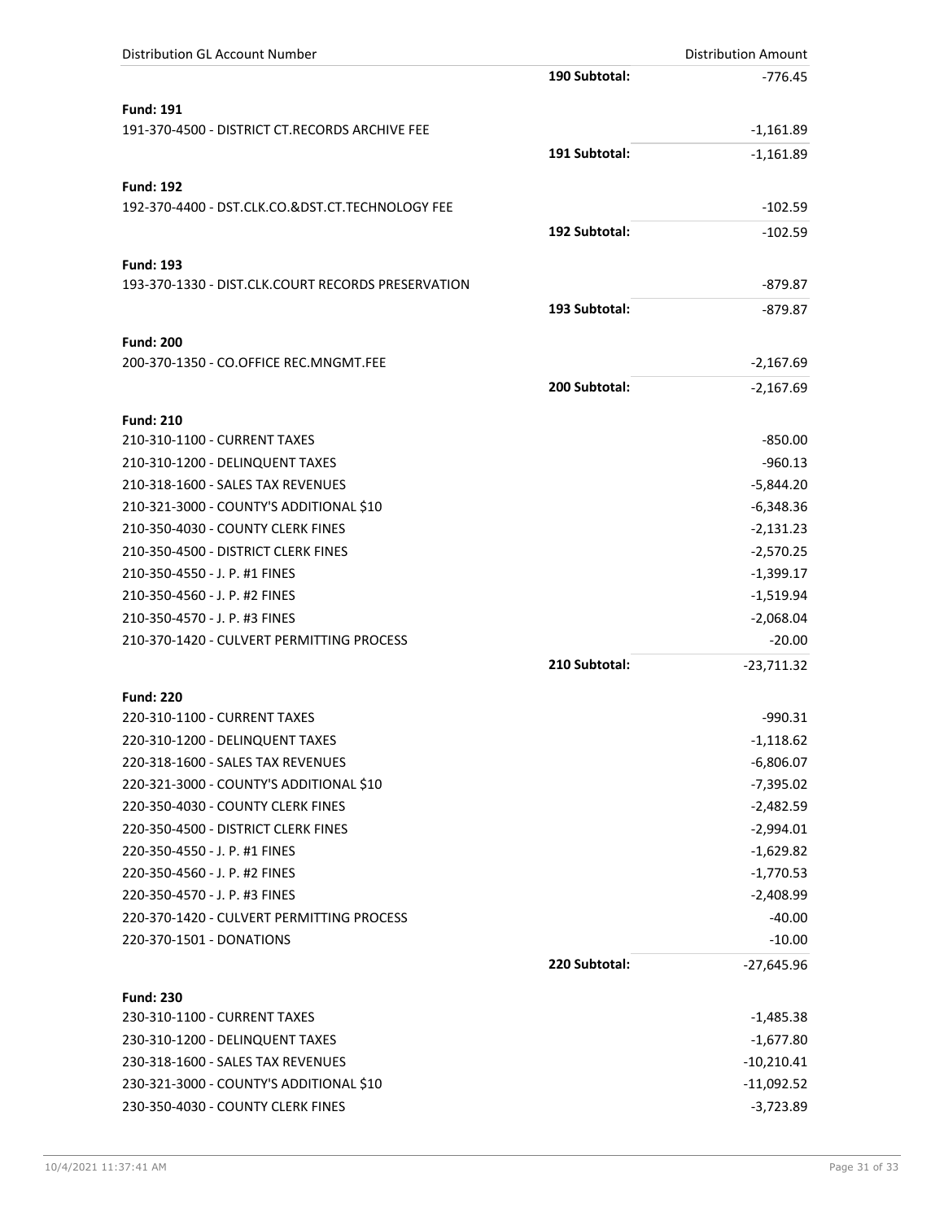| Distribution GL Account Number | | Distribution Amount |
|---|---|---|
| | **190 Subtotal:** | -776.45 |
| **Fund: 191** | | |
| 191-370-4500 - DISTRICT CT.RECORDS ARCHIVE FEE | | -1,161.89 |
| | **191 Subtotal:** | -1,161.89 |
| **Fund: 192** | | |
| 192-370-4400 - DST.CLK.CO.&DST.CT.TECHNOLOGY FEE | | -102.59 |
| | **192 Subtotal:** | -102.59 |
| **Fund: 193** | | |
| 193-370-1330 - DIST.CLK.COURT RECORDS PRESERVATION | | -879.87 |
| | **193 Subtotal:** | -879.87 |
| **Fund: 200** | | |
| 200-370-1350 - CO.OFFICE REC.MNGMT.FEE | | -2,167.69 |
| | **200 Subtotal:** | -2,167.69 |
| **Fund: 210** | | |
| 210-310-1100 - CURRENT TAXES | | -850.00 |
| 210-310-1200 - DELINQUENT TAXES | | -960.13 |
| 210-318-1600 - SALES TAX REVENUES | | -5,844.20 |
| 210-321-3000 - COUNTY'S ADDITIONAL $10 | | -6,348.36 |
| 210-350-4030 - COUNTY CLERK FINES | | -2,131.23 |
| 210-350-4500 - DISTRICT CLERK FINES | | -2,570.25 |
| 210-350-4550 - J. P. #1 FINES | | -1,399.17 |
| 210-350-4560 - J. P. #2 FINES | | -1,519.94 |
| 210-350-4570 - J. P. #3 FINES | | -2,068.04 |
| 210-370-1420 - CULVERT PERMITTING PROCESS | | -20.00 |
| | **210 Subtotal:** | -23,711.32 |
| **Fund: 220** | | |
| 220-310-1100 - CURRENT TAXES | | -990.31 |
| 220-310-1200 - DELINQUENT TAXES | | -1,118.62 |
| 220-318-1600 - SALES TAX REVENUES | | -6,806.07 |
| 220-321-3000 - COUNTY'S ADDITIONAL $10 | | -7,395.02 |
| 220-350-4030 - COUNTY CLERK FINES | | -2,482.59 |
| 220-350-4500 - DISTRICT CLERK FINES | | -2,994.01 |
| 220-350-4550 - J. P. #1 FINES | | -1,629.82 |
| 220-350-4560 - J. P. #2 FINES | | -1,770.53 |
| 220-350-4570 - J. P. #3 FINES | | -2,408.99 |
| 220-370-1420 - CULVERT PERMITTING PROCESS | | -40.00 |
| 220-370-1501 - DONATIONS | | -10.00 |
| | **220 Subtotal:** | -27,645.96 |
| **Fund: 230** | | |
| 230-310-1100 - CURRENT TAXES | | -1,485.38 |
| 230-310-1200 - DELINQUENT TAXES | | -1,677.80 |
| 230-318-1600 - SALES TAX REVENUES | | -10,210.41 |
| 230-321-3000 - COUNTY'S ADDITIONAL $10 | | -11,092.52 |
| 230-350-4030 - COUNTY CLERK FINES | | -3,723.89 |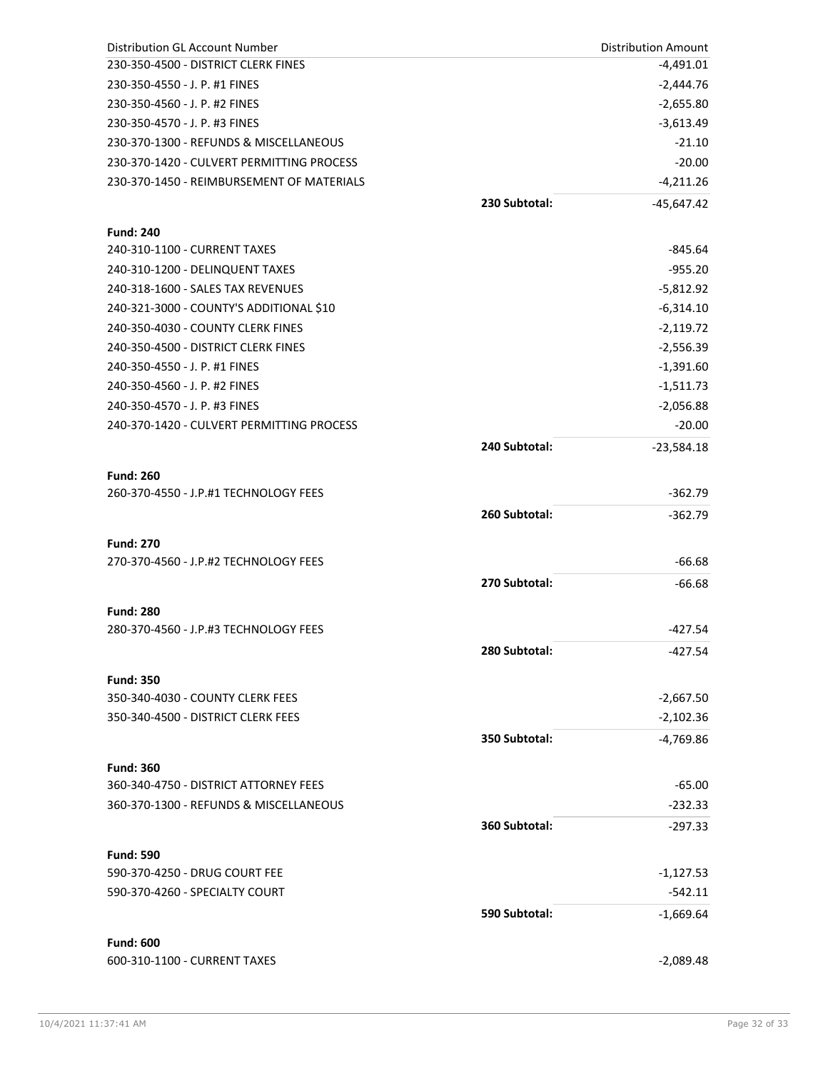| Distribution GL Account Number | | Distribution Amount |
|---|---|---|
| 230-350-4500 - DISTRICT CLERK FINES | | -4,491.01 |
| 230-350-4550 - J. P. #1 FINES | | -2,444.76 |
| 230-350-4560 - J. P. #2 FINES | | -2,655.80 |
| 230-350-4570 - J. P. #3 FINES | | -3,613.49 |
| 230-370-1300 - REFUNDS & MISCELLANEOUS | | -21.10 |
| 230-370-1420 - CULVERT PERMITTING PROCESS | | -20.00 |
| 230-370-1450 - REIMBURSEMENT OF MATERIALS | | -4,211.26 |
| | **230 Subtotal:** | -45,647.42 |
| **Fund: 240** | | |
| 240-310-1100 - CURRENT TAXES | | -845.64 |
| 240-310-1200 - DELINQUENT TAXES | | -955.20 |
| 240-318-1600 - SALES TAX REVENUES | | -5,812.92 |
| 240-321-3000 - COUNTY'S ADDITIONAL $10 | | -6,314.10 |
| 240-350-4030 - COUNTY CLERK FINES | | -2,119.72 |
| 240-350-4500 - DISTRICT CLERK FINES | | -2,556.39 |
| 240-350-4550 - J. P. #1 FINES | | -1,391.60 |
| 240-350-4560 - J. P. #2 FINES | | -1,511.73 |
| 240-350-4570 - J. P. #3 FINES | | -2,056.88 |
| 240-370-1420 - CULVERT PERMITTING PROCESS | | -20.00 |
| | **240 Subtotal:** | -23,584.18 |
| **Fund: 260** | | |
| 260-370-4550 - J.P.#1 TECHNOLOGY FEES | | -362.79 |
| | **260 Subtotal:** | -362.79 |
| **Fund: 270** | | |
| 270-370-4560 - J.P.#2 TECHNOLOGY FEES | | -66.68 |
| | **270 Subtotal:** | -66.68 |
| **Fund: 280** | | |
| 280-370-4560 - J.P.#3 TECHNOLOGY FEES | | -427.54 |
| | **280 Subtotal:** | -427.54 |
| **Fund: 350** | | |
| 350-340-4030 - COUNTY CLERK FEES | | -2,667.50 |
| 350-340-4500 - DISTRICT CLERK FEES | | -2,102.36 |
| | **350 Subtotal:** | -4,769.86 |
| **Fund: 360** | | |
| 360-340-4750 - DISTRICT ATTORNEY FEES | | -65.00 |
| 360-370-1300 - REFUNDS & MISCELLANEOUS | | -232.33 |
| | **360 Subtotal:** | -297.33 |
| **Fund: 590** | | |
| 590-370-4250 - DRUG COURT FEE | | -1,127.53 |
| 590-370-4260 - SPECIALTY COURT | | -542.11 |
| | **590 Subtotal:** | -1,669.64 |
| **Fund: 600** | | |
| 600-310-1100 - CURRENT TAXES | | -2,089.48 |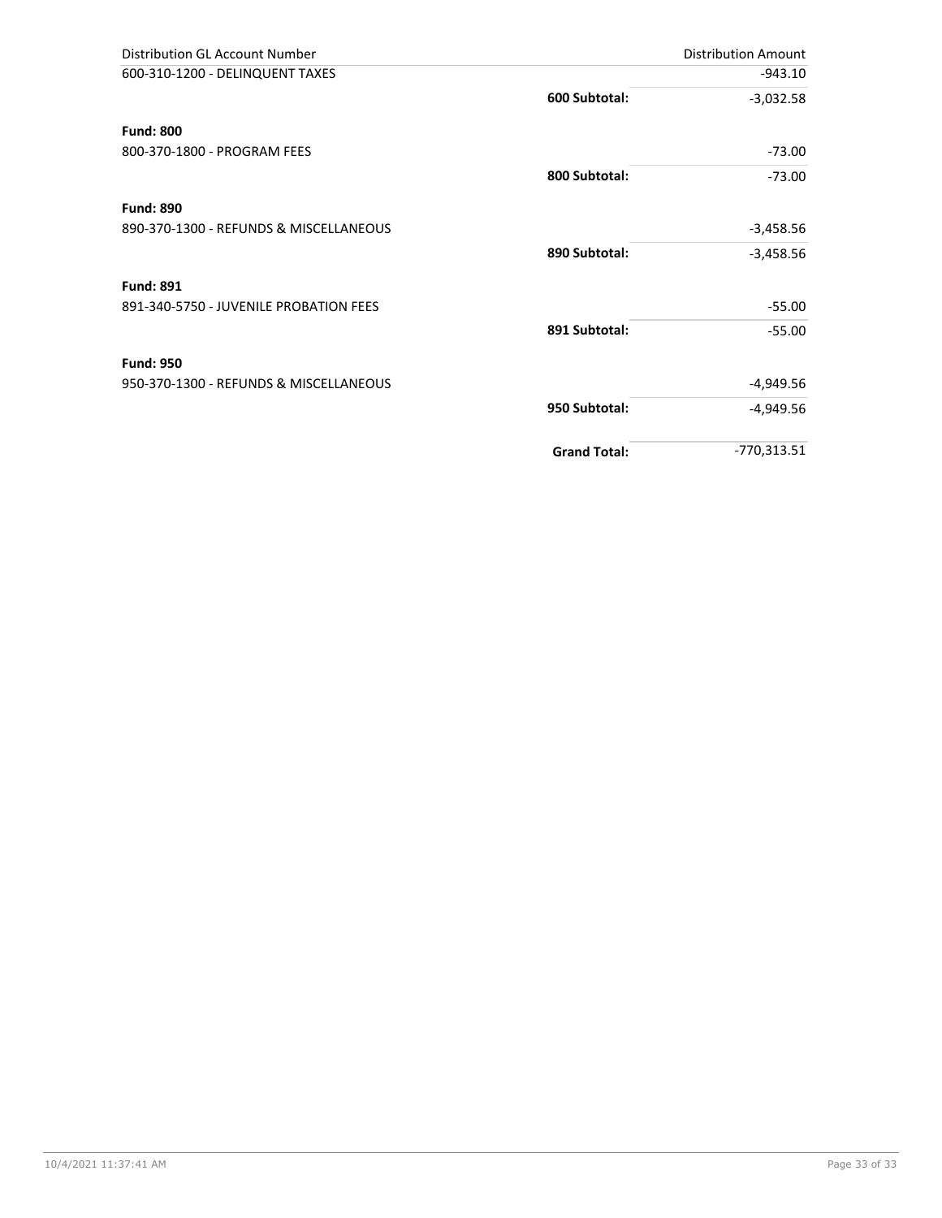| Distribution GL Account Number | | Distribution Amount |
|---|---|---|
| 600-310-1200 - DELINQUENT TAXES | | -943.10 |
| | **600 Subtotal:** | -3,032.58 |
| **Fund: 800** | | |
| 800-370-1800 - PROGRAM FEES | | -73.00 |
| | **800 Subtotal:** | -73.00 |
| **Fund: 890** | | |
| 890-370-1300 - REFUNDS & MISCELLANEOUS | | -3,458.56 |
| | **890 Subtotal:** | -3,458.56 |
| **Fund: 891** | | |
| 891-340-5750 - JUVENILE PROBATION FEES | | -55.00 |
| | **891 Subtotal:** | -55.00 |
| **Fund: 950** | | |
| 950-370-1300 - REFUNDS & MISCELLANEOUS | | -4,949.56 |
| | **950 Subtotal:** | -4,949.56 |
| | **Grand Total:** | -770,313.51 |

10/4/2021 11:37:41 AM